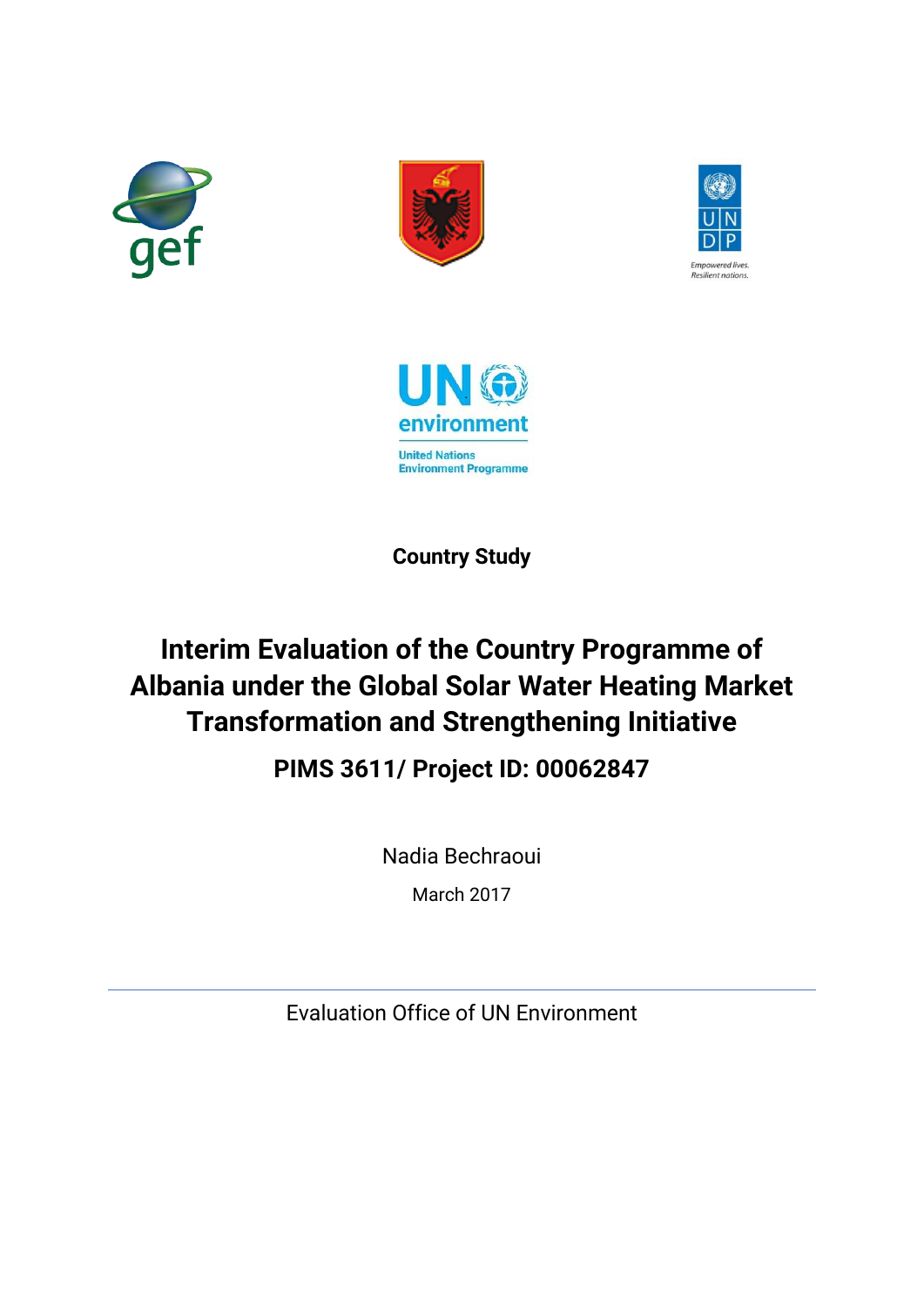Country Study

# Interim Evaluation of the Country Programme of Albania under the Global Solar Water Heating Market Transformation and Strengthening Initiative

## PIMS 3611/ Project ID: 00062847

Nadia Bechraoui

March 2017

Evaluation Office of UN Environment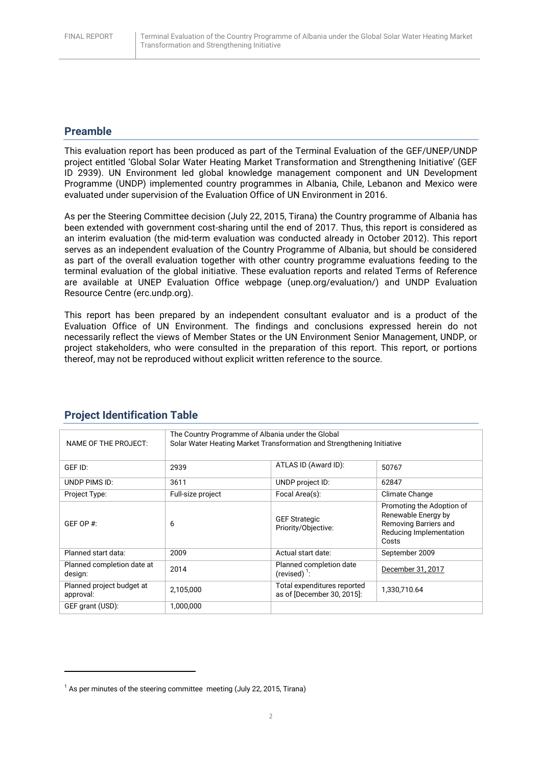## Preamble

This evaluation report has been produced as part of the Terminal Evaluation of the GEF/UNEP/UNDP project entitled 'Global Solar Water Heating Market Transformation and Strengthening Initiative' (GEF ID 2939). UN Environment led global knowledge management component and UN Development Programme (UNDP) implemented country programmes in Albania, Chile, Lebanon and Mexico were evaluated under supervision of the Evaluation Office of UN Environment in 2016.

As per the Steering Committee decision (July 22, 2015, Tirana) the Country programme of Albania has been extended with government cost-sharing until the end of 2017. Thus, this report is considered as an interim evaluation (the mid-term evaluation was conducted already in October 2012). This report serves as an independent evaluation of the Country Programme of Albania, but should be considered as part of the overall evaluation together with other country programme evaluations feeding to the terminal evaluation of the global initiative. These evaluation reports and related Terms of Reference are available at UNEP Evaluation Office webpage (unep.org/evaluation/) and UNDP Evaluation Resource Centre (erc.undp.org).

This report has been prepared by an independent consultant evaluator and is a product of the Evaluation Office of UN Environment. The findings and conclusions expressed herein do not necessarily reflect the views of Member States or the UN Environment Senior Management, UNDP, or project stakeholders, who were consulted in the preparation of this report. This report, or portions thereof, may not be reproduced without explicit written reference to the source.

## Project Identification Table

| NAME OF THE PROJECT: | The Country Programme of Albania under the Global Solar Water Heating Market Transformation and Strengthening Initiative | | |
|---|---|---|---|
| GEF ID: | 2939 | ATLAS ID (Award ID): | 50767 |
| UNDP PIMS ID: | 3611 | UNDP project ID: | 62847 |
| Project Type: | Full-size project | Focal Area(s): | Climate Change |
| GEF OP #: | 6 | GEF Strategic Priority/Objective: | Promoting the Adoption of Renewable Energy by Removing Barriers and Reducing Implementation Costs |
| Planned start data: | 2009 | Actual start date: | September 2009 |
| Planned completion date at design: | 2014 | Planned completion date (revised) [1]: | December 31, 2017 |
| Planned project budget at approval: | 2,105,000 | Total expenditures reported as of [December 30, 2015]: | 1,330,710.64 |
| GEF grant (USD): | 1,000,000 | | |

[1] As per minutes of the steering committee meeting (July 22, 2015, Tirana)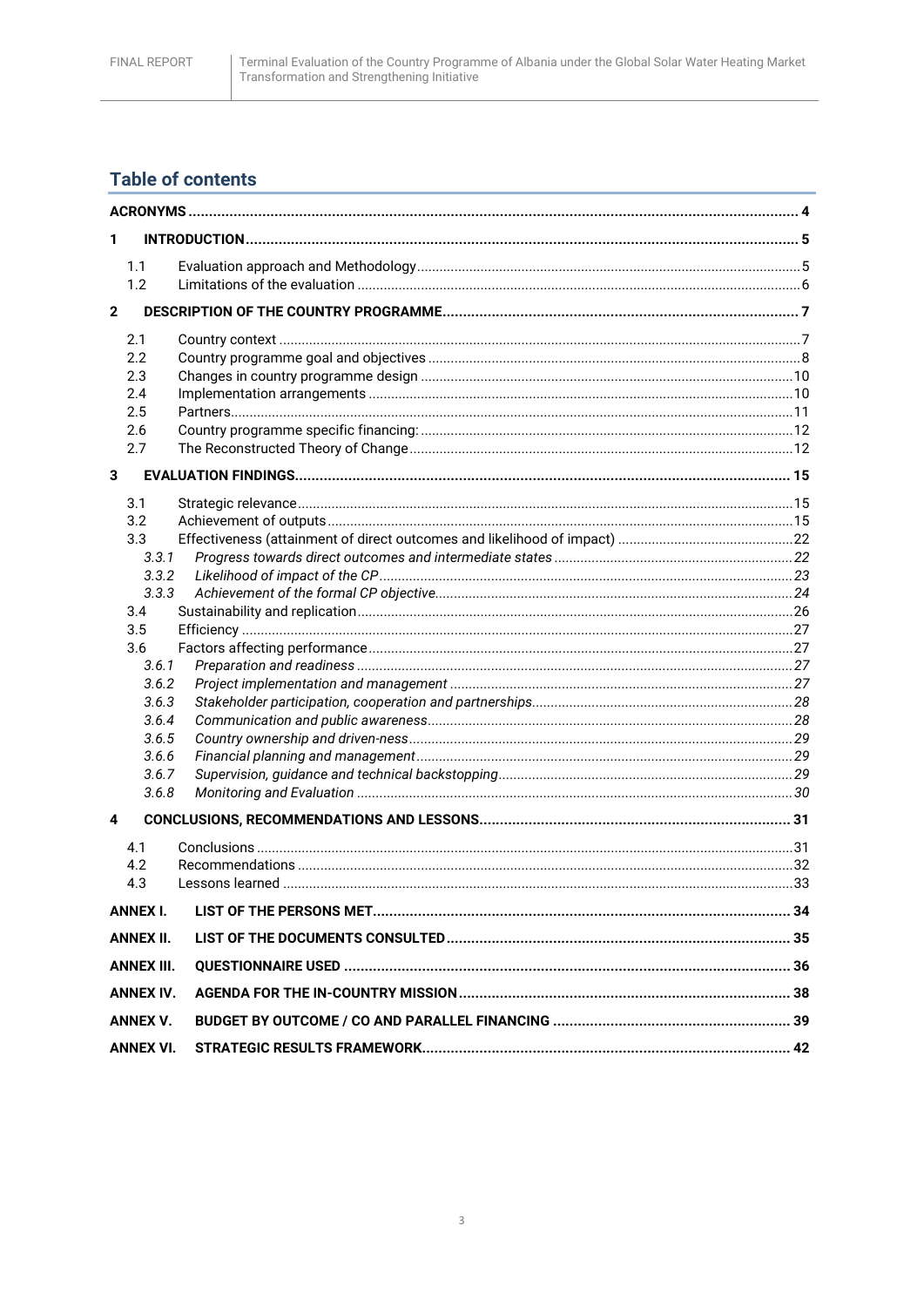## Table of contents

| | | |
|---|---|---|
| **ACRONYMS** | | **4** |
| **1** | **INTRODUCTION** | **5** |
| 1.1 | Evaluation approach and Methodology | 5 |
| 1.2 | Limitations of the evaluation | 6 |
| **2** | **DESCRIPTION OF THE COUNTRY PROGRAMME** | **7** |
| 2.1 | Country context | 7 |
| 2.2 | Country programme goal and objectives | 8 |
| 2.3 | Changes in country programme design | 10 |
| 2.4 | Implementation arrangements | 10 |
| 2.5 | Partners | 11 |
| 2.6 | Country programme specific financing: | 12 |
| 2.7 | The Reconstructed Theory of Change | 12 |
| **3** | **EVALUATION FINDINGS** | **15** |
| 3.1 | Strategic relevance | 15 |
| 3.2 | Achievement of outputs | 15 |
| 3.3 | Effectiveness (attainment of direct outcomes and likelihood of impact) | 22 |
| *3.3.1* | *Progress towards direct outcomes and intermediate states* | *22* |
| *3.3.2* | *Likelihood of impact of the CP* | *23* |
| *3.3.3* | *Achievement of the formal CP objective* | *24* |
| 3.4 | Sustainability and replication | 26 |
| 3.5 | Efficiency | 27 |
| 3.6 | Factors affecting performance | 27 |
| *3.6.1* | *Preparation and readiness* | *27* |
| *3.6.2* | *Project implementation and management* | *27* |
| *3.6.3* | *Stakeholder participation, cooperation and partnerships* | *28* |
| *3.6.4* | *Communication and public awareness* | *28* |
| *3.6.5* | *Country ownership and driven-ness* | *29* |
| *3.6.6* | *Financial planning and management* | *29* |
| *3.6.7* | *Supervision, guidance and technical backstopping* | *29* |
| *3.6.8* | *Monitoring and Evaluation* | *30* |
| **4** | **CONCLUSIONS, RECOMMENDATIONS AND LESSONS** | **31** |
| 4.1 | Conclusions | 31 |
| 4.2 | Recommendations | 32 |
| 4.3 | Lessons learned | 33 |
| **ANNEX I.** | **LIST OF THE PERSONS MET** | **34** |
| **ANNEX II.** | **LIST OF THE DOCUMENTS CONSULTED** | **35** |
| **ANNEX III.** | **QUESTIONNAIRE USED** | **36** |
| **ANNEX IV.** | **AGENDA FOR THE IN-COUNTRY MISSION** | **38** |
| **ANNEX V.** | **BUDGET BY OUTCOME / CO AND PARALLEL FINANCING** | **39** |
| **ANNEX VI.** | **STRATEGIC RESULTS FRAMEWORK** | **42** |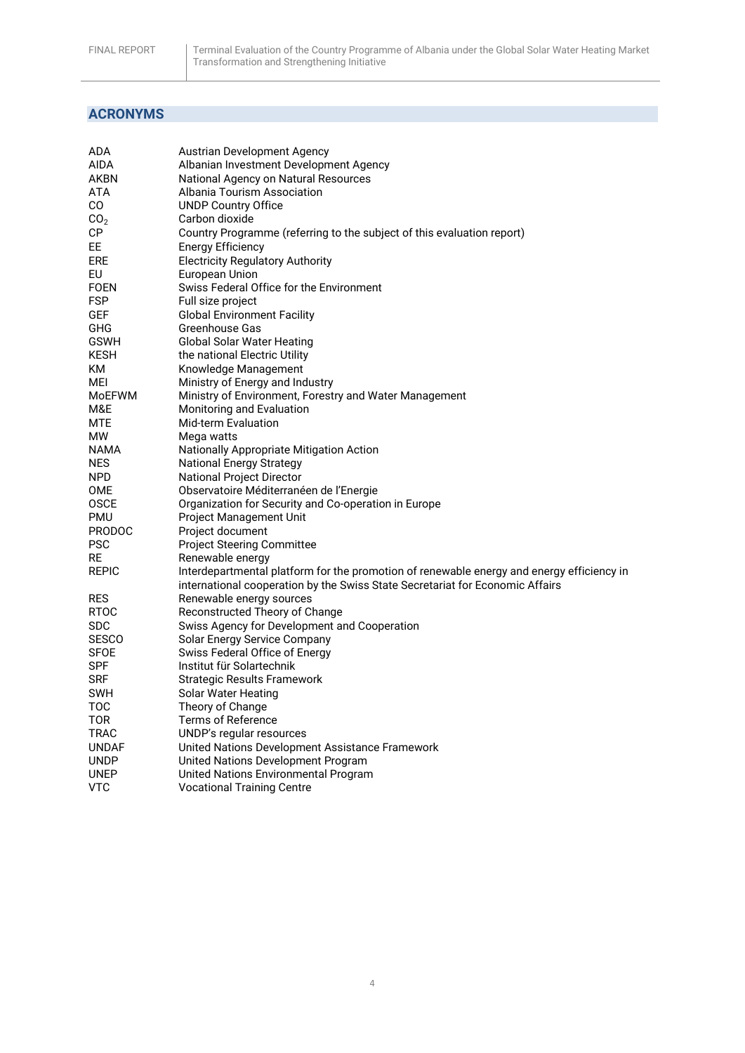## ACRONYMS

| | |
|---|---|
| ADA | Austrian Development Agency |
| AIDA | Albanian Investment Development Agency |
| AKBN | National Agency on Natural Resources |
| ATA | Albania Tourism Association |
| CO | UNDP Country Office |
| $CO_2$ | Carbon dioxide |
| CP | Country Programme (referring to the subject of this evaluation report) |
| EE | Energy Efficiency |
| ERE | Electricity Regulatory Authority |
| EU | European Union |
| FOEN | Swiss Federal Office for the Environment |
| FSP | Full size project |
| GEF | Global Environment Facility |
| GHG | Greenhouse Gas |
| GSWH | Global Solar Water Heating |
| KESH | the national Electric Utility |
| KM | Knowledge Management |
| MEI | Ministry of Energy and Industry |
| MoEFWM | Ministry of Environment, Forestry and Water Management |
| M&E | Monitoring and Evaluation |
| MTE | Mid-term Evaluation |
| MW | Mega watts |
| NAMA | Nationally Appropriate Mitigation Action |
| NES | National Energy Strategy |
| NPD | National Project Director |
| OME | Observatoire Méditerranéen de l'Energie |
| OSCE | Organization for Security and Co-operation in Europe |
| PMU | Project Management Unit |
| PRODOC | Project document |
| PSC | Project Steering Committee |
| RE | Renewable energy |
| REPIC | Interdepartmental platform for the promotion of renewable energy and energy efficiency in international cooperation by the Swiss State Secretariat for Economic Affairs |
| RES | Renewable energy sources |
| RTOC | Reconstructed Theory of Change |
| SDC | Swiss Agency for Development and Cooperation |
| SESCO | Solar Energy Service Company |
| SFOE | Swiss Federal Office of Energy |
| SPF | Institut für Solartechnik |
| SRF | Strategic Results Framework |
| SWH | Solar Water Heating |
| TOC | Theory of Change |
| TOR | Terms of Reference |
| TRAC | UNDP's regular resources |
| UNDAF | United Nations Development Assistance Framework |
| UNDP | United Nations Development Program |
| UNEP | United Nations Environmental Program |
| VTC | Vocational Training Centre |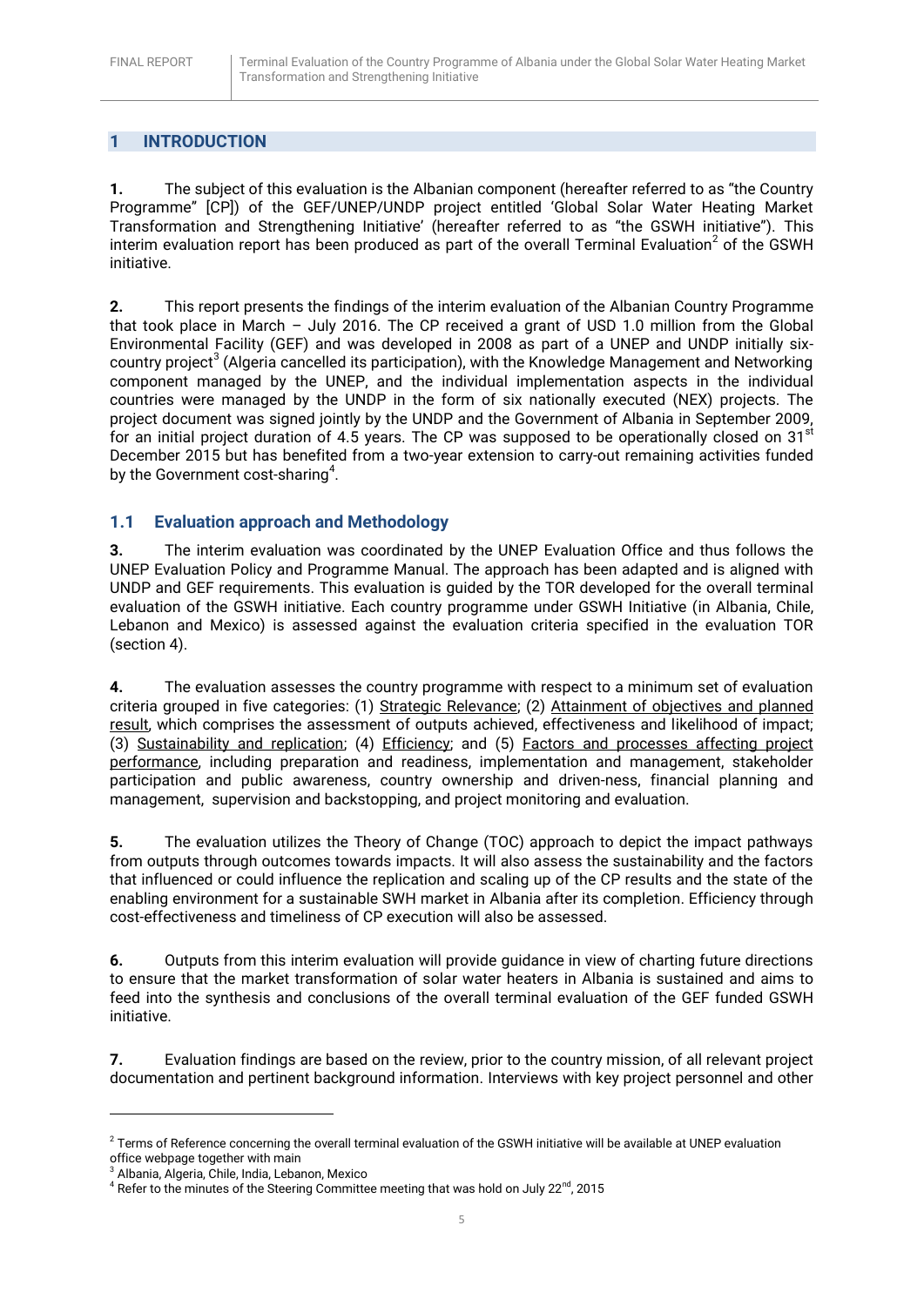# 1 INTRODUCTION

**1.** The subject of this evaluation is the Albanian component (hereafter referred to as "the Country Programme" [CP]) of the GEF/UNEP/UNDP project entitled 'Global Solar Water Heating Market Transformation and Strengthening Initiative' (hereafter referred to as "the GSWH initiative"). This interim evaluation report has been produced as part of the overall Terminal Evaluation[2] of the GSWH initiative.

**2.** This report presents the findings of the interim evaluation of the Albanian Country Programme that took place in March – July 2016. The CP received a grant of USD 1.0 million from the Global Environmental Facility (GEF) and was developed in 2008 as part of a UNEP and UNDP initially six-country project[3] (Algeria cancelled its participation), with the Knowledge Management and Networking component managed by the UNEP, and the individual implementation aspects in the individual countries were managed by the UNDP in the form of six nationally executed (NEX) projects. The project document was signed jointly by the UNDP and the Government of Albania in September 2009, for an initial project duration of 4.5 years. The CP was supposed to be operationally closed on 31st December 2015 but has benefited from a two-year extension to carry-out remaining activities funded by the Government cost-sharing[4].

## 1.1 Evaluation approach and Methodology

**3.** The interim evaluation was coordinated by the UNEP Evaluation Office and thus follows the UNEP Evaluation Policy and Programme Manual. The approach has been adapted and is aligned with UNDP and GEF requirements. This evaluation is guided by the TOR developed for the overall terminal evaluation of the GSWH initiative. Each country programme under GSWH Initiative (in Albania, Chile, Lebanon and Mexico) is assessed against the evaluation criteria specified in the evaluation TOR (section 4).

**4.** The evaluation assesses the country programme with respect to a minimum set of evaluation criteria grouped in five categories: (1) <u>Strategic Relevance</u>; (2) <u>Attainment of objectives and planned result</u>, which comprises the assessment of outputs achieved, effectiveness and likelihood of impact; (3) <u>Sustainability and replication</u>; (4) <u>Efficiency</u>; and (5) <u>Factors and processes affecting project performance</u>, including preparation and readiness, implementation and management, stakeholder participation and public awareness, country ownership and driven-ness, financial planning and management, supervision and backstopping, and project monitoring and evaluation.

**5.** The evaluation utilizes the Theory of Change (TOC) approach to depict the impact pathways from outputs through outcomes towards impacts. It will also assess the sustainability and the factors that influenced or could influence the replication and scaling up of the CP results and the state of the enabling environment for a sustainable SWH market in Albania after its completion. Efficiency through cost-effectiveness and timeliness of CP execution will also be assessed.

**6.** Outputs from this interim evaluation will provide guidance in view of charting future directions to ensure that the market transformation of solar water heaters in Albania is sustained and aims to feed into the synthesis and conclusions of the overall terminal evaluation of the GEF funded GSWH initiative.

**7.** Evaluation findings are based on the review, prior to the country mission, of all relevant project documentation and pertinent background information. Interviews with key project personnel and other

---

[2] Terms of Reference concerning the overall terminal evaluation of the GSWH initiative will be available at UNEP evaluation office webpage together with main

[3] Albania, Algeria, Chile, India, Lebanon, Mexico

[4] Refer to the minutes of the Steering Committee meeting that was hold on July 22nd, 2015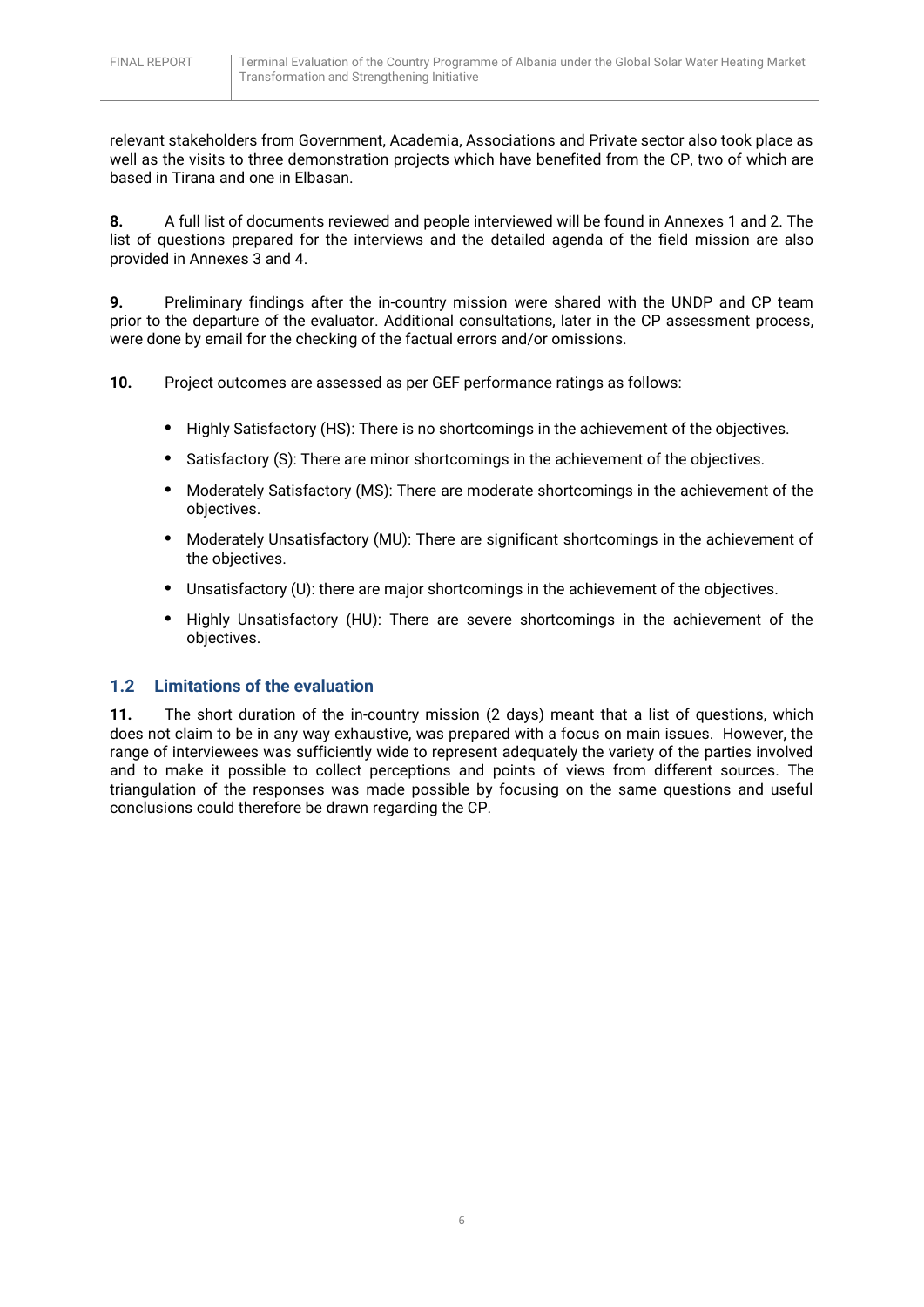relevant stakeholders from Government, Academia, Associations and Private sector also took place as well as the visits to three demonstration projects which have benefited from the CP, two of which are based in Tirana and one in Elbasan.

**8.** A full list of documents reviewed and people interviewed will be found in Annexes 1 and 2. The list of questions prepared for the interviews and the detailed agenda of the field mission are also provided in Annexes 3 and 4.

**9.** Preliminary findings after the in-country mission were shared with the UNDP and CP team prior to the departure of the evaluator. Additional consultations, later in the CP assessment process, were done by email for the checking of the factual errors and/or omissions.

**10.** Project outcomes are assessed as per GEF performance ratings as follows:

- Highly Satisfactory (HS): There is no shortcomings in the achievement of the objectives.
- Satisfactory (S): There are minor shortcomings in the achievement of the objectives.
- Moderately Satisfactory (MS): There are moderate shortcomings in the achievement of the objectives.
- Moderately Unsatisfactory (MU): There are significant shortcomings in the achievement of the objectives.
- Unsatisfactory (U): there are major shortcomings in the achievement of the objectives.
- Highly Unsatisfactory (HU): There are severe shortcomings in the achievement of the objectives.

## 1.2 Limitations of the evaluation

**11.** The short duration of the in-country mission (2 days) meant that a list of questions, which does not claim to be in any way exhaustive, was prepared with a focus on main issues. However, the range of interviewees was sufficiently wide to represent adequately the variety of the parties involved and to make it possible to collect perceptions and points of views from different sources. The triangulation of the responses was made possible by focusing on the same questions and useful conclusions could therefore be drawn regarding the CP.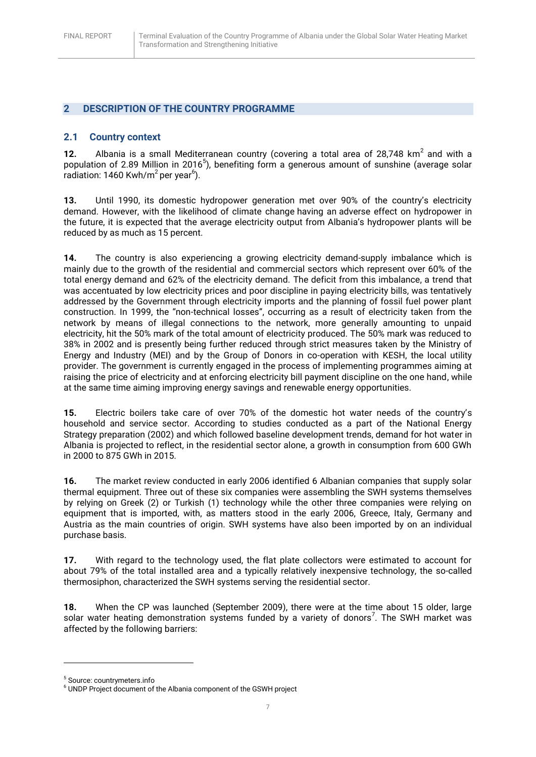## 2 DESCRIPTION OF THE COUNTRY PROGRAMME

### 2.1 Country context

**12.** Albania is a small Mediterranean country (covering a total area of 28,748 $km^2$ and with a population of 2.89 Million in 2016[5]), benefiting form a generous amount of sunshine (average solar radiation: 1460 Kwh/$m^2$ per year[6]).

**13.** Until 1990, its domestic hydropower generation met over 90% of the country's electricity demand. However, with the likelihood of climate change having an adverse effect on hydropower in the future, it is expected that the average electricity output from Albania's hydropower plants will be reduced by as much as 15 percent.

**14.** The country is also experiencing a growing electricity demand-supply imbalance which is mainly due to the growth of the residential and commercial sectors which represent over 60% of the total energy demand and 62% of the electricity demand. The deficit from this imbalance, a trend that was accentuated by low electricity prices and poor discipline in paying electricity bills, was tentatively addressed by the Government through electricity imports and the planning of fossil fuel power plant construction. In 1999, the "non-technical losses", occurring as a result of electricity taken from the network by means of illegal connections to the network, more generally amounting to unpaid electricity, hit the 50% mark of the total amount of electricity produced. The 50% mark was reduced to 38% in 2002 and is presently being further reduced through strict measures taken by the Ministry of Energy and Industry (MEI) and by the Group of Donors in co-operation with KESH, the local utility provider. The government is currently engaged in the process of implementing programmes aiming at raising the price of electricity and at enforcing electricity bill payment discipline on the one hand, while at the same time aiming improving energy savings and renewable energy opportunities.

**15.** Electric boilers take care of over 70% of the domestic hot water needs of the country's household and service sector. According to studies conducted as a part of the National Energy Strategy preparation (2002) and which followed baseline development trends, demand for hot water in Albania is projected to reflect, in the residential sector alone, a growth in consumption from 600 GWh in 2000 to 875 GWh in 2015.

**16.** The market review conducted in early 2006 identified 6 Albanian companies that supply solar thermal equipment. Three out of these six companies were assembling the SWH systems themselves by relying on Greek (2) or Turkish (1) technology while the other three companies were relying on equipment that is imported, with, as matters stood in the early 2006, Greece, Italy, Germany and Austria as the main countries of origin. SWH systems have also been imported by on an individual purchase basis.

**17.** With regard to the technology used, the flat plate collectors were estimated to account for about 79% of the total installed area and a typically relatively inexpensive technology, the so-called thermosiphon, characterized the SWH systems serving the residential sector.

**18.** When the CP was launched (September 2009), there were at the time about 15 older, large solar water heating demonstration systems funded by a variety of donors[7]. The SWH market was affected by the following barriers:

---

[5] Source: countrymeters.info

[6] UNDP Project document of the Albania component of the GSWH project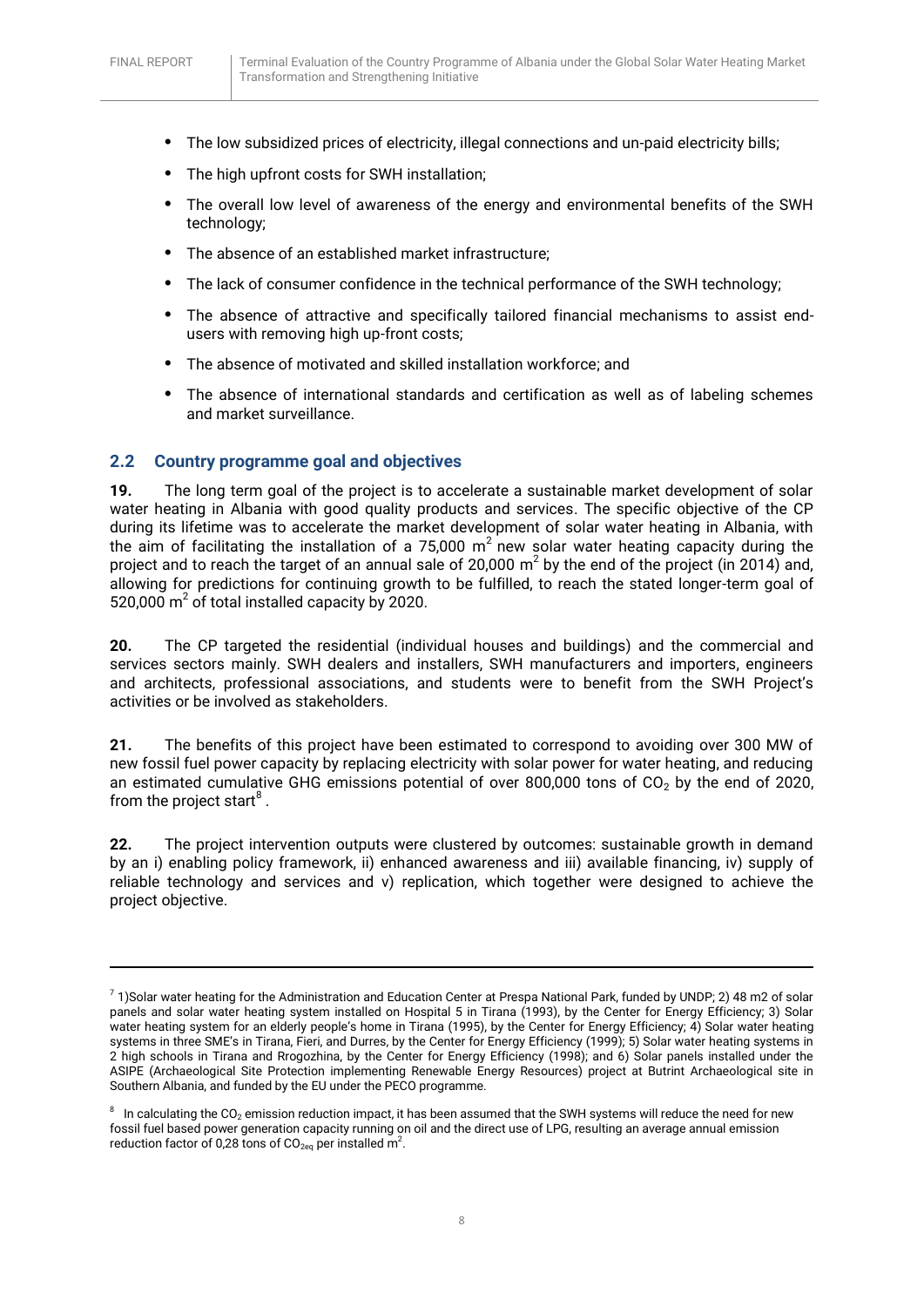- The low subsidized prices of electricity, illegal connections and un-paid electricity bills;
- The high upfront costs for SWH installation;
- The overall low level of awareness of the energy and environmental benefits of the SWH technology;
- The absence of an established market infrastructure;
- The lack of consumer confidence in the technical performance of the SWH technology;
- The absence of attractive and specifically tailored financial mechanisms to assist end-users with removing high up-front costs;
- The absence of motivated and skilled installation workforce; and
- The absence of international standards and certification as well as of labeling schemes and market surveillance.

## 2.2 Country programme goal and objectives

**19.** The long term goal of the project is to accelerate a sustainable market development of solar water heating in Albania with good quality products and services. The specific objective of the CP during its lifetime was to accelerate the market development of solar water heating in Albania, with the aim of facilitating the installation of a 75,000 $m^2$ new solar water heating capacity during the project and to reach the target of an annual sale of 20,000 $m^2$ by the end of the project (in 2014) and, allowing for predictions for continuing growth to be fulfilled, to reach the stated longer-term goal of 520,000 $m^2$ of total installed capacity by 2020.

**20.** The CP targeted the residential (individual houses and buildings) and the commercial and services sectors mainly. SWH dealers and installers, SWH manufacturers and importers, engineers and architects, professional associations, and students were to benefit from the SWH Project's activities or be involved as stakeholders.

**21.** The benefits of this project have been estimated to correspond to avoiding over 300 MW of new fossil fuel power capacity by replacing electricity with solar power for water heating, and reducing an estimated cumulative GHG emissions potential of over 800,000 tons of $CO_2$ by the end of 2020, from the project start[8].

**22.** The project intervention outputs were clustered by outcomes: sustainable growth in demand by an i) enabling policy framework, ii) enhanced awareness and iii) available financing, iv) supply of reliable technology and services and v) replication, which together were designed to achieve the project objective.

---

[7] 1)Solar water heating for the Administration and Education Center at Prespa National Park, funded by UNDP; 2) 48 m2 of solar panels and solar water heating system installed on Hospital 5 in Tirana (1993), by the Center for Energy Efficiency; 3) Solar water heating system for an elderly people's home in Tirana (1995), by the Center for Energy Efficiency; 4) Solar water heating systems in three SME's in Tirana, Fieri, and Durres, by the Center for Energy Efficiency (1999); 5) Solar water heating systems in 2 high schools in Tirana and Rrogozhina, by the Center for Energy Efficiency (1998); and 6) Solar panels installed under the ASIPE (Archaeological Site Protection implementing Renewable Energy Resources) project at Butrint Archaeological site in Southern Albania, and funded by the EU under the PECO programme.

[8] In calculating the $CO_2$ emission reduction impact, it has been assumed that the SWH systems will reduce the need for new fossil fuel based power generation capacity running on oil and the direct use of LPG, resulting an average annual emission reduction factor of 0,28 tons of $CO_{2eq}$ per installed $m^2$.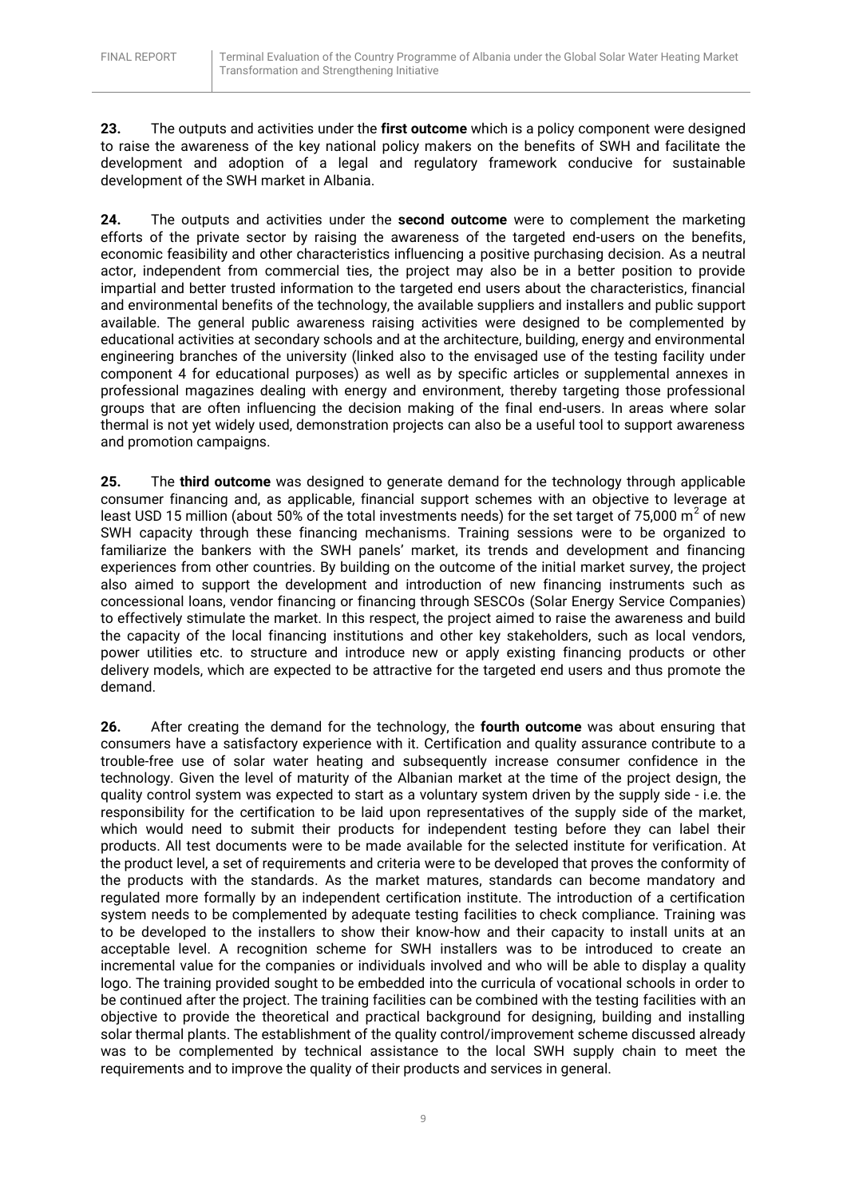**23.** The outputs and activities under the **first outcome** which is a policy component were designed to raise the awareness of the key national policy makers on the benefits of SWH and facilitate the development and adoption of a legal and regulatory framework conducive for sustainable development of the SWH market in Albania.

**24.** The outputs and activities under the **second outcome** were to complement the marketing efforts of the private sector by raising the awareness of the targeted end-users on the benefits, economic feasibility and other characteristics influencing a positive purchasing decision. As a neutral actor, independent from commercial ties, the project may also be in a better position to provide impartial and better trusted information to the targeted end users about the characteristics, financial and environmental benefits of the technology, the available suppliers and installers and public support available. The general public awareness raising activities were designed to be complemented by educational activities at secondary schools and at the architecture, building, energy and environmental engineering branches of the university (linked also to the envisaged use of the testing facility under component 4 for educational purposes) as well as by specific articles or supplemental annexes in professional magazines dealing with energy and environment, thereby targeting those professional groups that are often influencing the decision making of the final end-users. In areas where solar thermal is not yet widely used, demonstration projects can also be a useful tool to support awareness and promotion campaigns.

**25.** The **third outcome** was designed to generate demand for the technology through applicable consumer financing and, as applicable, financial support schemes with an objective to leverage at least USD 15 million (about 50% of the total investments needs) for the set target of 75,000 $m^2$ of new SWH capacity through these financing mechanisms. Training sessions were to be organized to familiarize the bankers with the SWH panels' market, its trends and development and financing experiences from other countries. By building on the outcome of the initial market survey, the project also aimed to support the development and introduction of new financing instruments such as concessional loans, vendor financing or financing through SESCOs (Solar Energy Service Companies) to effectively stimulate the market. In this respect, the project aimed to raise the awareness and build the capacity of the local financing institutions and other key stakeholders, such as local vendors, power utilities etc. to structure and introduce new or apply existing financing products or other delivery models, which are expected to be attractive for the targeted end users and thus promote the demand.

**26.** After creating the demand for the technology, the **fourth outcome** was about ensuring that consumers have a satisfactory experience with it. Certification and quality assurance contribute to a trouble-free use of solar water heating and subsequently increase consumer confidence in the technology. Given the level of maturity of the Albanian market at the time of the project design, the quality control system was expected to start as a voluntary system driven by the supply side - i.e. the responsibility for the certification to be laid upon representatives of the supply side of the market, which would need to submit their products for independent testing before they can label their products. All test documents were to be made available for the selected institute for verification. At the product level, a set of requirements and criteria were to be developed that proves the conformity of the products with the standards. As the market matures, standards can become mandatory and regulated more formally by an independent certification institute. The introduction of a certification system needs to be complemented by adequate testing facilities to check compliance. Training was to be developed to the installers to show their know-how and their capacity to install units at an acceptable level. A recognition scheme for SWH installers was to be introduced to create an incremental value for the companies or individuals involved and who will be able to display a quality logo. The training provided sought to be embedded into the curricula of vocational schools in order to be continued after the project. The training facilities can be combined with the testing facilities with an objective to provide the theoretical and practical background for designing, building and installing solar thermal plants. The establishment of the quality control/improvement scheme discussed already was to be complemented by technical assistance to the local SWH supply chain to meet the requirements and to improve the quality of their products and services in general.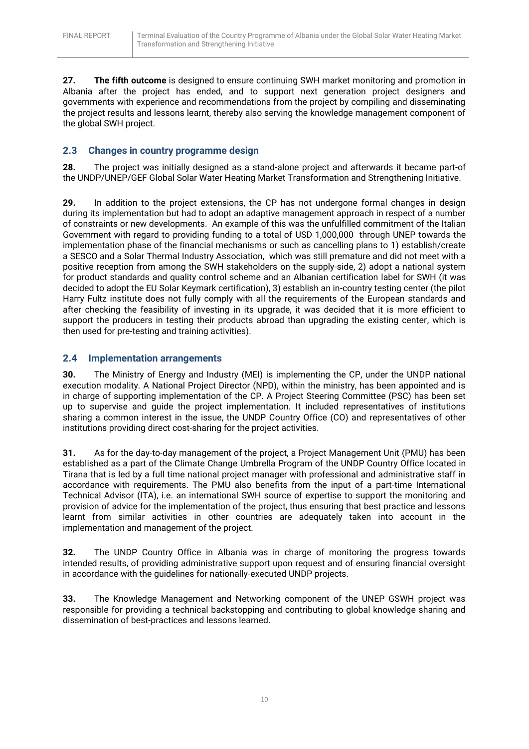**27.** **The fifth outcome** is designed to ensure continuing SWH market monitoring and promotion in Albania after the project has ended, and to support next generation project designers and governments with experience and recommendations from the project by compiling and disseminating the project results and lessons learnt, thereby also serving the knowledge management component of the global SWH project.

## 2.3 Changes in country programme design

**28.** The project was initially designed as a stand-alone project and afterwards it became part-of the UNDP/UNEP/GEF Global Solar Water Heating Market Transformation and Strengthening Initiative.

**29.** In addition to the project extensions, the CP has not undergone formal changes in design during its implementation but had to adopt an adaptive management approach in respect of a number of constraints or new developments. An example of this was the unfulfilled commitment of the Italian Government with regard to providing funding to a total of USD 1,000,000 through UNEP towards the implementation phase of the financial mechanisms or such as cancelling plans to 1) establish/create a SESCO and a Solar Thermal Industry Association, which was still premature and did not meet with a positive reception from among the SWH stakeholders on the supply-side, 2) adopt a national system for product standards and quality control scheme and an Albanian certification label for SWH (it was decided to adopt the EU Solar Keymark certification), 3) establish an in-country testing center (the pilot Harry Fultz institute does not fully comply with all the requirements of the European standards and after checking the feasibility of investing in its upgrade, it was decided that it is more efficient to support the producers in testing their products abroad than upgrading the existing center, which is then used for pre-testing and training activities).

## 2.4 Implementation arrangements

**30.** The Ministry of Energy and Industry (MEI) is implementing the CP, under the UNDP national execution modality. A National Project Director (NPD), within the ministry, has been appointed and is in charge of supporting implementation of the CP. A Project Steering Committee (PSC) has been set up to supervise and guide the project implementation. It included representatives of institutions sharing a common interest in the issue, the UNDP Country Office (CO) and representatives of other institutions providing direct cost-sharing for the project activities.

**31.** As for the day-to-day management of the project, a Project Management Unit (PMU) has been established as a part of the Climate Change Umbrella Program of the UNDP Country Office located in Tirana that is led by a full time national project manager with professional and administrative staff in accordance with requirements. The PMU also benefits from the input of a part-time International Technical Advisor (ITA), i.e. an international SWH source of expertise to support the monitoring and provision of advice for the implementation of the project, thus ensuring that best practice and lessons learnt from similar activities in other countries are adequately taken into account in the implementation and management of the project.

**32.** The UNDP Country Office in Albania was in charge of monitoring the progress towards intended results, of providing administrative support upon request and of ensuring financial oversight in accordance with the guidelines for nationally-executed UNDP projects.

**33.** The Knowledge Management and Networking component of the UNEP GSWH project was responsible for providing a technical backstopping and contributing to global knowledge sharing and dissemination of best-practices and lessons learned.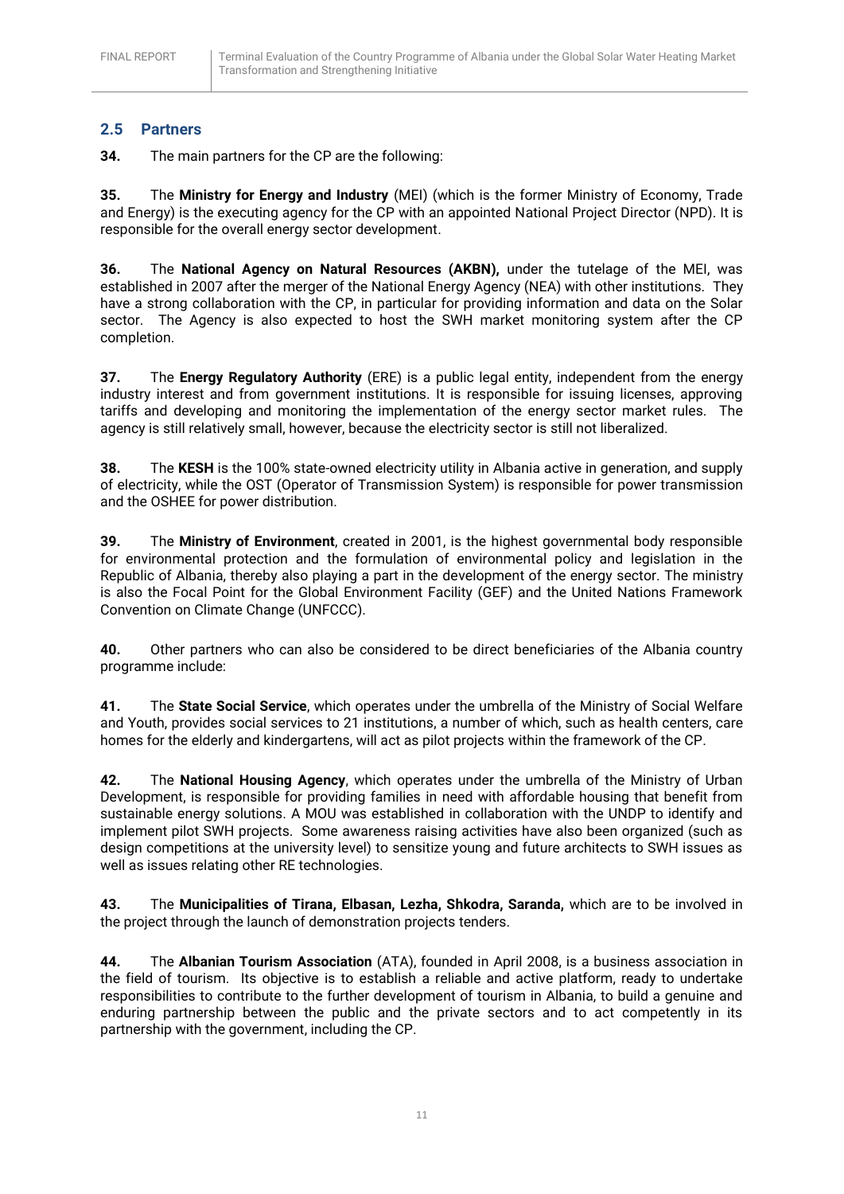## 2.5 Partners

**34.** The main partners for the CP are the following:

**35.** The **Ministry for Energy and Industry** (MEI) (which is the former Ministry of Economy, Trade and Energy) is the executing agency for the CP with an appointed National Project Director (NPD). It is responsible for the overall energy sector development.

**36.** The **National Agency on Natural Resources (AKBN),** under the tutelage of the MEI, was established in 2007 after the merger of the National Energy Agency (NEA) with other institutions. They have a strong collaboration with the CP, in particular for providing information and data on the Solar sector. The Agency is also expected to host the SWH market monitoring system after the CP completion.

**37.** The **Energy Regulatory Authority** (ERE) is a public legal entity, independent from the energy industry interest and from government institutions. It is responsible for issuing licenses, approving tariffs and developing and monitoring the implementation of the energy sector market rules. The agency is still relatively small, however, because the electricity sector is still not liberalized.

**38.** The **KESH** is the 100% state-owned electricity utility in Albania active in generation, and supply of electricity, while the OST (Operator of Transmission System) is responsible for power transmission and the OSHEE for power distribution.

**39.** The **Ministry of Environment**, created in 2001, is the highest governmental body responsible for environmental protection and the formulation of environmental policy and legislation in the Republic of Albania, thereby also playing a part in the development of the energy sector. The ministry is also the Focal Point for the Global Environment Facility (GEF) and the United Nations Framework Convention on Climate Change (UNFCCC).

**40.** Other partners who can also be considered to be direct beneficiaries of the Albania country programme include:

**41.** The **State Social Service**, which operates under the umbrella of the Ministry of Social Welfare and Youth, provides social services to 21 institutions, a number of which, such as health centers, care homes for the elderly and kindergartens, will act as pilot projects within the framework of the CP.

**42.** The **National Housing Agency**, which operates under the umbrella of the Ministry of Urban Development, is responsible for providing families in need with affordable housing that benefit from sustainable energy solutions. A MOU was established in collaboration with the UNDP to identify and implement pilot SWH projects. Some awareness raising activities have also been organized (such as design competitions at the university level) to sensitize young and future architects to SWH issues as well as issues relating other RE technologies.

**43.** The **Municipalities of Tirana, Elbasan, Lezha, Shkodra, Saranda,** which are to be involved in the project through the launch of demonstration projects tenders.

**44.** The **Albanian Tourism Association** (ATA), founded in April 2008, is a business association in the field of tourism. Its objective is to establish a reliable and active platform, ready to undertake responsibilities to contribute to the further development of tourism in Albania, to build a genuine and enduring partnership between the public and the private sectors and to act competently in its partnership with the government, including the CP.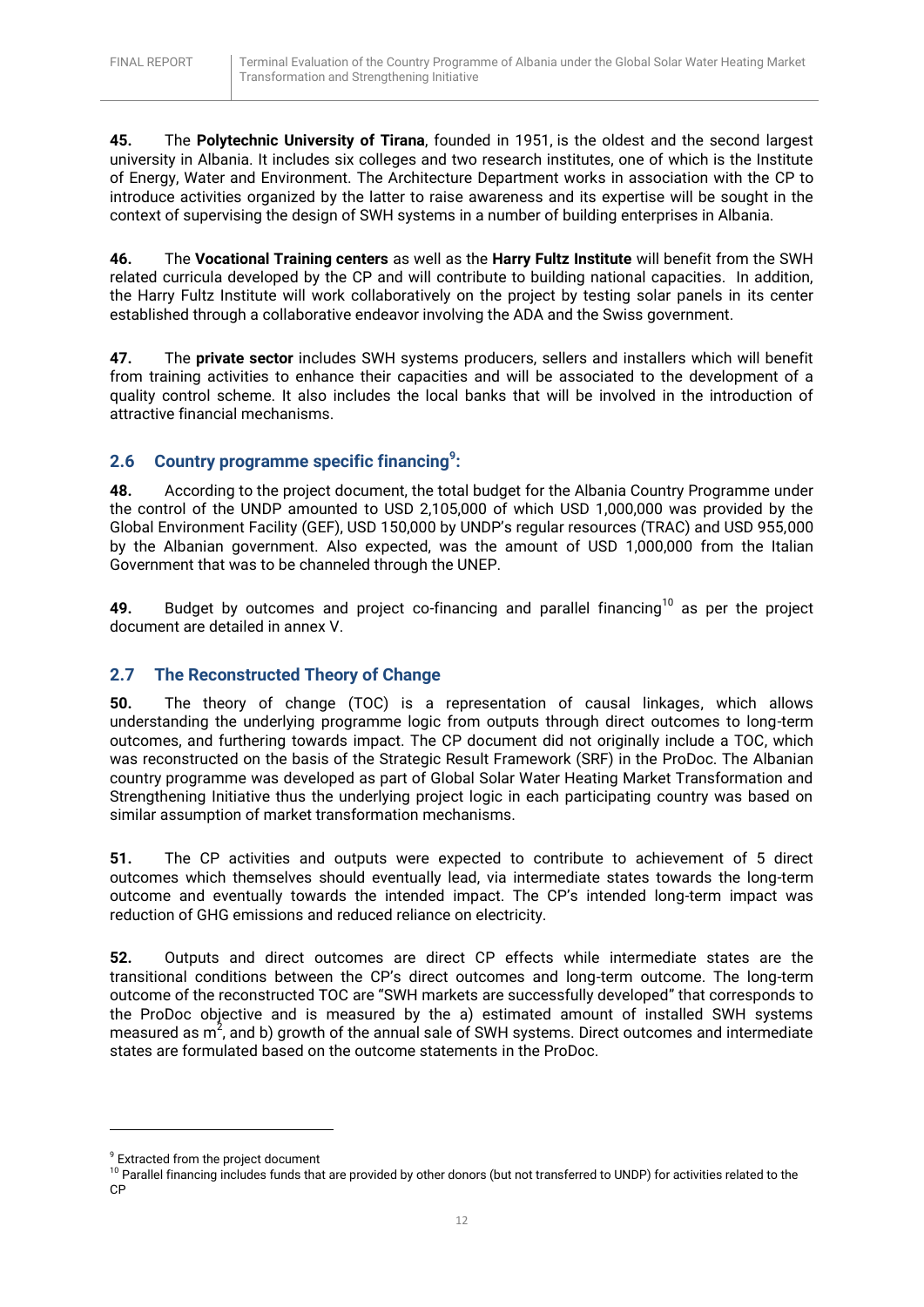**45.** The **Polytechnic University of Tirana**, founded in 1951, is the oldest and the second largest university in Albania. It includes six colleges and two research institutes, one of which is the Institute of Energy, Water and Environment. The Architecture Department works in association with the CP to introduce activities organized by the latter to raise awareness and its expertise will be sought in the context of supervising the design of SWH systems in a number of building enterprises in Albania.

**46.** The **Vocational Training centers** as well as the **Harry Fultz Institute** will benefit from the SWH related curricula developed by the CP and will contribute to building national capacities. In addition, the Harry Fultz Institute will work collaboratively on the project by testing solar panels in its center established through a collaborative endeavor involving the ADA and the Swiss government.

**47.** The **private sector** includes SWH systems producers, sellers and installers which will benefit from training activities to enhance their capacities and will be associated to the development of a quality control scheme. It also includes the local banks that will be involved in the introduction of attractive financial mechanisms.

## 2.6 Country programme specific financing[9]:

**48.** According to the project document, the total budget for the Albania Country Programme under the control of the UNDP amounted to USD 2,105,000 of which USD 1,000,000 was provided by the Global Environment Facility (GEF), USD 150,000 by UNDP's regular resources (TRAC) and USD 955,000 by the Albanian government. Also expected, was the amount of USD 1,000,000 from the Italian Government that was to be channeled through the UNEP.

**49.** Budget by outcomes and project co-financing and parallel financing[10] as per the project document are detailed in annex V.

## 2.7 The Reconstructed Theory of Change

**50.** The theory of change (TOC) is a representation of causal linkages, which allows understanding the underlying programme logic from outputs through direct outcomes to long-term outcomes, and furthering towards impact. The CP document did not originally include a TOC, which was reconstructed on the basis of the Strategic Result Framework (SRF) in the ProDoc. The Albanian country programme was developed as part of Global Solar Water Heating Market Transformation and Strengthening Initiative thus the underlying project logic in each participating country was based on similar assumption of market transformation mechanisms.

**51.** The CP activities and outputs were expected to contribute to achievement of 5 direct outcomes which themselves should eventually lead, via intermediate states towards the long-term outcome and eventually towards the intended impact. The CP's intended long-term impact was reduction of GHG emissions and reduced reliance on electricity.

**52.** Outputs and direct outcomes are direct CP effects while intermediate states are the transitional conditions between the CP's direct outcomes and long-term outcome. The long-term outcome of the reconstructed TOC are "SWH markets are successfully developed" that corresponds to the ProDoc objective and is measured by the a) estimated amount of installed SWH systems measured as $m^2$, and b) growth of the annual sale of SWH systems. Direct outcomes and intermediate states are formulated based on the outcome statements in the ProDoc.

---

[9] Extracted from the project document

[10] Parallel financing includes funds that are provided by other donors (but not transferred to UNDP) for activities related to the CP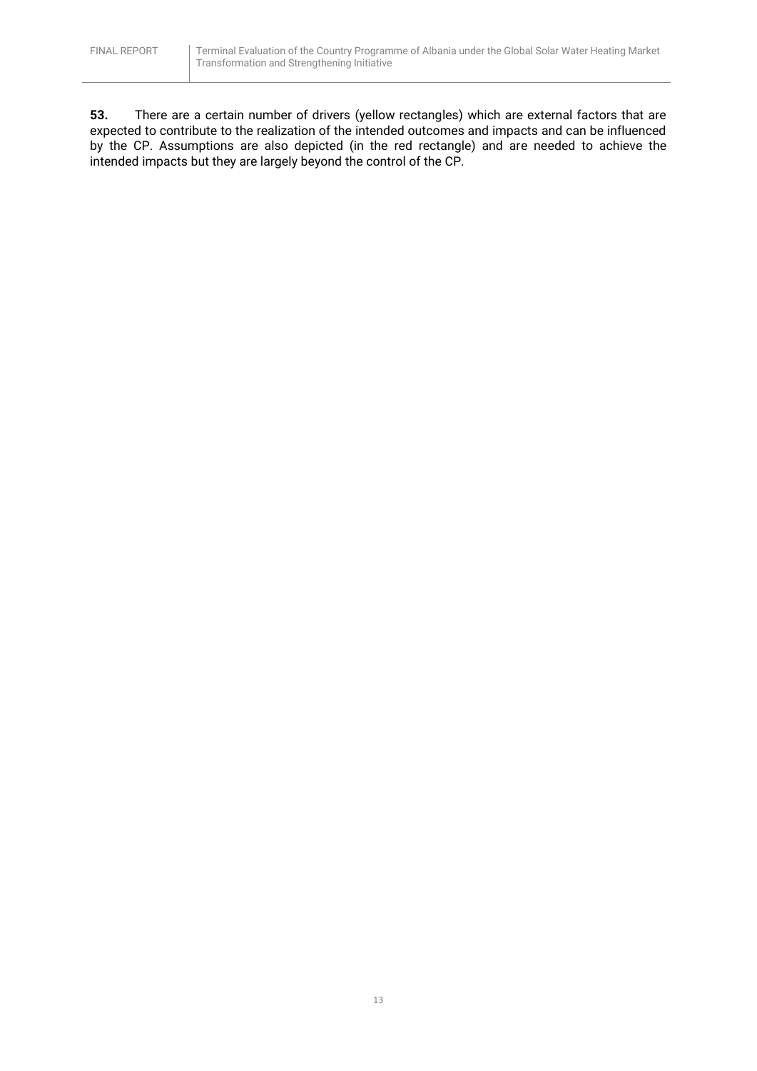**53.** There are a certain number of drivers (yellow rectangles) which are external factors that are expected to contribute to the realization of the intended outcomes and impacts and can be influenced by the CP. Assumptions are also depicted (in the red rectangle) and are needed to achieve the intended impacts but they are largely beyond the control of the CP.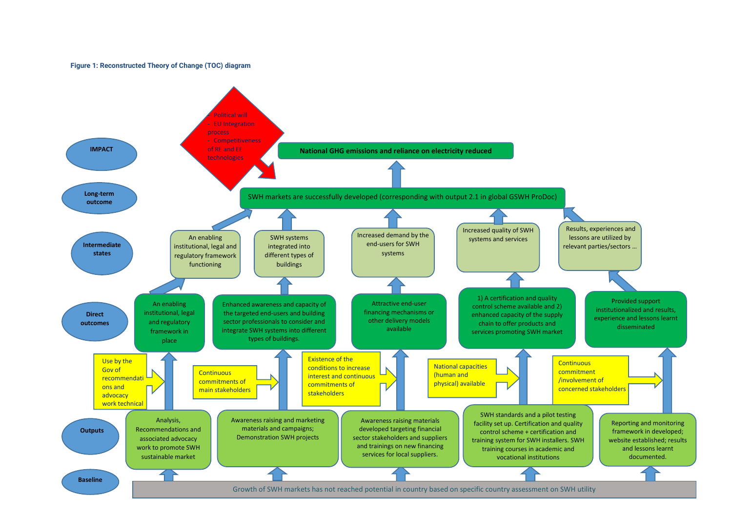**Figure 1: Reconstructed Theory of Change (TOC) diagram**

**IMPACT**

- Political will
- EU Integration process
- Competitiveness of RE and EE technologies

**National GHG emissions and reliance on electricity reduced**

**Long-term outcome**

SWH markets are successfully developed (corresponding with output 2.1 in global GSWH ProDoc)

**Intermediate states**

- An enabling institutional, legal and regulatory framework functioning
- SWH systems integrated into different types of buildings
- Increased demand by the end-users for SWH systems
- Increased quality of SWH systems and services
- Results, experiences and lessons are utilized by relevant parties/sectors …

**Direct outcomes**

- An enabling institutional, legal and regulatory framework in place
- Enhanced awareness and capacity of the targeted end-users and building sector professionals to consider and integrate SWH systems into different types of buildings.
- Attractive end-user financing mechanisms or other delivery models available
- 1) A certification and quality control scheme available and 2) enhanced capacity of the supply chain to offer products and services promoting SWH market
- Provided support institutionalized and results, experience and lessons learnt disseminated

Assumptions:

- Use by the Gov of recommendations and advocacy work technical
- Continuous commitments of main stakeholders
- Existence of the conditions to increase interest and continuous commitments of stakeholders
- National capacities (human and physical) available
- Continuous commitment /involvement of concerned stakeholders

**Outputs**

- Analysis, Recommendations and associated advocacy work to promote SWH sustainable market
- Awareness raising and marketing materials and campaigns; Demonstration SWH projects
- Awareness raising materials developed targeting financial sector stakeholders and suppliers and trainings on new financing services for local suppliers.
- SWH standards and a pilot testing facility set up. Certification and quality control scheme + certification and training system for SWH installers. SWH training courses in academic and vocational institutions
- Reporting and monitoring framework in developed; website established; results and lessons learnt documented.

**Baseline**

Growth of SWH markets has not reached potential in country based on specific country assessment on SWH utility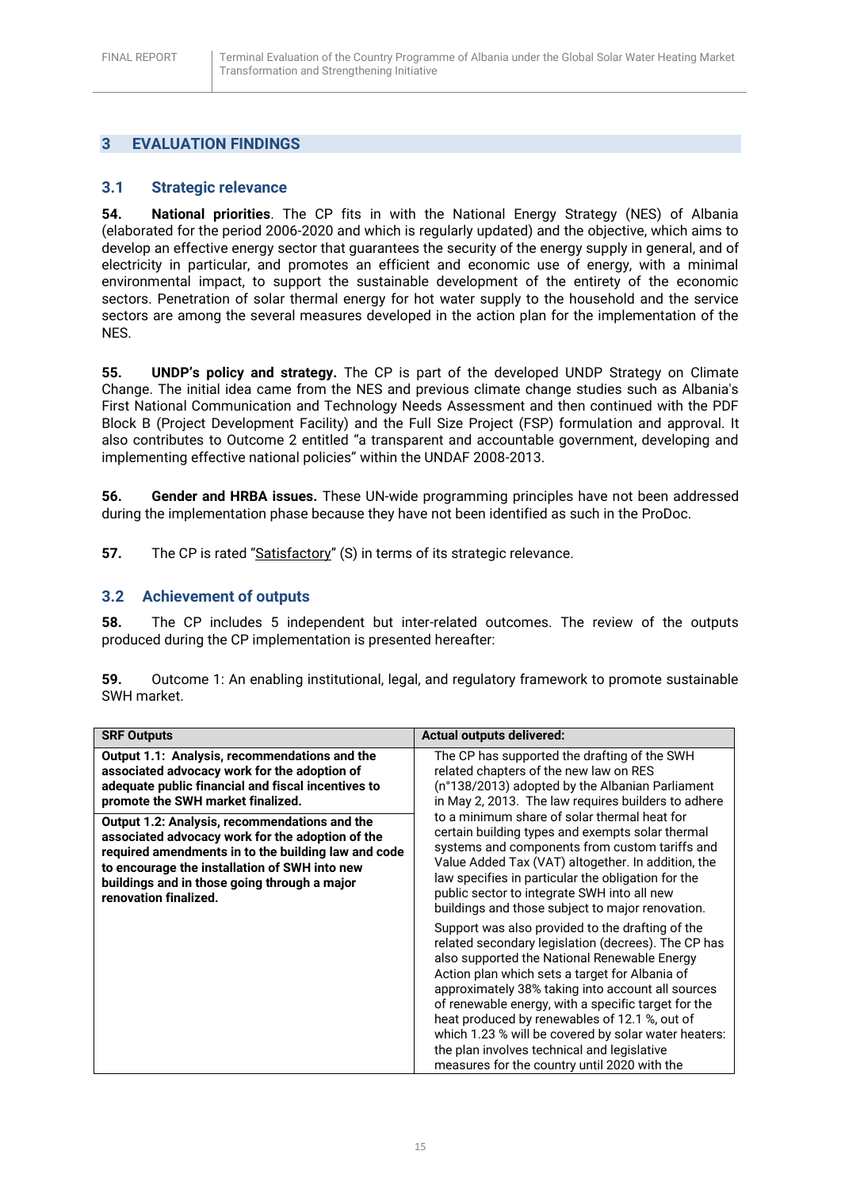## 3 EVALUATION FINDINGS

### 3.1 Strategic relevance

**54. National priorities**. The CP fits in with the National Energy Strategy (NES) of Albania (elaborated for the period 2006-2020 and which is regularly updated) and the objective, which aims to develop an effective energy sector that guarantees the security of the energy supply in general, and of electricity in particular, and promotes an efficient and economic use of energy, with a minimal environmental impact, to support the sustainable development of the entirety of the economic sectors. Penetration of solar thermal energy for hot water supply to the household and the service sectors are among the several measures developed in the action plan for the implementation of the NES.

**55. UNDP's policy and strategy.** The CP is part of the developed UNDP Strategy on Climate Change. The initial idea came from the NES and previous climate change studies such as Albania's First National Communication and Technology Needs Assessment and then continued with the PDF Block B (Project Development Facility) and the Full Size Project (FSP) formulation and approval. It also contributes to Outcome 2 entitled "a transparent and accountable government, developing and implementing effective national policies" within the UNDAF 2008-2013.

**56. Gender and HRBA issues.** These UN-wide programming principles have not been addressed during the implementation phase because they have not been identified as such in the ProDoc.

**57.** The CP is rated "Satisfactory" (S) in terms of its strategic relevance.

### 3.2 Achievement of outputs

**58.** The CP includes 5 independent but inter-related outcomes. The review of the outputs produced during the CP implementation is presented hereafter:

**59.** Outcome 1: An enabling institutional, legal, and regulatory framework to promote sustainable SWH market.

| SRF Outputs | Actual outputs delivered: |
|---|---|
| **Output 1.1: Analysis, recommendations and the associated advocacy work for the adoption of adequate public financial and fiscal incentives to promote the SWH market finalized.**<br><br>**Output 1.2: Analysis, recommendations and the associated advocacy work for the adoption of the required amendments in to the building law and code to encourage the installation of SWH into new buildings and in those going through a major renovation finalized.** | The CP has supported the drafting of the SWH related chapters of the new law on RES (n°138/2013) adopted by the Albanian Parliament in May 2, 2013. The law requires builders to adhere to a minimum share of solar thermal heat for certain building types and exempts solar thermal systems and components from custom tariffs and Value Added Tax (VAT) altogether. In addition, the law specifies in particular the obligation for the public sector to integrate SWH into all new buildings and those subject to major renovation.<br><br>Support was also provided to the drafting of the related secondary legislation (decrees). The CP has also supported the National Renewable Energy Action plan which sets a target for Albania of approximately 38% taking into account all sources of renewable energy, with a specific target for the heat produced by renewables of 12.1 %, out of which 1.23 % will be covered by solar water heaters: the plan involves technical and legislative measures for the country until 2020 with the |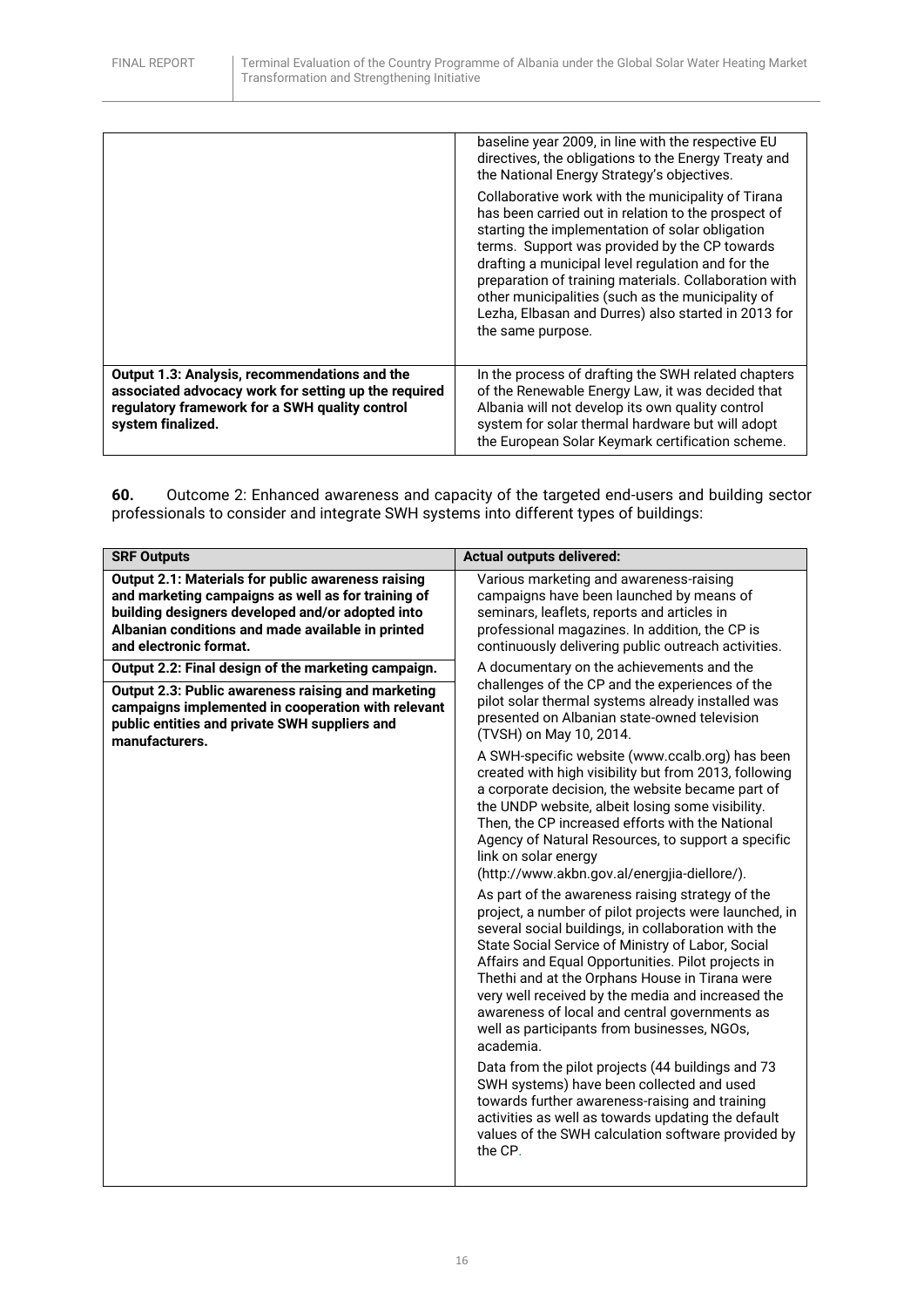| | |
|---|---|
| | baseline year 2009, in line with the respective EU directives, the obligations to the Energy Treaty and the National Energy Strategy's objectives.<br><br>Collaborative work with the municipality of Tirana has been carried out in relation to the prospect of starting the implementation of solar obligation terms. Support was provided by the CP towards drafting a municipal level regulation and for the preparation of training materials. Collaboration with other municipalities (such as the municipality of Lezha, Elbasan and Durres) also started in 2013 for the same purpose. |
| **Output 1.3: Analysis, recommendations and the associated advocacy work for setting up the required regulatory framework for a SWH quality control system finalized.** | In the process of drafting the SWH related chapters of the Renewable Energy Law, it was decided that Albania will not develop its own quality control system for solar thermal hardware but will adopt the European Solar Keymark certification scheme. |

**60.** Outcome 2: Enhanced awareness and capacity of the targeted end-users and building sector professionals to consider and integrate SWH systems into different types of buildings:

| SRF Outputs | Actual outputs delivered: |
|---|---|
| **Output 2.1: Materials for public awareness raising and marketing campaigns as well as for training of building designers developed and/or adopted into Albanian conditions and made available in printed and electronic format.**<br><br>**Output 2.2: Final design of the marketing campaign.**<br><br>**Output 2.3: Public awareness raising and marketing campaigns implemented in cooperation with relevant public entities and private SWH suppliers and manufacturers.** | Various marketing and awareness-raising campaigns have been launched by means of seminars, leaflets, reports and articles in professional magazines. In addition, the CP is continuously delivering public outreach activities.<br><br>A documentary on the achievements and the challenges of the CP and the experiences of the pilot solar thermal systems already installed was presented on Albanian state-owned television (TVSH) on May 10, 2014.<br><br>A SWH-specific website (www.ccalb.org) has been created with high visibility but from 2013, following a corporate decision, the website became part of the UNDP website, albeit losing some visibility. Then, the CP increased efforts with the National Agency of Natural Resources, to support a specific link on solar energy (http://www.akbn.gov.al/energjia-diellore/).<br><br>As part of the awareness raising strategy of the project, a number of pilot projects were launched, in several social buildings, in collaboration with the State Social Service of Ministry of Labor, Social Affairs and Equal Opportunities. Pilot projects in Thethi and at the Orphans House in Tirana were very well received by the media and increased the awareness of local and central governments as well as participants from businesses, NGOs, academia.<br><br>Data from the pilot projects (44 buildings and 73 SWH systems) have been collected and used towards further awareness-raising and training activities as well as towards updating the default values of the SWH calculation software provided by the CP. |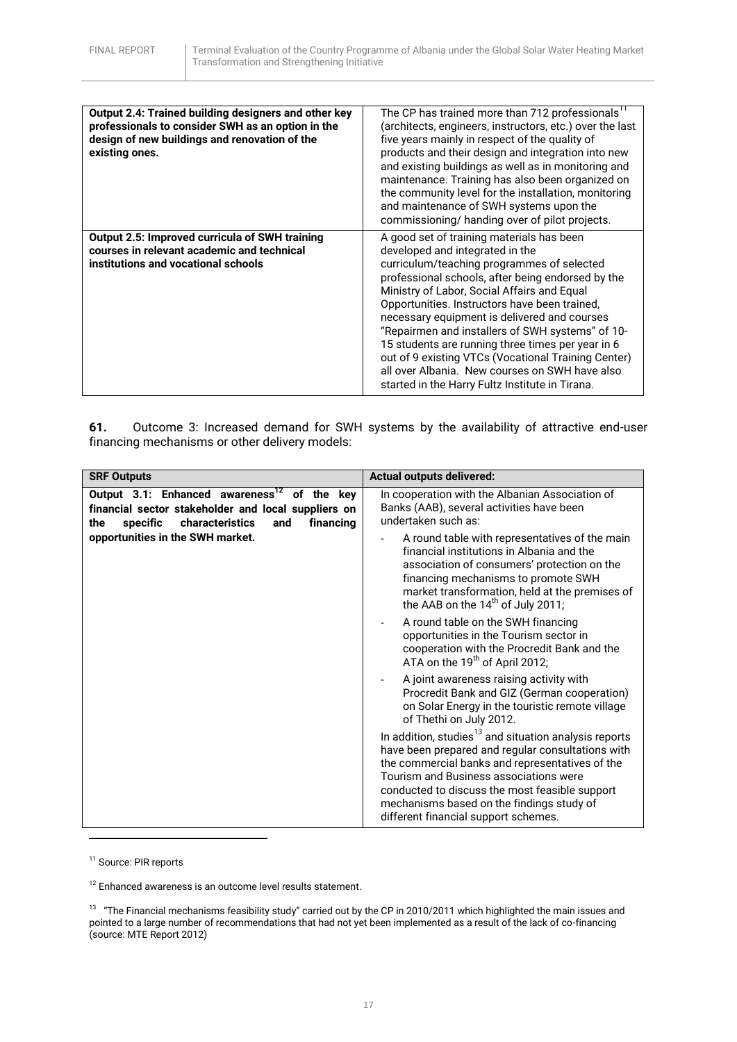| | |
|---|---|
| **Output 2.4: Trained building designers and other key professionals to consider SWH as an option in the design of new buildings and renovation of the existing ones.** | The CP has trained more than 712 professionals[11] (architects, engineers, instructors, etc.) over the last five years mainly in respect of the quality of products and their design and integration into new and existing buildings as well as in monitoring and maintenance. Training has also been organized on the community level for the installation, monitoring and maintenance of SWH systems upon the commissioning/ handing over of pilot projects. |
| **Output 2.5: Improved curricula of SWH training courses in relevant academic and technical institutions and vocational schools** | A good set of training materials has been developed and integrated in the curriculum/teaching programmes of selected professional schools, after being endorsed by the Ministry of Labor, Social Affairs and Equal Opportunities. Instructors have been trained, necessary equipment is delivered and courses "Repairmen and installers of SWH systems" of 10-15 students are running three times per year in 6 out of 9 existing VTCs (Vocational Training Center) all over Albania. New courses on SWH have also started in the Harry Fultz Institute in Tirana. |

**61.** Outcome 3: Increased demand for SWH systems by the availability of attractive end-user financing mechanisms or other delivery models:

| SRF Outputs | Actual outputs delivered: |
|---|---|
| **Output 3.1: Enhanced awareness[12] of the key financial sector stakeholder and local suppliers on the specific characteristics and financing opportunities in the SWH market.** | In cooperation with the Albanian Association of Banks (AAB), several activities have been undertaken such as:<br>- A round table with representatives of the main financial institutions in Albania and the association of consumers' protection on the financing mechanisms to promote SWH market transformation, held at the premises of the AAB on the 14th of July 2011;<br>- A round table on the SWH financing opportunities in the Tourism sector in cooperation with the Procredit Bank and the ATA on the 19th of April 2012;<br>- A joint awareness raising activity with Procredit Bank and GIZ (German cooperation) on Solar Energy in the touristic remote village of Thethi on July 2012.<br>In addition, studies[13] and situation analysis reports have been prepared and regular consultations with the commercial banks and representatives of the Tourism and Business associations were conducted to discuss the most feasible support mechanisms based on the findings study of different financial support schemes. |

[11] Source: PIR reports

[12] Enhanced awareness is an outcome level results statement.

[13] "The Financial mechanisms feasibility study" carried out by the CP in 2010/2011 which highlighted the main issues and pointed to a large number of recommendations that had not yet been implemented as a result of the lack of co-financing (source: MTE Report 2012)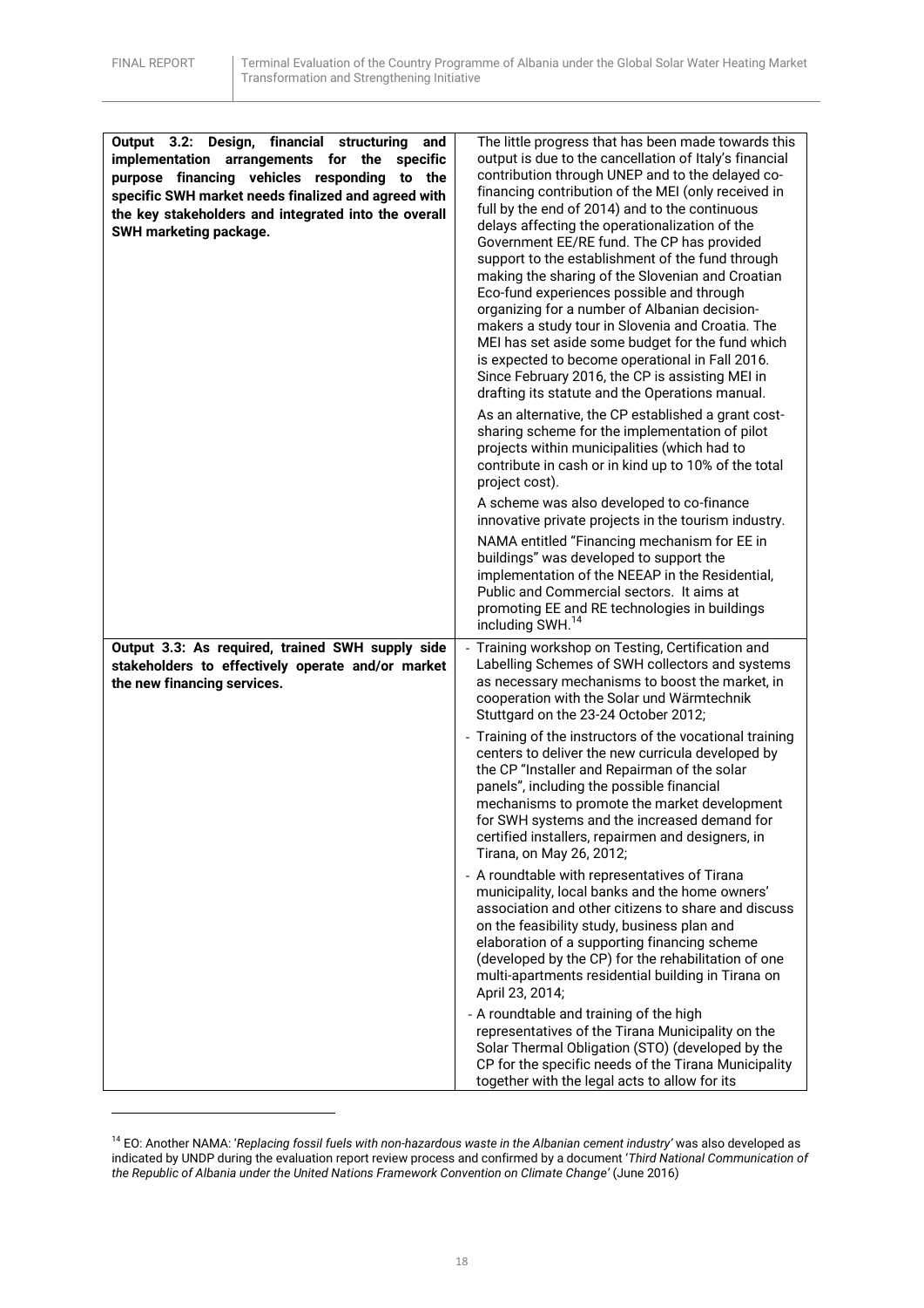| | |
|---|---|
| **Output 3.2: Design, financial structuring and implementation arrangements for the specific purpose financing vehicles responding to the specific SWH market needs finalized and agreed with the key stakeholders and integrated into the overall SWH marketing package.** | The little progress that has been made towards this output is due to the cancellation of Italy's financial contribution through UNEP and to the delayed co-financing contribution of the MEI (only received in full by the end of 2014) and to the continuous delays affecting the operationalization of the Government EE/RE fund. The CP has provided support to the establishment of the fund through making the sharing of the Slovenian and Croatian Eco-fund experiences possible and through organizing for a number of Albanian decision-makers a study tour in Slovenia and Croatia. The MEI has set aside some budget for the fund which is expected to become operational in Fall 2016. Since February 2016, the CP is assisting MEI in drafting its statute and the Operations manual.<br><br>As an alternative, the CP established a grant cost-sharing scheme for the implementation of pilot projects within municipalities (which had to contribute in cash or in kind up to 10% of the total project cost).<br><br>A scheme was also developed to co-finance innovative private projects in the tourism industry.<br><br>NAMA entitled "Financing mechanism for EE in buildings" was developed to support the implementation of the NEEAP in the Residential, Public and Commercial sectors. It aims at promoting EE and RE technologies in buildings including SWH.[14] |
| **Output 3.3: As required, trained SWH supply side stakeholders to effectively operate and/or market the new financing services.** | - Training workshop on Testing, Certification and Labelling Schemes of SWH collectors and systems as necessary mechanisms to boost the market, in cooperation with the Solar und Wärmtechnik Stuttgard on the 23-24 October 2012;<br><br>- Training of the instructors of the vocational training centers to deliver the new curricula developed by the CP "Installer and Repairman of the solar panels", including the possible financial mechanisms to promote the market development for SWH systems and the increased demand for certified installers, repairmen and designers, in Tirana, on May 26, 2012;<br><br>- A roundtable with representatives of Tirana municipality, local banks and the home owners' association and other citizens to share and discuss on the feasibility study, business plan and elaboration of a supporting financing scheme (developed by the CP) for the rehabilitation of one multi-apartments residential building in Tirana on April 23, 2014;<br><br>- A roundtable and training of the high representatives of the Tirana Municipality on the Solar Thermal Obligation (STO) (developed by the CP for the specific needs of the Tirana Municipality together with the legal acts to allow for its |

[14] EO: Another NAMA: '*Replacing fossil fuels with non-hazardous waste in the Albanian cement industry*' was also developed as indicated by UNDP during the evaluation report review process and confirmed by a document '*Third National Communication of the Republic of Albania under the United Nations Framework Convention on Climate Change*' (June 2016)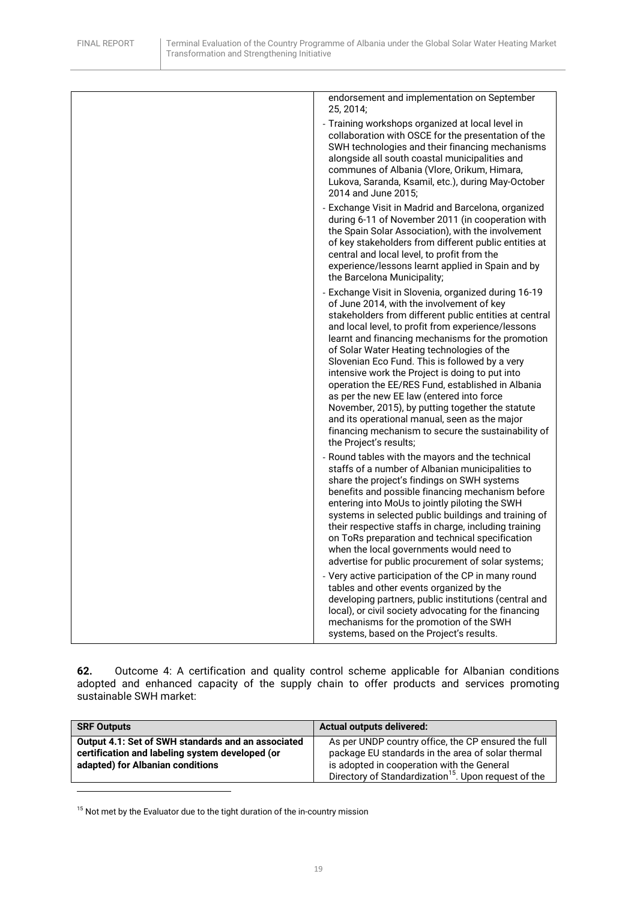| | |
|---|---|
| | endorsement and implementation on September 25, 2014;<br>- Training workshops organized at local level in collaboration with OSCE for the presentation of the SWH technologies and their financing mechanisms alongside all south coastal municipalities and communes of Albania (Vlore, Orikum, Himara, Lukova, Saranda, Ksamil, etc.), during May-October 2014 and June 2015;<br>- Exchange Visit in Madrid and Barcelona, organized during 6-11 of November 2011 (in cooperation with the Spain Solar Association), with the involvement of key stakeholders from different public entities at central and local level, to profit from the experience/lessons learnt applied in Spain and by the Barcelona Municipality;<br>- Exchange Visit in Slovenia, organized during 16-19 of June 2014, with the involvement of key stakeholders from different public entities at central and local level, to profit from experience/lessons learnt and financing mechanisms for the promotion of Solar Water Heating technologies of the Slovenian Eco Fund. This is followed by a very intensive work the Project is doing to put into operation the EE/RES Fund, established in Albania as per the new EE law (entered into force November, 2015), by putting together the statute and its operational manual, seen as the major financing mechanism to secure the sustainability of the Project's results;<br>- Round tables with the mayors and the technical staffs of a number of Albanian municipalities to share the project's findings on SWH systems benefits and possible financing mechanism before entering into MoUs to jointly piloting the SWH systems in selected public buildings and training of their respective staffs in charge, including training on ToRs preparation and technical specification when the local governments would need to advertise for public procurement of solar systems;<br>- Very active participation of the CP in many round tables and other events organized by the developing partners, public institutions (central and local), or civil society advocating for the financing mechanisms for the promotion of the SWH systems, based on the Project's results. |

**62.** Outcome 4: A certification and quality control scheme applicable for Albanian conditions adopted and enhanced capacity of the supply chain to offer products and services promoting sustainable SWH market:

| SRF Outputs | Actual outputs delivered: |
|---|---|
| **Output 4.1: Set of SWH standards and an associated certification and labeling system developed (or adapted) for Albanian conditions** | As per UNDP country office, the CP ensured the full package EU standards in the area of solar thermal is adopted in cooperation with the General Directory of Standardization[15]. Upon request of the |

[15] Not met by the Evaluator due to the tight duration of the in-country mission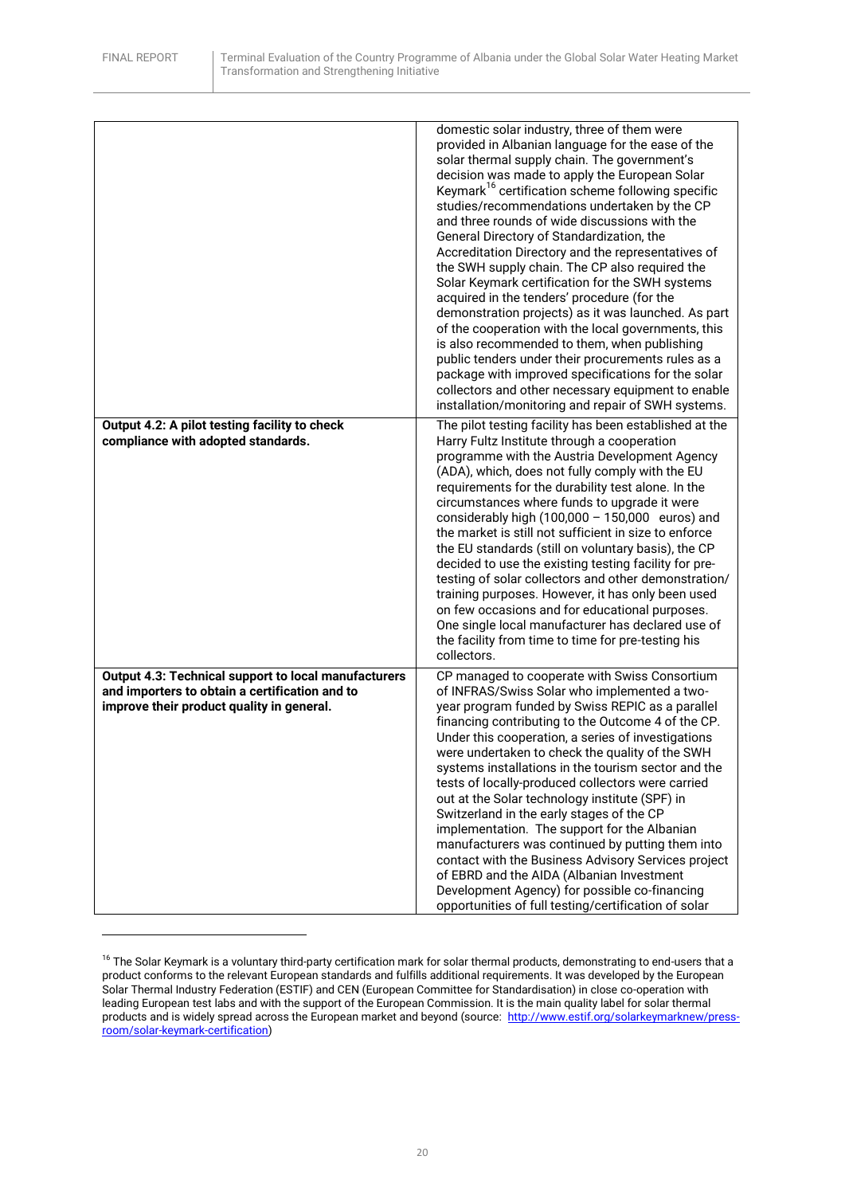| | |
|---|---|
| | domestic solar industry, three of them were provided in Albanian language for the ease of the solar thermal supply chain. The government's decision was made to apply the European Solar Keymark[16] certification scheme following specific studies/recommendations undertaken by the CP and three rounds of wide discussions with the General Directory of Standardization, the Accreditation Directory and the representatives of the SWH supply chain. The CP also required the Solar Keymark certification for the SWH systems acquired in the tenders' procedure (for the demonstration projects) as it was launched. As part of the cooperation with the local governments, this is also recommended to them, when publishing public tenders under their procurements rules as a package with improved specifications for the solar collectors and other necessary equipment to enable installation/monitoring and repair of SWH systems. |
| **Output 4.2: A pilot testing facility to check compliance with adopted standards.** | The pilot testing facility has been established at the Harry Fultz Institute through a cooperation programme with the Austria Development Agency (ADA), which, does not fully comply with the EU requirements for the durability test alone. In the circumstances where funds to upgrade it were considerably high (100,000 – 150,000 euros) and the market is still not sufficient in size to enforce the EU standards (still on voluntary basis), the CP decided to use the existing testing facility for pre-testing of solar collectors and other demonstration/ training purposes. However, it has only been used on few occasions and for educational purposes. One single local manufacturer has declared use of the facility from time to time for pre-testing his collectors. |
| **Output 4.3: Technical support to local manufacturers and importers to obtain a certification and to improve their product quality in general.** | CP managed to cooperate with Swiss Consortium of INFRAS/Swiss Solar who implemented a two-year program funded by Swiss REPIC as a parallel financing contributing to the Outcome 4 of the CP. Under this cooperation, a series of investigations were undertaken to check the quality of the SWH systems installations in the tourism sector and the tests of locally-produced collectors were carried out at the Solar technology institute (SPF) in Switzerland in the early stages of the CP implementation. The support for the Albanian manufacturers was continued by putting them into contact with the Business Advisory Services project of EBRD and the AIDA (Albanian Investment Development Agency) for possible co-financing opportunities of full testing/certification of solar |

[16] The Solar Keymark is a voluntary third-party certification mark for solar thermal products, demonstrating to end-users that a product conforms to the relevant European standards and fulfills additional requirements. It was developed by the European Solar Thermal Industry Federation (ESTIF) and CEN (European Committee for Standardisation) in close co-operation with leading European test labs and with the support of the European Commission. It is the main quality label for solar thermal products and is widely spread across the European market and beyond (source: http://www.estif.org/solarkeymarknew/press-room/solar-keymark-certification)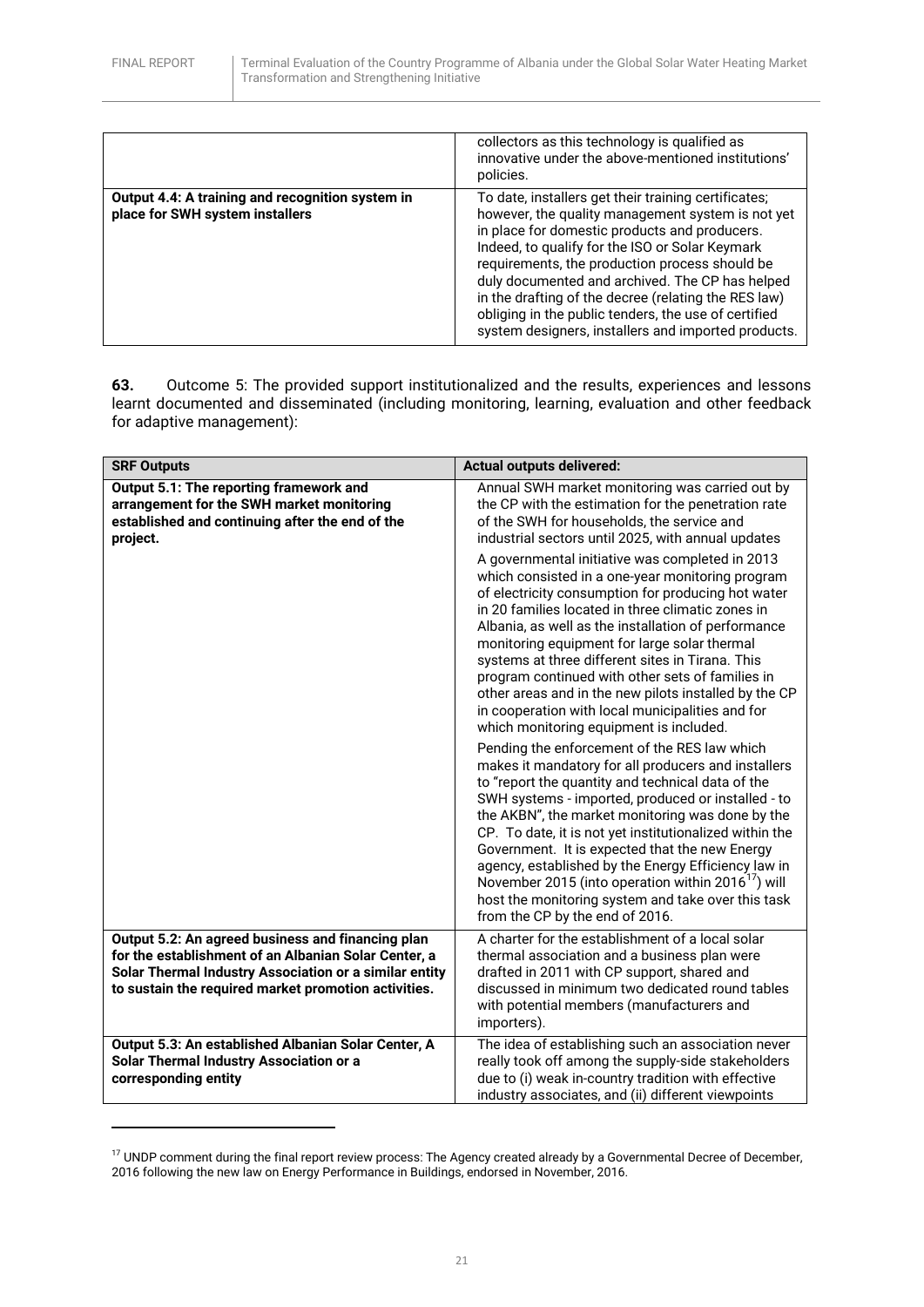| | |
|---|---|
| | collectors as this technology is qualified as innovative under the above-mentioned institutions' policies. |
| **Output 4.4: A training and recognition system in place for SWH system installers** | To date, installers get their training certificates; however, the quality management system is not yet in place for domestic products and producers. Indeed, to qualify for the ISO or Solar Keymark requirements, the production process should be duly documented and archived. The CP has helped in the drafting of the decree (relating the RES law) obliging in the public tenders, the use of certified system designers, installers and imported products. |

**63.** Outcome 5: The provided support institutionalized and the results, experiences and lessons learnt documented and disseminated (including monitoring, learning, evaluation and other feedback for adaptive management):

| SRF Outputs | Actual outputs delivered: |
|---|---|
| **Output 5.1: The reporting framework and arrangement for the SWH market monitoring established and continuing after the end of the project.** | Annual SWH market monitoring was carried out by the CP with the estimation for the penetration rate of the SWH for households, the service and industrial sectors until 2025, with annual updates<br><br>A governmental initiative was completed in 2013 which consisted in a one-year monitoring program of electricity consumption for producing hot water in 20 families located in three climatic zones in Albania, as well as the installation of performance monitoring equipment for large solar thermal systems at three different sites in Tirana. This program continued with other sets of families in other areas and in the new pilots installed by the CP in cooperation with local municipalities and for which monitoring equipment is included.<br><br>Pending the enforcement of the RES law which makes it mandatory for all producers and installers to "report the quantity and technical data of the SWH systems - imported, produced or installed - to the AKBN", the market monitoring was done by the CP. To date, it is not yet institutionalized within the Government. It is expected that the new Energy agency, established by the Energy Efficiency law in November 2015 (into operation within 2016[17]) will host the monitoring system and take over this task from the CP by the end of 2016. |
| **Output 5.2: An agreed business and financing plan for the establishment of an Albanian Solar Center, a Solar Thermal Industry Association or a similar entity to sustain the required market promotion activities.** | A charter for the establishment of a local solar thermal association and a business plan were drafted in 2011 with CP support, shared and discussed in minimum two dedicated round tables with potential members (manufacturers and importers). |
| **Output 5.3: An established Albanian Solar Center, A Solar Thermal Industry Association or a corresponding entity** | The idea of establishing such an association never really took off among the supply-side stakeholders due to (i) weak in-country tradition with effective industry associates, and (ii) different viewpoints |

[17] UNDP comment during the final report review process: The Agency created already by a Governmental Decree of December, 2016 following the new law on Energy Performance in Buildings, endorsed in November, 2016.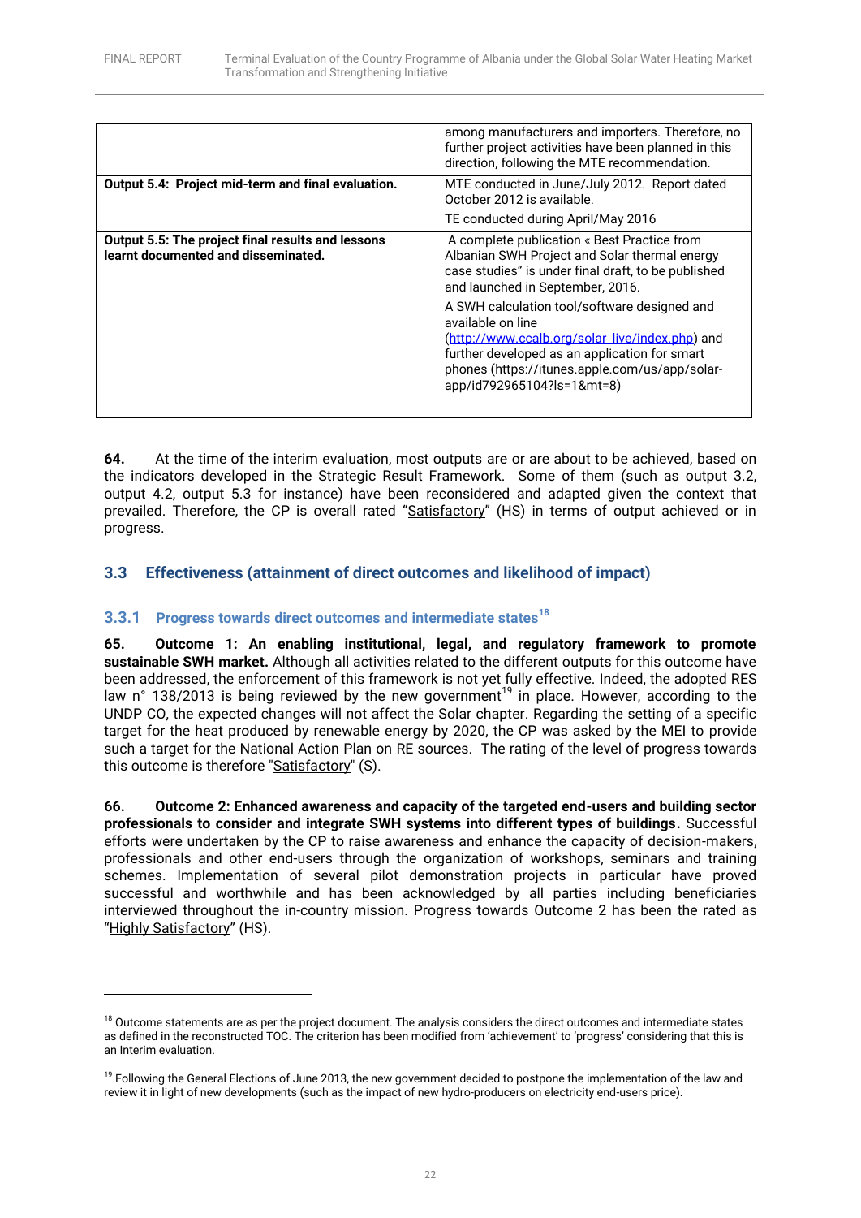| | |
|---|---|
| | among manufacturers and importers. Therefore, no further project activities have been planned in this direction, following the MTE recommendation. |
| **Output 5.4: Project mid-term and final evaluation.** | MTE conducted in June/July 2012. Report dated October 2012 is available.<br><br>TE conducted during April/May 2016 |
| **Output 5.5: The project final results and lessons learnt documented and disseminated.** | A complete publication « Best Practice from Albanian SWH Project and Solar thermal energy case studies" is under final draft, to be published and launched in September, 2016.<br><br>A SWH calculation tool/software designed and available on line (http://www.ccalb.org/solar_live/index.php) and further developed as an application for smart phones (https://itunes.apple.com/us/app/solar-app/id792965104?ls=1&mt=8) |

**64.** At the time of the interim evaluation, most outputs are or are about to be achieved, based on the indicators developed in the Strategic Result Framework. Some of them (such as output 3.2, output 4.2, output 5.3 for instance) have been reconsidered and adapted given the context that prevailed. Therefore, the CP is overall rated "Satisfactory" (HS) in terms of output achieved or in progress.

## 3.3 Effectiveness (attainment of direct outcomes and likelihood of impact)

### 3.3.1 Progress towards direct outcomes and intermediate states[18]

**65. Outcome 1: An enabling institutional, legal, and regulatory framework to promote sustainable SWH market.** Although all activities related to the different outputs for this outcome have been addressed, the enforcement of this framework is not yet fully effective. Indeed, the adopted RES law n° 138/2013 is being reviewed by the new government[19] in place. However, according to the UNDP CO, the expected changes will not affect the Solar chapter. Regarding the setting of a specific target for the heat produced by renewable energy by 2020, the CP was asked by the MEI to provide such a target for the National Action Plan on RE sources. The rating of the level of progress towards this outcome is therefore "Satisfactory" (S).

**66. Outcome 2: Enhanced awareness and capacity of the targeted end-users and building sector professionals to consider and integrate SWH systems into different types of buildings.** Successful efforts were undertaken by the CP to raise awareness and enhance the capacity of decision-makers, professionals and other end-users through the organization of workshops, seminars and training schemes. Implementation of several pilot demonstration projects in particular have proved successful and worthwhile and has been acknowledged by all parties including beneficiaries interviewed throughout the in-country mission. Progress towards Outcome 2 has been the rated as "Highly Satisfactory" (HS).

---

[18] Outcome statements are as per the project document. The analysis considers the direct outcomes and intermediate states as defined in the reconstructed TOC. The criterion has been modified from 'achievement' to 'progress' considering that this is an Interim evaluation.

[19] Following the General Elections of June 2013, the new government decided to postpone the implementation of the law and review it in light of new developments (such as the impact of new hydro-producers on electricity end-users price).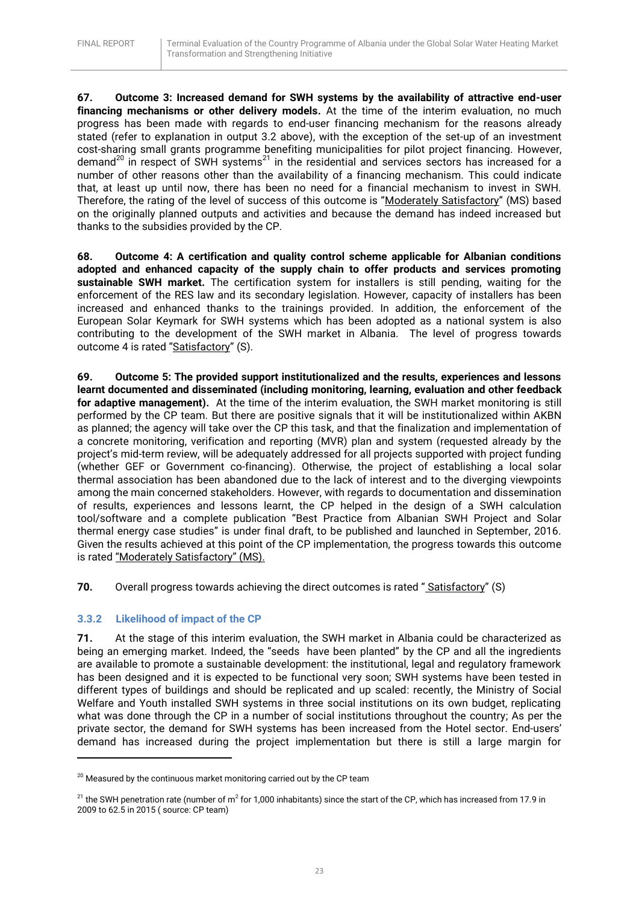**67. Outcome 3: Increased demand for SWH systems by the availability of attractive end-user financing mechanisms or other delivery models.** At the time of the interim evaluation, no much progress has been made with regards to end-user financing mechanism for the reasons already stated (refer to explanation in output 3.2 above), with the exception of the set-up of an investment cost-sharing small grants programme benefiting municipalities for pilot project financing. However, demand[20] in respect of SWH systems[21] in the residential and services sectors has increased for a number of other reasons other than the availability of a financing mechanism. This could indicate that, at least up until now, there has been no need for a financial mechanism to invest in SWH. Therefore, the rating of the level of success of this outcome is "Moderately Satisfactory" (MS) based on the originally planned outputs and activities and because the demand has indeed increased but thanks to the subsidies provided by the CP.

**68. Outcome 4: A certification and quality control scheme applicable for Albanian conditions adopted and enhanced capacity of the supply chain to offer products and services promoting sustainable SWH market.** The certification system for installers is still pending, waiting for the enforcement of the RES law and its secondary legislation. However, capacity of installers has been increased and enhanced thanks to the trainings provided. In addition, the enforcement of the European Solar Keymark for SWH systems which has been adopted as a national system is also contributing to the development of the SWH market in Albania. The level of progress towards outcome 4 is rated "Satisfactory" (S).

**69. Outcome 5: The provided support institutionalized and the results, experiences and lessons learnt documented and disseminated (including monitoring, learning, evaluation and other feedback for adaptive management).** At the time of the interim evaluation, the SWH market monitoring is still performed by the CP team. But there are positive signals that it will be institutionalized within AKBN as planned; the agency will take over the CP this task, and that the finalization and implementation of a concrete monitoring, verification and reporting (MVR) plan and system (requested already by the project's mid-term review, will be adequately addressed for all projects supported with project funding (whether GEF or Government co-financing). Otherwise, the project of establishing a local solar thermal association has been abandoned due to the lack of interest and to the diverging viewpoints among the main concerned stakeholders. However, with regards to documentation and dissemination of results, experiences and lessons learnt, the CP helped in the design of a SWH calculation tool/software and a complete publication "Best Practice from Albanian SWH Project and Solar thermal energy case studies" is under final draft, to be published and launched in September, 2016. Given the results achieved at this point of the CP implementation, the progress towards this outcome is rated "Moderately Satisfactory" (MS).

**70.** Overall progress towards achieving the direct outcomes is rated " Satisfactory" (S)

### 3.3.2 Likelihood of impact of the CP

**71.** At the stage of this interim evaluation, the SWH market in Albania could be characterized as being an emerging market. Indeed, the "seeds have been planted" by the CP and all the ingredients are available to promote a sustainable development: the institutional, legal and regulatory framework has been designed and it is expected to be functional very soon; SWH systems have been tested in different types of buildings and should be replicated and up scaled: recently, the Ministry of Social Welfare and Youth installed SWH systems in three social institutions on its own budget, replicating what was done through the CP in a number of social institutions throughout the country; As per the private sector, the demand for SWH systems has been increased from the Hotel sector. End-users' demand has increased during the project implementation but there is still a large margin for

---

[20] Measured by the continuous market monitoring carried out by the CP team

[21] the SWH penetration rate (number of $m^2$ for 1,000 inhabitants) since the start of the CP, which has increased from 17.9 in 2009 to 62.5 in 2015 ( source: CP team)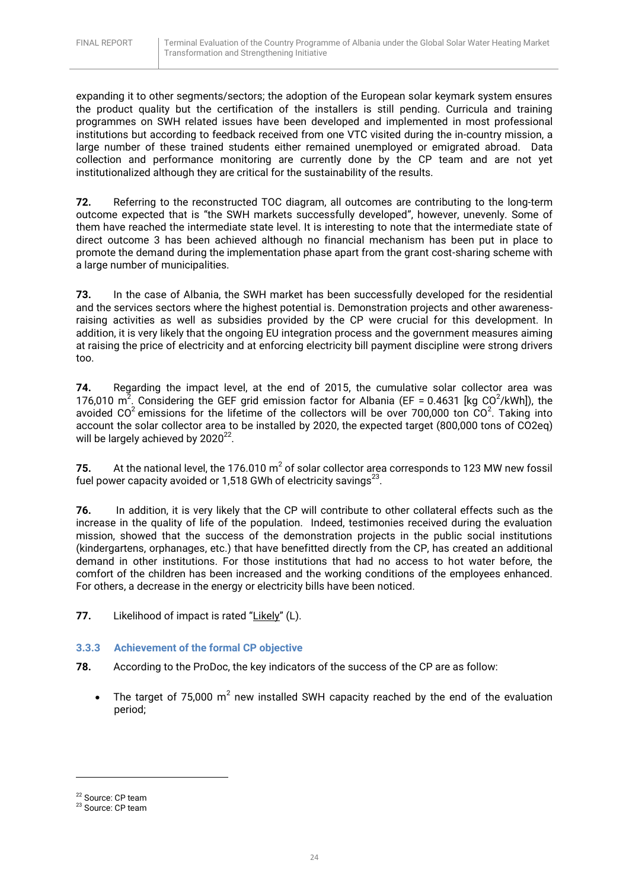expanding it to other segments/sectors; the adoption of the European solar keymark system ensures the product quality but the certification of the installers is still pending. Curricula and training programmes on SWH related issues have been developed and implemented in most professional institutions but according to feedback received from one VTC visited during the in-country mission, a large number of these trained students either remained unemployed or emigrated abroad. Data collection and performance monitoring are currently done by the CP team and are not yet institutionalized although they are critical for the sustainability of the results.

**72.** Referring to the reconstructed TOC diagram, all outcomes are contributing to the long-term outcome expected that is "the SWH markets successfully developed", however, unevenly. Some of them have reached the intermediate state level. It is interesting to note that the intermediate state of direct outcome 3 has been achieved although no financial mechanism has been put in place to promote the demand during the implementation phase apart from the grant cost-sharing scheme with a large number of municipalities.

**73.** In the case of Albania, the SWH market has been successfully developed for the residential and the services sectors where the highest potential is. Demonstration projects and other awareness-raising activities as well as subsidies provided by the CP were crucial for this development. In addition, it is very likely that the ongoing EU integration process and the government measures aiming at raising the price of electricity and at enforcing electricity bill payment discipline were strong drivers too.

**74.** Regarding the impact level, at the end of 2015, the cumulative solar collector area was 176,010 $m^2$. Considering the GEF grid emission factor for Albania (EF = 0.4631 [kg $CO^2$/kWh]), the avoided $CO^2$ emissions for the lifetime of the collectors will be over 700,000 ton $CO^2$. Taking into account the solar collector area to be installed by 2020, the expected target (800,000 tons of CO2eq) will be largely achieved by 2020[22].

**75.** At the national level, the 176.010 $m^2$ of solar collector area corresponds to 123 MW new fossil fuel power capacity avoided or 1,518 GWh of electricity savings[23].

**76.** In addition, it is very likely that the CP will contribute to other collateral effects such as the increase in the quality of life of the population. Indeed, testimonies received during the evaluation mission, showed that the success of the demonstration projects in the public social institutions (kindergartens, orphanages, etc.) that have benefitted directly from the CP, has created an additional demand in other institutions. For those institutions that had no access to hot water before, the comfort of the children has been increased and the working conditions of the employees enhanced. For others, a decrease in the energy or electricity bills have been noticed.

**77.** Likelihood of impact is rated "Likely" (L).

### 3.3.3 Achievement of the formal CP objective

**78.** According to the ProDoc, the key indicators of the success of the CP are as follow:

- The target of 75,000 $m^2$ new installed SWH capacity reached by the end of the evaluation period;

[22] Source: CP team
[23] Source: CP team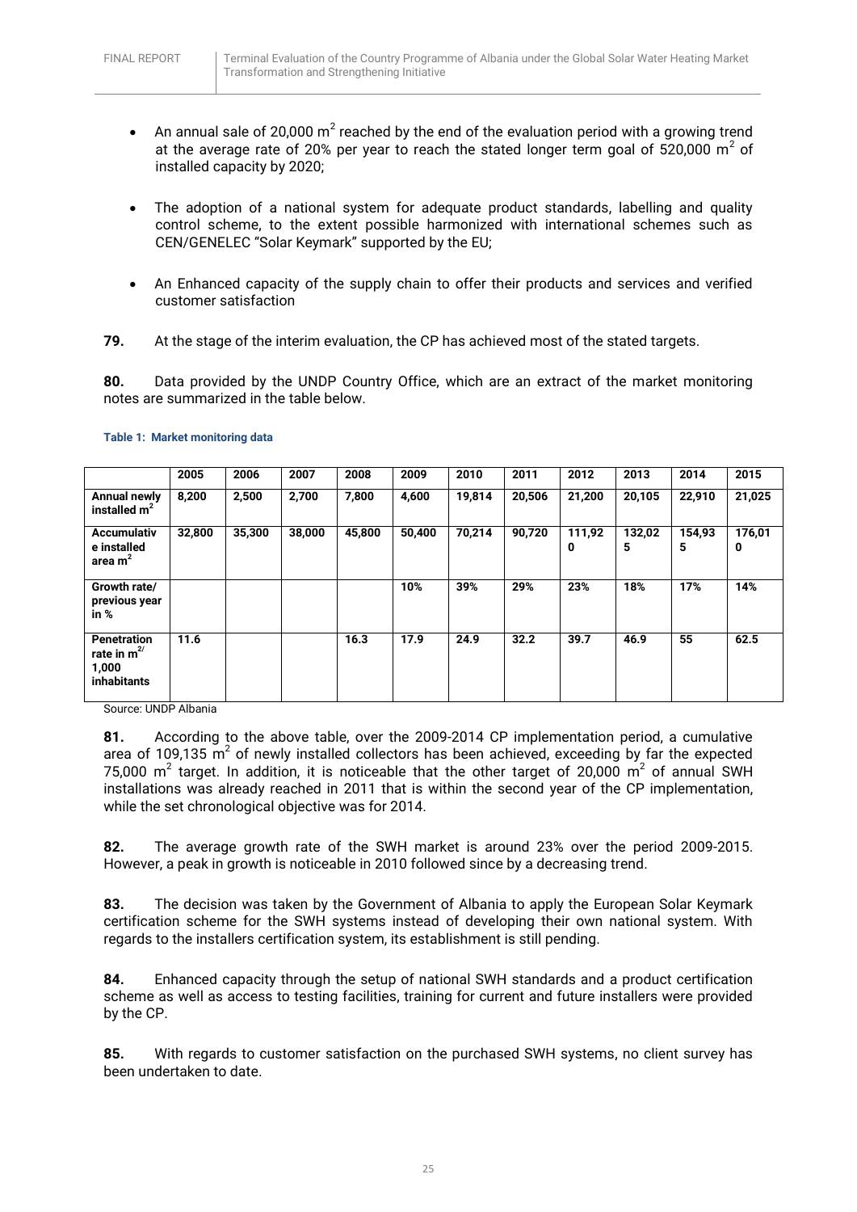- An annual sale of 20,000 $m^2$ reached by the end of the evaluation period with a growing trend at the average rate of 20% per year to reach the stated longer term goal of 520,000 $m^2$ of installed capacity by 2020;

- The adoption of a national system for adequate product standards, labelling and quality control scheme, to the extent possible harmonized with international schemes such as CEN/GENELEC "Solar Keymark" supported by the EU;

- An Enhanced capacity of the supply chain to offer their products and services and verified customer satisfaction

**79.** At the stage of the interim evaluation, the CP has achieved most of the stated targets.

**80.** Data provided by the UNDP Country Office, which are an extract of the market monitoring notes are summarized in the table below.

**Table 1: Market monitoring data**

| | 2005 | 2006 | 2007 | 2008 | 2009 | 2010 | 2011 | 2012 | 2013 | 2014 | 2015 |
|---|---|---|---|---|---|---|---|---|---|---|---|
| **Annual newly installed $m^2$** | 8,200 | 2,500 | 2,700 | 7,800 | 4,600 | 19,814 | 20,506 | 21,200 | 20,105 | 22,910 | 21,025 |
| **Accumulative installed area $m^2$** | 32,800 | 35,300 | 38,000 | 45,800 | 50,400 | 70,214 | 90,720 | 111,920 | 132,025 | 154,935 | 176,010 |
| **Growth rate/ previous year in %** | | | | | 10% | 39% | 29% | 23% | 18% | 17% | 14% |
| **Penetration rate in $m^2$/ 1,000 inhabitants** | 11.6 | | | 16.3 | 17.9 | 24.9 | 32.2 | 39.7 | 46.9 | 55 | 62.5 |

Source: UNDP Albania

**81.** According to the above table, over the 2009-2014 CP implementation period, a cumulative area of 109,135 $m^2$ of newly installed collectors has been achieved, exceeding by far the expected 75,000 $m^2$ target. In addition, it is noticeable that the other target of 20,000 $m^2$ of annual SWH installations was already reached in 2011 that is within the second year of the CP implementation, while the set chronological objective was for 2014.

**82.** The average growth rate of the SWH market is around 23% over the period 2009-2015. However, a peak in growth is noticeable in 2010 followed since by a decreasing trend.

**83.** The decision was taken by the Government of Albania to apply the European Solar Keymark certification scheme for the SWH systems instead of developing their own national system. With regards to the installers certification system, its establishment is still pending.

**84.** Enhanced capacity through the setup of national SWH standards and a product certification scheme as well as access to testing facilities, training for current and future installers were provided by the CP.

**85.** With regards to customer satisfaction on the purchased SWH systems, no client survey has been undertaken to date.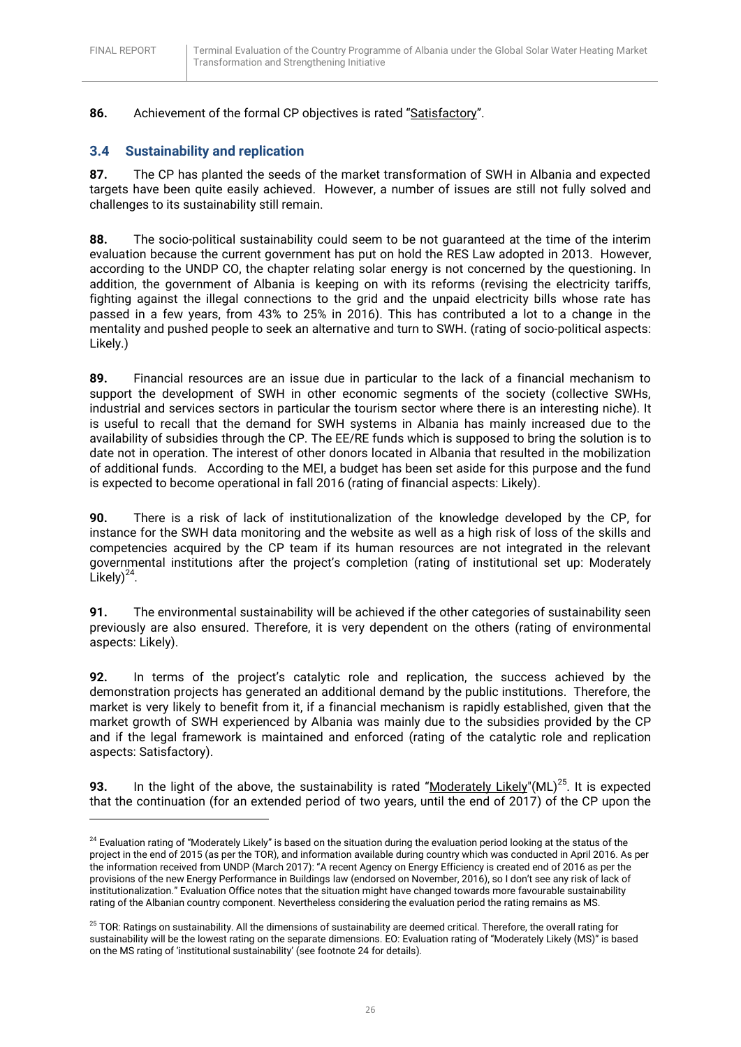**86.** Achievement of the formal CP objectives is rated "Satisfactory".

## 3.4 Sustainability and replication

**87.** The CP has planted the seeds of the market transformation of SWH in Albania and expected targets have been quite easily achieved. However, a number of issues are still not fully solved and challenges to its sustainability still remain.

**88.** The socio-political sustainability could seem to be not guaranteed at the time of the interim evaluation because the current government has put on hold the RES Law adopted in 2013. However, according to the UNDP CO, the chapter relating solar energy is not concerned by the questioning. In addition, the government of Albania is keeping on with its reforms (revising the electricity tariffs, fighting against the illegal connections to the grid and the unpaid electricity bills whose rate has passed in a few years, from 43% to 25% in 2016). This has contributed a lot to a change in the mentality and pushed people to seek an alternative and turn to SWH. (rating of socio-political aspects: Likely.)

**89.** Financial resources are an issue due in particular to the lack of a financial mechanism to support the development of SWH in other economic segments of the society (collective SWHs, industrial and services sectors in particular the tourism sector where there is an interesting niche). It is useful to recall that the demand for SWH systems in Albania has mainly increased due to the availability of subsidies through the CP. The EE/RE funds which is supposed to bring the solution is to date not in operation. The interest of other donors located in Albania that resulted in the mobilization of additional funds. According to the MEI, a budget has been set aside for this purpose and the fund is expected to become operational in fall 2016 (rating of financial aspects: Likely).

**90.** There is a risk of lack of institutionalization of the knowledge developed by the CP, for instance for the SWH data monitoring and the website as well as a high risk of loss of the skills and competencies acquired by the CP team if its human resources are not integrated in the relevant governmental institutions after the project's completion (rating of institutional set up: Moderately Likely)[24].

**91.** The environmental sustainability will be achieved if the other categories of sustainability seen previously are also ensured. Therefore, it is very dependent on the others (rating of environmental aspects: Likely).

**92.** In terms of the project's catalytic role and replication, the success achieved by the demonstration projects has generated an additional demand by the public institutions. Therefore, the market is very likely to benefit from it, if a financial mechanism is rapidly established, given that the market growth of SWH experienced by Albania was mainly due to the subsidies provided by the CP and if the legal framework is maintained and enforced (rating of the catalytic role and replication aspects: Satisfactory).

**93.** In the light of the above, the sustainability is rated "Moderately Likely"(ML)[25]. It is expected that the continuation (for an extended period of two years, until the end of 2017) of the CP upon the

---

[24] Evaluation rating of "Moderately Likely" is based on the situation during the evaluation period looking at the status of the project in the end of 2015 (as per the TOR), and information available during country which was conducted in April 2016. As per the information received from UNDP (March 2017): "A recent Agency on Energy Efficiency is created end of 2016 as per the provisions of the new Energy Performance in Buildings law (endorsed on November, 2016), so I don't see any risk of lack of institutionalization." Evaluation Office notes that the situation might have changed towards more favourable sustainability rating of the Albanian country component. Nevertheless considering the evaluation period the rating remains as MS.

[25] TOR: Ratings on sustainability. All the dimensions of sustainability are deemed critical. Therefore, the overall rating for sustainability will be the lowest rating on the separate dimensions. EO: Evaluation rating of "Moderately Likely (MS)" is based on the MS rating of 'institutional sustainability' (see footnote 24 for details).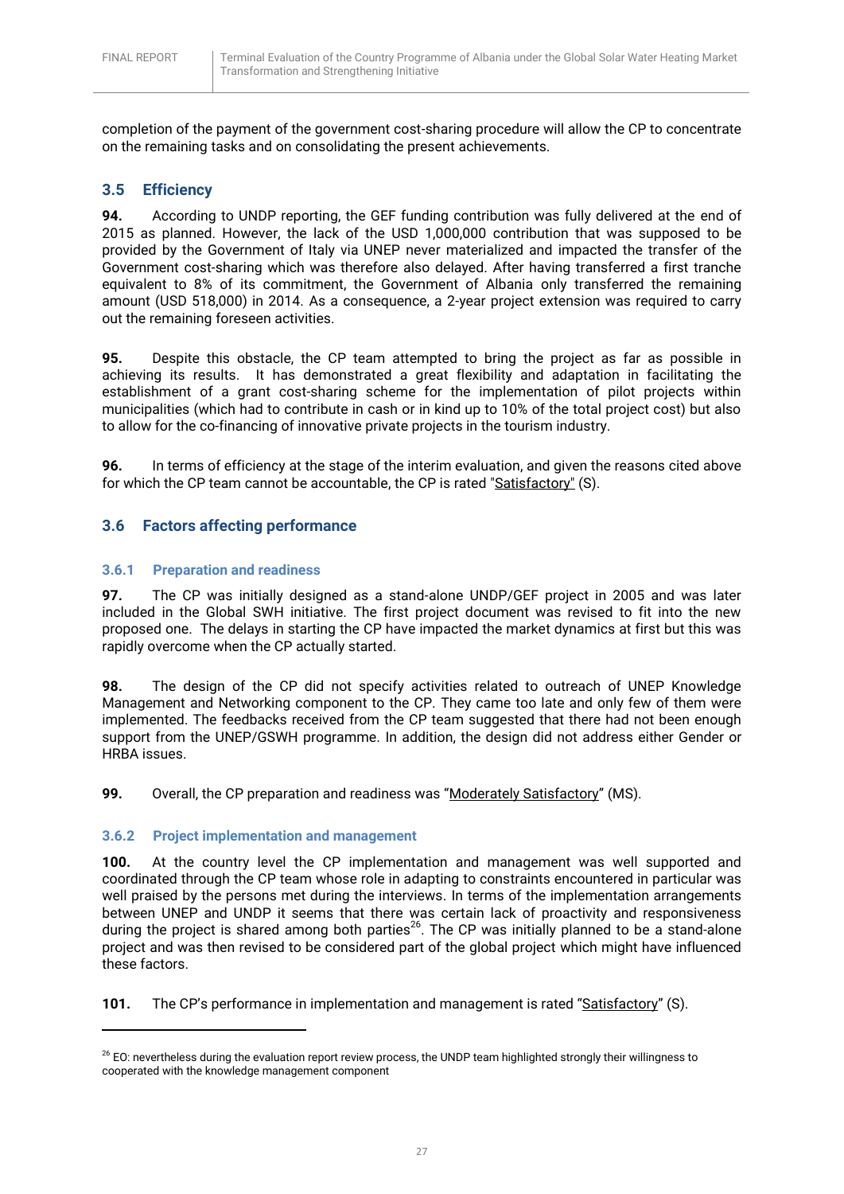completion of the payment of the government cost-sharing procedure will allow the CP to concentrate on the remaining tasks and on consolidating the present achievements.

## 3.5 Efficiency

**94.** According to UNDP reporting, the GEF funding contribution was fully delivered at the end of 2015 as planned. However, the lack of the USD 1,000,000 contribution that was supposed to be provided by the Government of Italy via UNEP never materialized and impacted the transfer of the Government cost-sharing which was therefore also delayed. After having transferred a first tranche equivalent to 8% of its commitment, the Government of Albania only transferred the remaining amount (USD 518,000) in 2014. As a consequence, a 2-year project extension was required to carry out the remaining foreseen activities.

**95.** Despite this obstacle, the CP team attempted to bring the project as far as possible in achieving its results. It has demonstrated a great flexibility and adaptation in facilitating the establishment of a grant cost-sharing scheme for the implementation of pilot projects within municipalities (which had to contribute in cash or in kind up to 10% of the total project cost) but also to allow for the co-financing of innovative private projects in the tourism industry.

**96.** In terms of efficiency at the stage of the interim evaluation, and given the reasons cited above for which the CP team cannot be accountable, the CP is rated "Satisfactory" (S).

## 3.6 Factors affecting performance

### 3.6.1 Preparation and readiness

**97.** The CP was initially designed as a stand-alone UNDP/GEF project in 2005 and was later included in the Global SWH initiative. The first project document was revised to fit into the new proposed one. The delays in starting the CP have impacted the market dynamics at first but this was rapidly overcome when the CP actually started.

**98.** The design of the CP did not specify activities related to outreach of UNEP Knowledge Management and Networking component to the CP. They came too late and only few of them were implemented. The feedbacks received from the CP team suggested that there had not been enough support from the UNEP/GSWH programme. In addition, the design did not address either Gender or HRBA issues.

**99.** Overall, the CP preparation and readiness was "Moderately Satisfactory" (MS).

### 3.6.2 Project implementation and management

**100.** At the country level the CP implementation and management was well supported and coordinated through the CP team whose role in adapting to constraints encountered in particular was well praised by the persons met during the interviews. In terms of the implementation arrangements between UNEP and UNDP it seems that there was certain lack of proactivity and responsiveness during the project is shared among both parties[26]. The CP was initially planned to be a stand-alone project and was then revised to be considered part of the global project which might have influenced these factors.

**101.** The CP's performance in implementation and management is rated "Satisfactory" (S).

---

[26] EO: nevertheless during the evaluation report review process, the UNDP team highlighted strongly their willingness to cooperated with the knowledge management component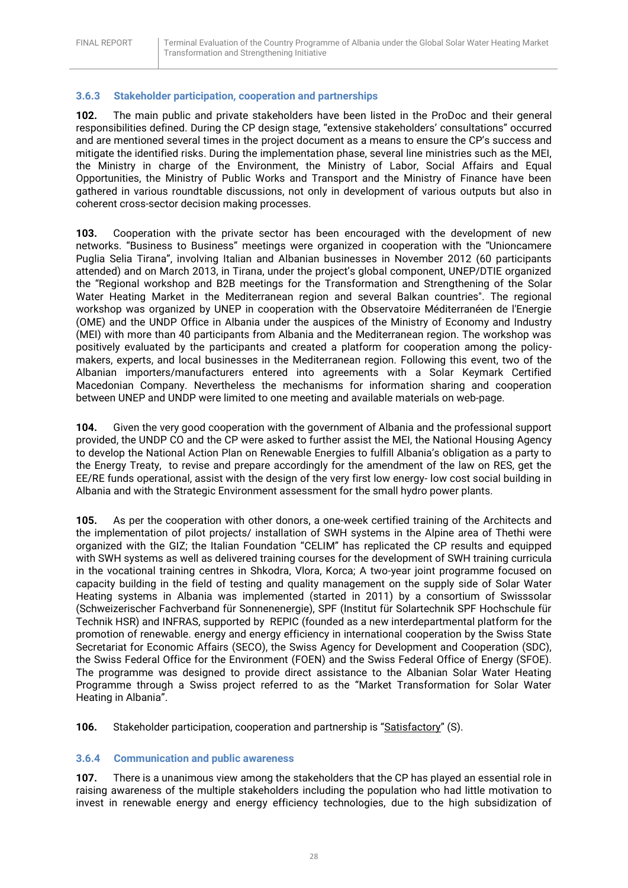### 3.6.3 Stakeholder participation, cooperation and partnerships

**102.** The main public and private stakeholders have been listed in the ProDoc and their general responsibilities defined. During the CP design stage, "extensive stakeholders' consultations" occurred and are mentioned several times in the project document as a means to ensure the CP's success and mitigate the identified risks. During the implementation phase, several line ministries such as the MEI, the Ministry in charge of the Environment, the Ministry of Labor, Social Affairs and Equal Opportunities, the Ministry of Public Works and Transport and the Ministry of Finance have been gathered in various roundtable discussions, not only in development of various outputs but also in coherent cross-sector decision making processes.

**103.** Cooperation with the private sector has been encouraged with the development of new networks. "Business to Business" meetings were organized in cooperation with the "Unioncamere Puglia Selia Tirana", involving Italian and Albanian businesses in November 2012 (60 participants attended) and on March 2013, in Tirana, under the project's global component, UNEP/DTIE organized the "Regional workshop and B2B meetings for the Transformation and Strengthening of the Solar Water Heating Market in the Mediterranean region and several Balkan countries". The regional workshop was organized by UNEP in cooperation with the Observatoire Méditerranéen de l'Energie (OME) and the UNDP Office in Albania under the auspices of the Ministry of Economy and Industry (MEI) with more than 40 participants from Albania and the Mediterranean region. The workshop was positively evaluated by the participants and created a platform for cooperation among the policy-makers, experts, and local businesses in the Mediterranean region. Following this event, two of the Albanian importers/manufacturers entered into agreements with a Solar Keymark Certified Macedonian Company. Nevertheless the mechanisms for information sharing and cooperation between UNEP and UNDP were limited to one meeting and available materials on web-page.

**104.** Given the very good cooperation with the government of Albania and the professional support provided, the UNDP CO and the CP were asked to further assist the MEI, the National Housing Agency to develop the National Action Plan on Renewable Energies to fulfill Albania's obligation as a party to the Energy Treaty, to revise and prepare accordingly for the amendment of the law on RES, get the EE/RE funds operational, assist with the design of the very first low energy- low cost social building in Albania and with the Strategic Environment assessment for the small hydro power plants.

**105.** As per the cooperation with other donors, a one-week certified training of the Architects and the implementation of pilot projects/ installation of SWH systems in the Alpine area of Thethi were organized with the GIZ; the Italian Foundation "CELIM" has replicated the CP results and equipped with SWH systems as well as delivered training courses for the development of SWH training curricula in the vocational training centres in Shkodra, Vlora, Korca; A two-year joint programme focused on capacity building in the field of testing and quality management on the supply side of Solar Water Heating systems in Albania was implemented (started in 2011) by a consortium of Swisssolar (Schweizerischer Fachverband für Sonnenenergie), SPF (Institut für Solartechnik SPF Hochschule für Technik HSR) and INFRAS, supported by REPIC (founded as a new interdepartmental platform for the promotion of renewable. energy and energy efficiency in international cooperation by the Swiss State Secretariat for Economic Affairs (SECO), the Swiss Agency for Development and Cooperation (SDC), the Swiss Federal Office for the Environment (FOEN) and the Swiss Federal Office of Energy (SFOE). The programme was designed to provide direct assistance to the Albanian Solar Water Heating Programme through a Swiss project referred to as the "Market Transformation for Solar Water Heating in Albania".

**106.** Stakeholder participation, cooperation and partnership is "Satisfactory" (S).

### 3.6.4 Communication and public awareness

**107.** There is a unanimous view among the stakeholders that the CP has played an essential role in raising awareness of the multiple stakeholders including the population who had little motivation to invest in renewable energy and energy efficiency technologies, due to the high subsidization of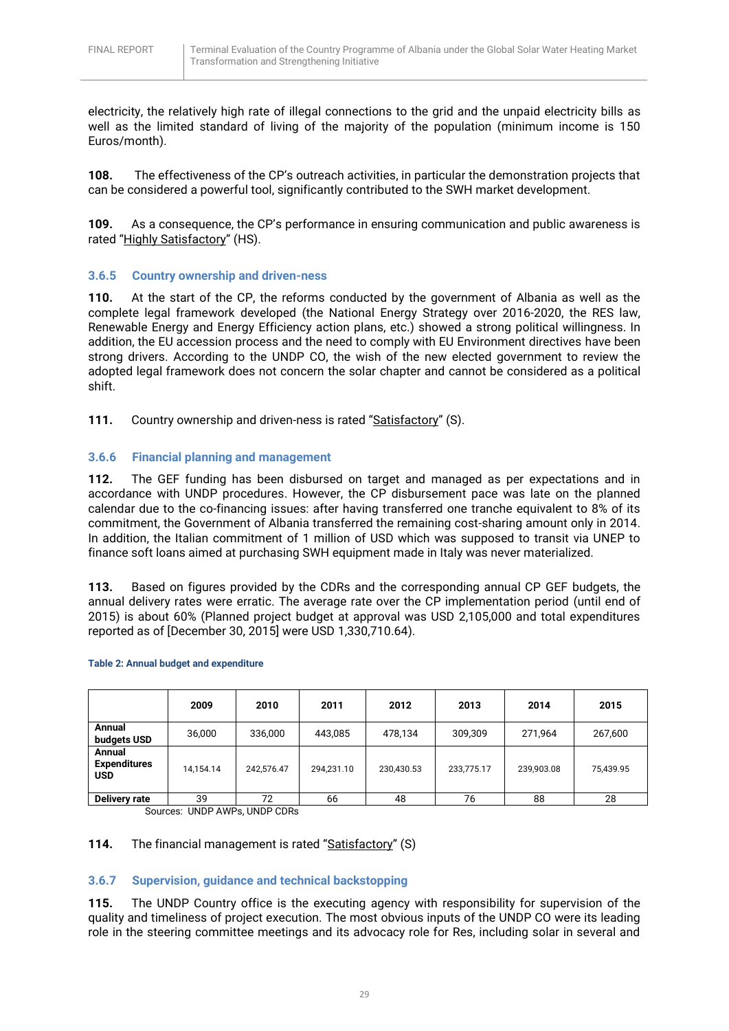electricity, the relatively high rate of illegal connections to the grid and the unpaid electricity bills as well as the limited standard of living of the majority of the population (minimum income is 150 Euros/month).

**108.** The effectiveness of the CP's outreach activities, in particular the demonstration projects that can be considered a powerful tool, significantly contributed to the SWH market development.

**109.** As a consequence, the CP's performance in ensuring communication and public awareness is rated "Highly Satisfactory" (HS).

### 3.6.5 Country ownership and driven-ness

**110.** At the start of the CP, the reforms conducted by the government of Albania as well as the complete legal framework developed (the National Energy Strategy over 2016-2020, the RES law, Renewable Energy and Energy Efficiency action plans, etc.) showed a strong political willingness. In addition, the EU accession process and the need to comply with EU Environment directives have been strong drivers. According to the UNDP CO, the wish of the new elected government to review the adopted legal framework does not concern the solar chapter and cannot be considered as a political shift.

**111.** Country ownership and driven-ness is rated "Satisfactory" (S).

### 3.6.6 Financial planning and management

**112.** The GEF funding has been disbursed on target and managed as per expectations and in accordance with UNDP procedures. However, the CP disbursement pace was late on the planned calendar due to the co-financing issues: after having transferred one tranche equivalent to 8% of its commitment, the Government of Albania transferred the remaining cost-sharing amount only in 2014. In addition, the Italian commitment of 1 million of USD which was supposed to transit via UNEP to finance soft loans aimed at purchasing SWH equipment made in Italy was never materialized.

**113.** Based on figures provided by the CDRs and the corresponding annual CP GEF budgets, the annual delivery rates were erratic. The average rate over the CP implementation period (until end of 2015) is about 60% (Planned project budget at approval was USD 2,105,000 and total expenditures reported as of [December 30, 2015] were USD 1,330,710.64).

**Table 2: Annual budget and expenditure**

| | 2009 | 2010 | 2011 | 2012 | 2013 | 2014 | 2015 |
|---|---|---|---|---|---|---|---|
| **Annual budgets USD** | 36,000 | 336,000 | 443,085 | 478,134 | 309,309 | 271,964 | 267,600 |
| **Annual Expenditures USD** | 14,154.14 | 242,576.47 | 294,231.10 | 230,430.53 | 233,775.17 | 239,903.08 | 75,439.95 |
| **Delivery rate** | 39 | 72 | 66 | 48 | 76 | 88 | 28 |

Sources: UNDP AWPs, UNDP CDRs

**114.** The financial management is rated "Satisfactory" (S)

### 3.6.7 Supervision, guidance and technical backstopping

**115.** The UNDP Country office is the executing agency with responsibility for supervision of the quality and timeliness of project execution. The most obvious inputs of the UNDP CO were its leading role in the steering committee meetings and its advocacy role for Res, including solar in several and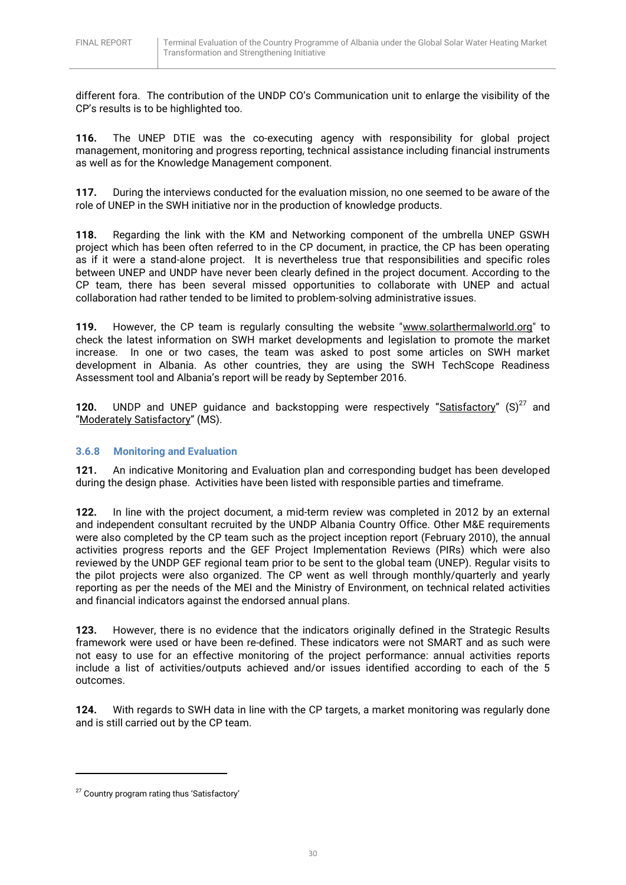different fora. The contribution of the UNDP CO's Communication unit to enlarge the visibility of the CP's results is to be highlighted too.

**116.** The UNEP DTIE was the co-executing agency with responsibility for global project management, monitoring and progress reporting, technical assistance including financial instruments as well as for the Knowledge Management component.

**117.** During the interviews conducted for the evaluation mission, no one seemed to be aware of the role of UNEP in the SWH initiative nor in the production of knowledge products.

**118.** Regarding the link with the KM and Networking component of the umbrella UNEP GSWH project which has been often referred to in the CP document, in practice, the CP has been operating as if it were a stand-alone project. It is nevertheless true that responsibilities and specific roles between UNEP and UNDP have never been clearly defined in the project document. According to the CP team, there has been several missed opportunities to collaborate with UNEP and actual collaboration had rather tended to be limited to problem-solving administrative issues.

**119.** However, the CP team is regularly consulting the website "www.solarthermalworld.org" to check the latest information on SWH market developments and legislation to promote the market increase. In one or two cases, the team was asked to post some articles on SWH market development in Albania. As other countries, they are using the SWH TechScope Readiness Assessment tool and Albania's report will be ready by September 2016.

**120.** UNDP and UNEP guidance and backstopping were respectively "Satisfactory" (S)[27] and "Moderately Satisfactory" (MS).

### 3.6.8 Monitoring and Evaluation

**121.** An indicative Monitoring and Evaluation plan and corresponding budget has been developed during the design phase. Activities have been listed with responsible parties and timeframe.

**122.** In line with the project document, a mid-term review was completed in 2012 by an external and independent consultant recruited by the UNDP Albania Country Office. Other M&E requirements were also completed by the CP team such as the project inception report (February 2010), the annual activities progress reports and the GEF Project Implementation Reviews (PIRs) which were also reviewed by the UNDP GEF regional team prior to be sent to the global team (UNEP). Regular visits to the pilot projects were also organized. The CP went as well through monthly/quarterly and yearly reporting as per the needs of the MEI and the Ministry of Environment, on technical related activities and financial indicators against the endorsed annual plans.

**123.** However, there is no evidence that the indicators originally defined in the Strategic Results framework were used or have been re-defined. These indicators were not SMART and as such were not easy to use for an effective monitoring of the project performance: annual activities reports include a list of activities/outputs achieved and/or issues identified according to each of the 5 outcomes.

**124.** With regards to SWH data in line with the CP targets, a market monitoring was regularly done and is still carried out by the CP team.

---

[27] Country program rating thus 'Satisfactory'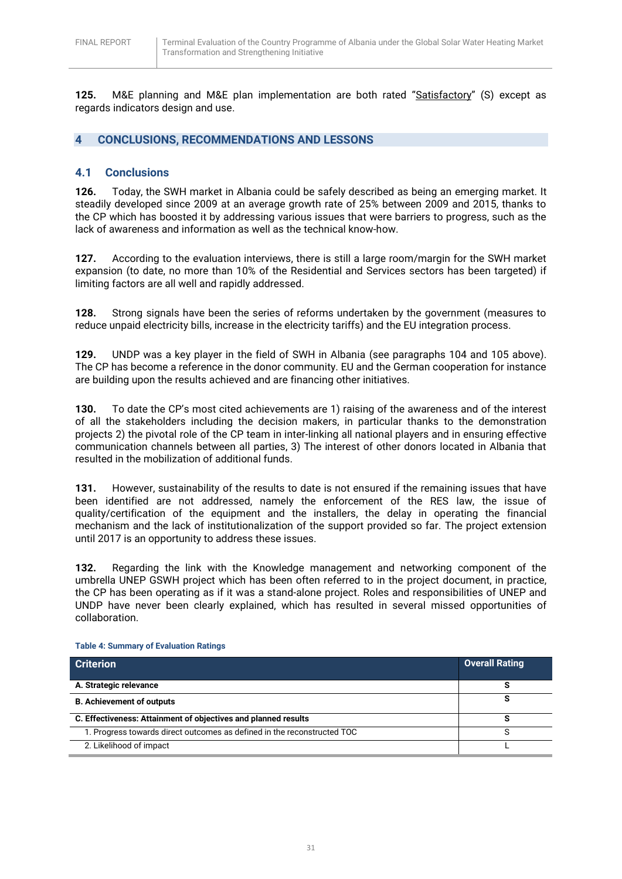**125.** M&E planning and M&E plan implementation are both rated "Satisfactory" (S) except as regards indicators design and use.

# 4 CONCLUSIONS, RECOMMENDATIONS AND LESSONS

## 4.1 Conclusions

**126.** Today, the SWH market in Albania could be safely described as being an emerging market. It steadily developed since 2009 at an average growth rate of 25% between 2009 and 2015, thanks to the CP which has boosted it by addressing various issues that were barriers to progress, such as the lack of awareness and information as well as the technical know-how.

**127.** According to the evaluation interviews, there is still a large room/margin for the SWH market expansion (to date, no more than 10% of the Residential and Services sectors has been targeted) if limiting factors are all well and rapidly addressed.

**128.** Strong signals have been the series of reforms undertaken by the government (measures to reduce unpaid electricity bills, increase in the electricity tariffs) and the EU integration process.

**129.** UNDP was a key player in the field of SWH in Albania (see paragraphs 104 and 105 above). The CP has become a reference in the donor community. EU and the German cooperation for instance are building upon the results achieved and are financing other initiatives.

**130.** To date the CP's most cited achievements are 1) raising of the awareness and of the interest of all the stakeholders including the decision makers, in particular thanks to the demonstration projects 2) the pivotal role of the CP team in inter-linking all national players and in ensuring effective communication channels between all parties, 3) The interest of other donors located in Albania that resulted in the mobilization of additional funds.

**131.** However, sustainability of the results to date is not ensured if the remaining issues that have been identified are not addressed, namely the enforcement of the RES law, the issue of quality/certification of the equipment and the installers, the delay in operating the financial mechanism and the lack of institutionalization of the support provided so far. The project extension until 2017 is an opportunity to address these issues.

**132.** Regarding the link with the Knowledge management and networking component of the umbrella UNEP GSWH project which has been often referred to in the project document, in practice, the CP has been operating as if it was a stand-alone project. Roles and responsibilities of UNEP and UNDP have never been clearly explained, which has resulted in several missed opportunities of collaboration.

**Table 4: Summary of Evaluation Ratings**

| Criterion | Overall Rating |
|---|---|
| **A. Strategic relevance** | **S** |
| **B. Achievement of outputs** | **S** |
| **C. Effectiveness: Attainment of objectives and planned results** | **S** |
| 1. Progress towards direct outcomes as defined in the reconstructed TOC | S |
| 2. Likelihood of impact | L |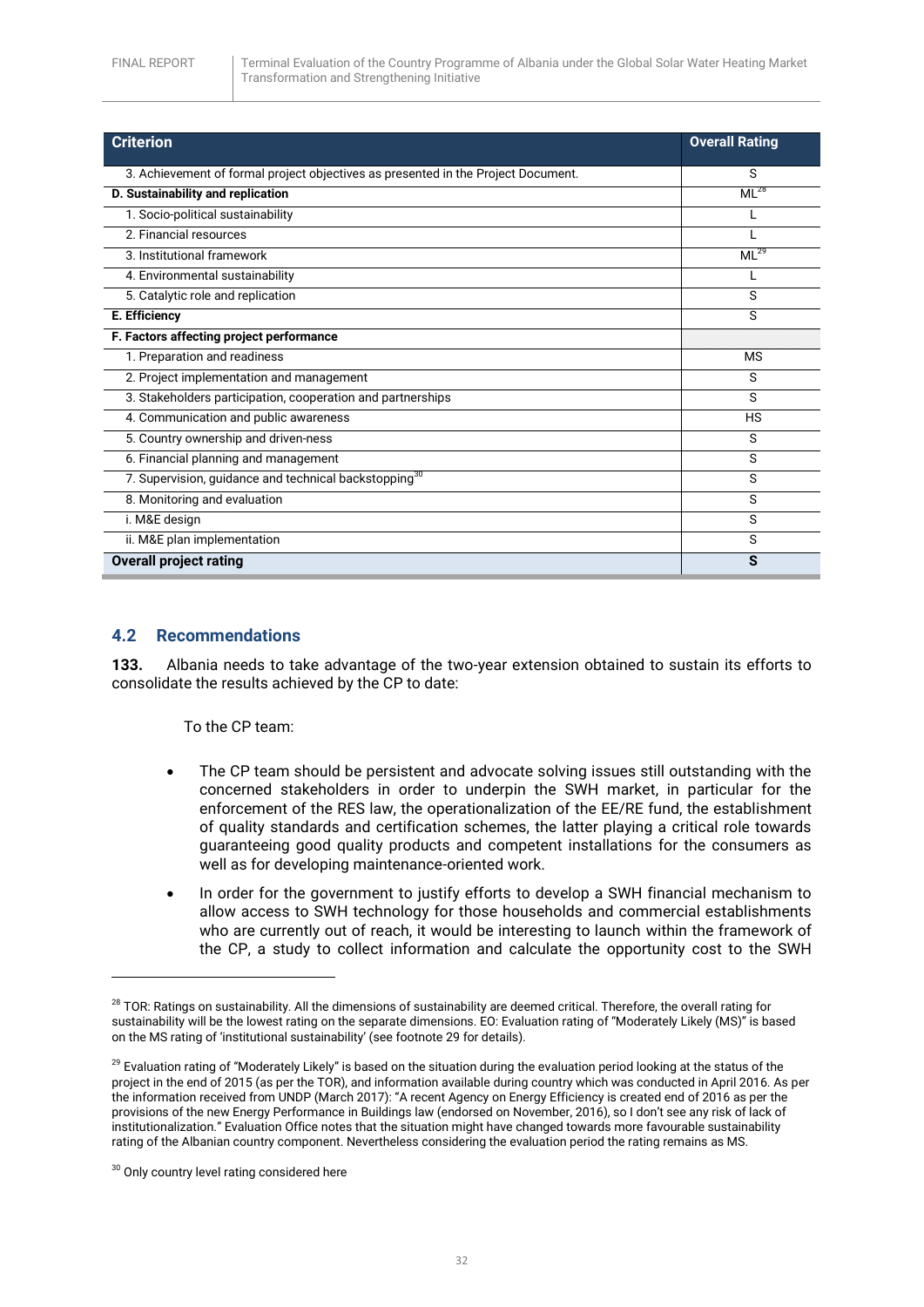| Criterion | Overall Rating |
|---|---|
| 3. Achievement of formal project objectives as presented in the Project Document. | S |
| **D. Sustainability and replication** | ML[28] |
| 1. Socio-political sustainability | L |
| 2. Financial resources | L |
| 3. Institutional framework | ML[29] |
| 4. Environmental sustainability | L |
| 5. Catalytic role and replication | S |
| **E. Efficiency** | S |
| **F. Factors affecting project performance** | |
| 1. Preparation and readiness | MS |
| 2. Project implementation and management | S |
| 3. Stakeholders participation, cooperation and partnerships | S |
| 4. Communication and public awareness | HS |
| 5. Country ownership and driven-ness | S |
| 6. Financial planning and management | S |
| 7. Supervision, guidance and technical backstopping[30] | S |
| 8. Monitoring and evaluation | S |
| i. M&E design | S |
| ii. M&E plan implementation | S |
| **Overall project rating** | **S** |

## 4.2 Recommendations

**133.** Albania needs to take advantage of the two-year extension obtained to sustain its efforts to consolidate the results achieved by the CP to date:

To the CP team:

- The CP team should be persistent and advocate solving issues still outstanding with the concerned stakeholders in order to underpin the SWH market, in particular for the enforcement of the RES law, the operationalization of the EE/RE fund, the establishment of quality standards and certification schemes, the latter playing a critical role towards guaranteeing good quality products and competent installations for the consumers as well as for developing maintenance-oriented work.
- In order for the government to justify efforts to develop a SWH financial mechanism to allow access to SWH technology for those households and commercial establishments who are currently out of reach, it would be interesting to launch within the framework of the CP, a study to collect information and calculate the opportunity cost to the SWH

---

[28] TOR: Ratings on sustainability. All the dimensions of sustainability are deemed critical. Therefore, the overall rating for sustainability will be the lowest rating on the separate dimensions. EO: Evaluation rating of "Moderately Likely (MS)" is based on the MS rating of 'institutional sustainability' (see footnote 29 for details).

[29] Evaluation rating of "Moderately Likely" is based on the situation during the evaluation period looking at the status of the project in the end of 2015 (as per the TOR), and information available during country which was conducted in April 2016. As per the information received from UNDP (March 2017): "A recent Agency on Energy Efficiency is created end of 2016 as per the provisions of the new Energy Performance in Buildings law (endorsed on November, 2016), so I don't see any risk of lack of institutionalization." Evaluation Office notes that the situation might have changed towards more favourable sustainability rating of the Albanian country component. Nevertheless considering the evaluation period the rating remains as MS.

[30] Only country level rating considered here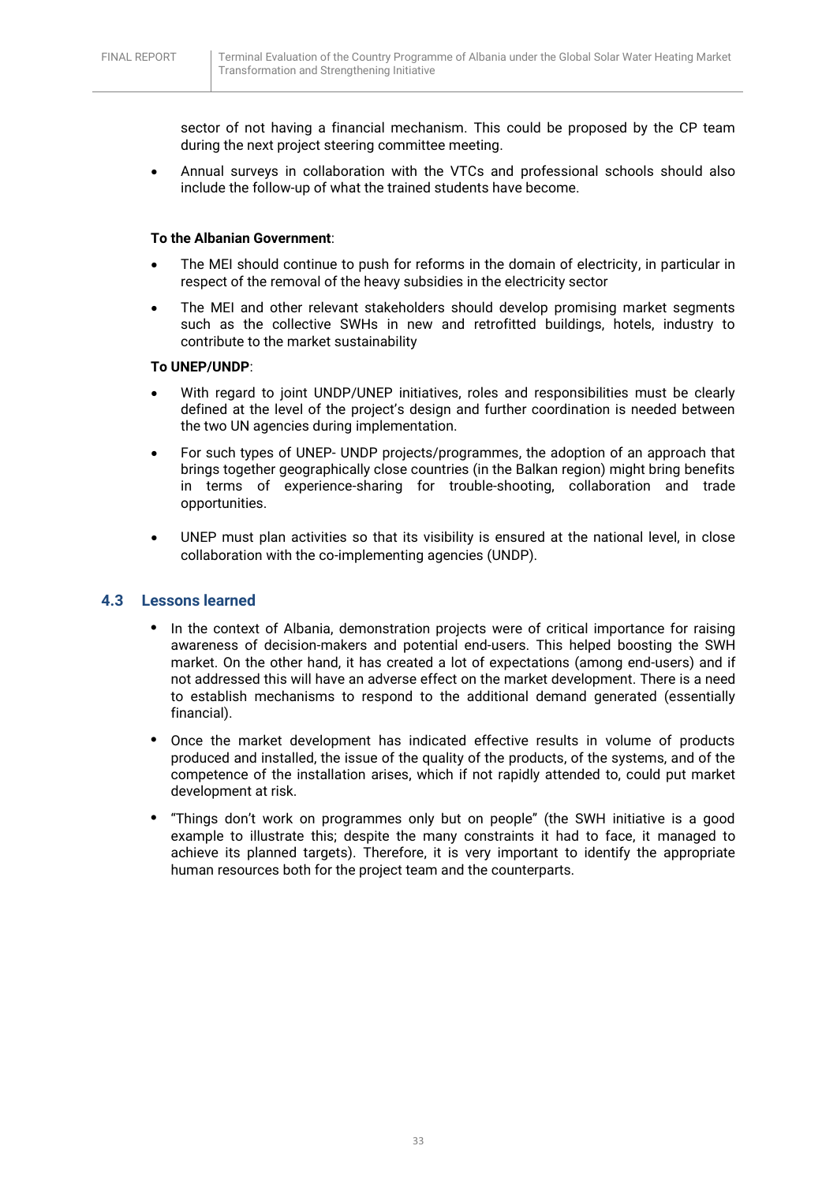sector of not having a financial mechanism. This could be proposed by the CP team during the next project steering committee meeting.

- Annual surveys in collaboration with the VTCs and professional schools should also include the follow-up of what the trained students have become.

**To the Albanian Government**:

- The MEI should continue to push for reforms in the domain of electricity, in particular in respect of the removal of the heavy subsidies in the electricity sector
- The MEI and other relevant stakeholders should develop promising market segments such as the collective SWHs in new and retrofitted buildings, hotels, industry to contribute to the market sustainability

**To UNEP/UNDP**:

- With regard to joint UNDP/UNEP initiatives, roles and responsibilities must be clearly defined at the level of the project's design and further coordination is needed between the two UN agencies during implementation.
- For such types of UNEP- UNDP projects/programmes, the adoption of an approach that brings together geographically close countries (in the Balkan region) might bring benefits in terms of experience-sharing for trouble-shooting, collaboration and trade opportunities.
- UNEP must plan activities so that its visibility is ensured at the national level, in close collaboration with the co-implementing agencies (UNDP).

## 4.3 Lessons learned

- In the context of Albania, demonstration projects were of critical importance for raising awareness of decision-makers and potential end-users. This helped boosting the SWH market. On the other hand, it has created a lot of expectations (among end-users) and if not addressed this will have an adverse effect on the market development. There is a need to establish mechanisms to respond to the additional demand generated (essentially financial).
- Once the market development has indicated effective results in volume of products produced and installed, the issue of the quality of the products, of the systems, and of the competence of the installation arises, which if not rapidly attended to, could put market development at risk.
- "Things don't work on programmes only but on people" (the SWH initiative is a good example to illustrate this; despite the many constraints it had to face, it managed to achieve its planned targets). Therefore, it is very important to identify the appropriate human resources both for the project team and the counterparts.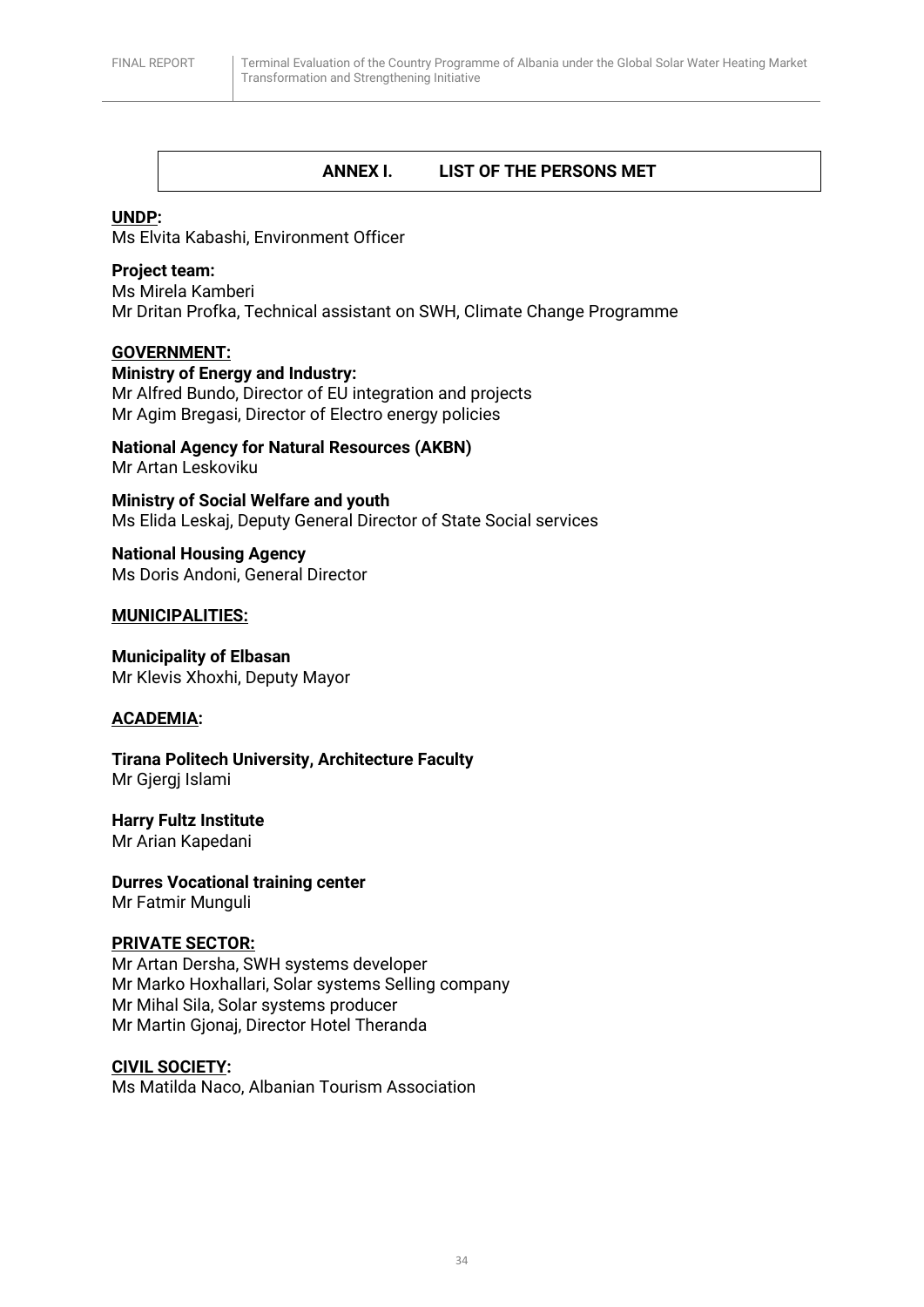# ANNEX I. LIST OF THE PERSONS MET

**UNDP:**
Ms Elvita Kabashi, Environment Officer

**Project team:**
Ms Mirela Kamberi
Mr Dritan Profka, Technical assistant on SWH, Climate Change Programme

**GOVERNMENT:**

**Ministry of Energy and Industry:**
Mr Alfred Bundo, Director of EU integration and projects
Mr Agim Bregasi, Director of Electro energy policies

**National Agency for Natural Resources (AKBN)**
Mr Artan Leskoviku

**Ministry of Social Welfare and youth**
Ms Elida Leskaj, Deputy General Director of State Social services

**National Housing Agency**
Ms Doris Andoni, General Director

**MUNICIPALITIES:**

**Municipality of Elbasan**
Mr Klevis Xhoxhi, Deputy Mayor

**ACADEMIA:**

**Tirana Politech University, Architecture Faculty**
Mr Gjergj Islami

**Harry Fultz Institute**
Mr Arian Kapedani

**Durres Vocational training center**
Mr Fatmir Munguli

**PRIVATE SECTOR:**
Mr Artan Dersha, SWH systems developer
Mr Marko Hoxhallari, Solar systems Selling company
Mr Mihal Sila, Solar systems producer
Mr Martin Gjonaj, Director Hotel Theranda

**CIVIL SOCIETY:**
Ms Matilda Naco, Albanian Tourism Association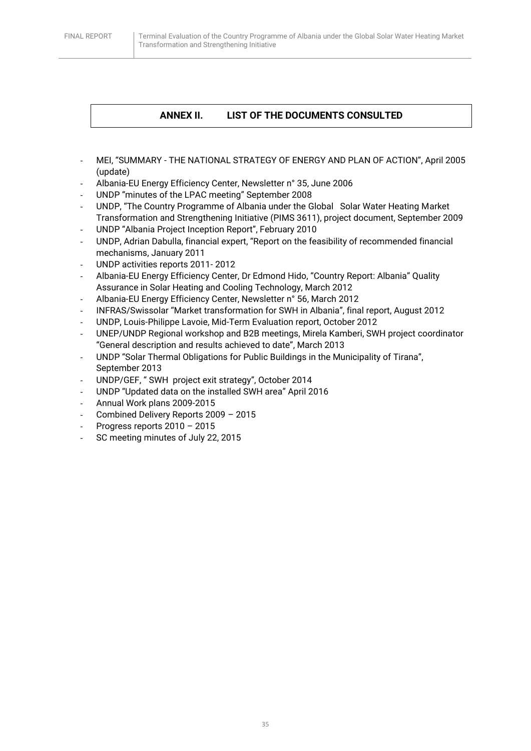## ANNEX II. LIST OF THE DOCUMENTS CONSULTED

- MEI, "SUMMARY - THE NATIONAL STRATEGY OF ENERGY AND PLAN OF ACTION", April 2005 (update)
- Albania-EU Energy Efficiency Center, Newsletter n° 35, June 2006
- UNDP "minutes of the LPAC meeting" September 2008
- UNDP, "The Country Programme of Albania under the Global Solar Water Heating Market Transformation and Strengthening Initiative (PIMS 3611), project document, September 2009
- UNDP "Albania Project Inception Report", February 2010
- UNDP, Adrian Dabulla, financial expert, "Report on the feasibility of recommended financial mechanisms, January 2011
- UNDP activities reports 2011- 2012
- Albania-EU Energy Efficiency Center, Dr Edmond Hido, "Country Report: Albania" Quality Assurance in Solar Heating and Cooling Technology, March 2012
- Albania-EU Energy Efficiency Center, Newsletter n° 56, March 2012
- INFRAS/Swissolar "Market transformation for SWH in Albania", final report, August 2012
- UNDP, Louis-Philippe Lavoie, Mid-Term Evaluation report, October 2012
- UNEP/UNDP Regional workshop and B2B meetings, Mirela Kamberi, SWH project coordinator "General description and results achieved to date", March 2013
- UNDP "Solar Thermal Obligations for Public Buildings in the Municipality of Tirana", September 2013
- UNDP/GEF, " SWH project exit strategy", October 2014
- UNDP "Updated data on the installed SWH area" April 2016
- Annual Work plans 2009-2015
- Combined Delivery Reports 2009 – 2015
- Progress reports 2010 – 2015
- SC meeting minutes of July 22, 2015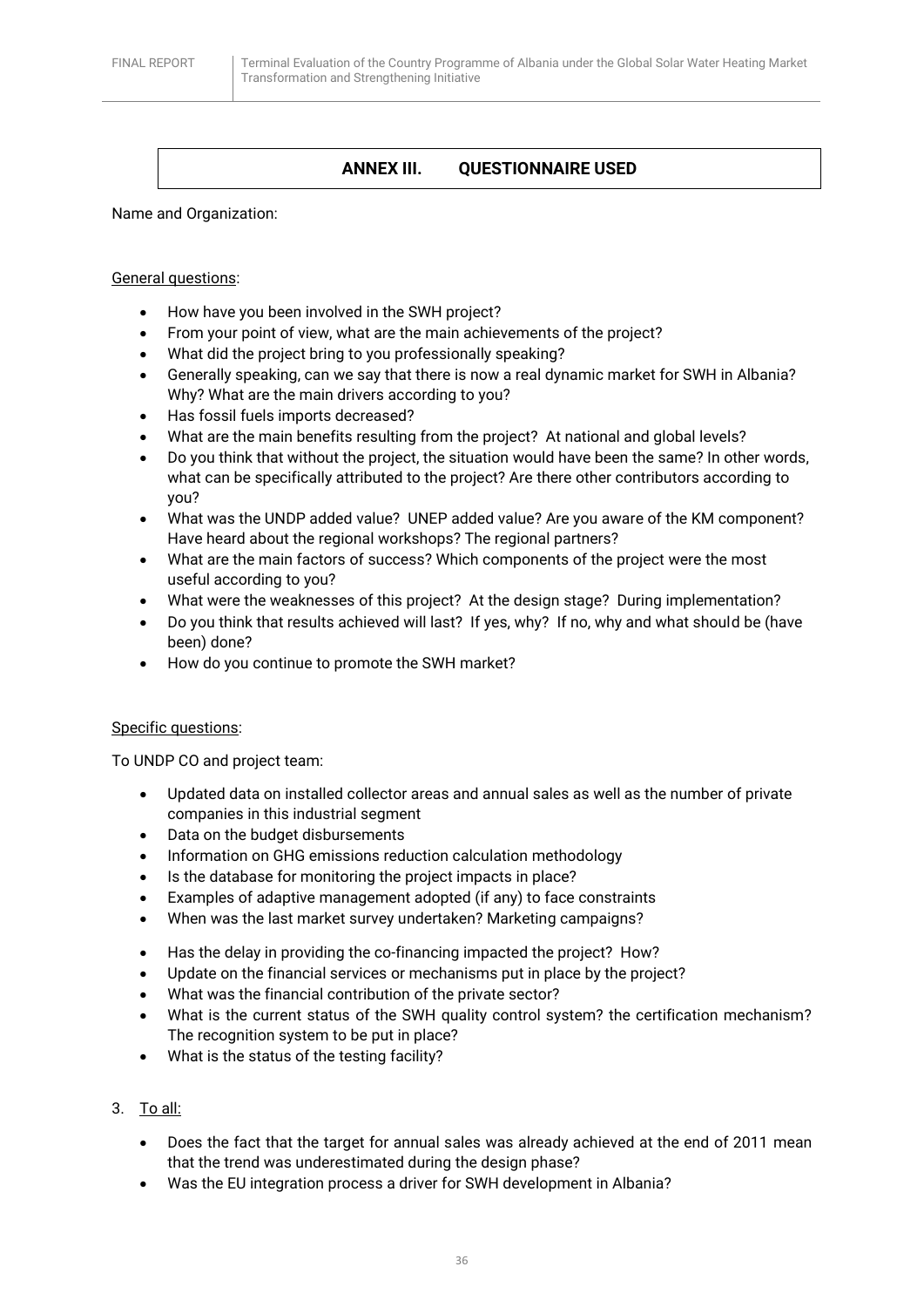## ANNEX III. QUESTIONNAIRE USED

Name and Organization:

General questions:

- How have you been involved in the SWH project?
- From your point of view, what are the main achievements of the project?
- What did the project bring to you professionally speaking?
- Generally speaking, can we say that there is now a real dynamic market for SWH in Albania? Why? What are the main drivers according to you?
- Has fossil fuels imports decreased?
- What are the main benefits resulting from the project? At national and global levels?
- Do you think that without the project, the situation would have been the same? In other words, what can be specifically attributed to the project? Are there other contributors according to you?
- What was the UNDP added value? UNEP added value? Are you aware of the KM component? Have heard about the regional workshops? The regional partners?
- What are the main factors of success? Which components of the project were the most useful according to you?
- What were the weaknesses of this project? At the design stage? During implementation?
- Do you think that results achieved will last? If yes, why? If no, why and what should be (have been) done?
- How do you continue to promote the SWH market?

Specific questions:

To UNDP CO and project team:

- Updated data on installed collector areas and annual sales as well as the number of private companies in this industrial segment
- Data on the budget disbursements
- Information on GHG emissions reduction calculation methodology
- Is the database for monitoring the project impacts in place?
- Examples of adaptive management adopted (if any) to face constraints
- When was the last market survey undertaken? Marketing campaigns?
- Has the delay in providing the co-financing impacted the project? How?
- Update on the financial services or mechanisms put in place by the project?
- What was the financial contribution of the private sector?
- What is the current status of the SWH quality control system? the certification mechanism? The recognition system to be put in place?
- What is the status of the testing facility?

3. To all:

- Does the fact that the target for annual sales was already achieved at the end of 2011 mean that the trend was underestimated during the design phase?
- Was the EU integration process a driver for SWH development in Albania?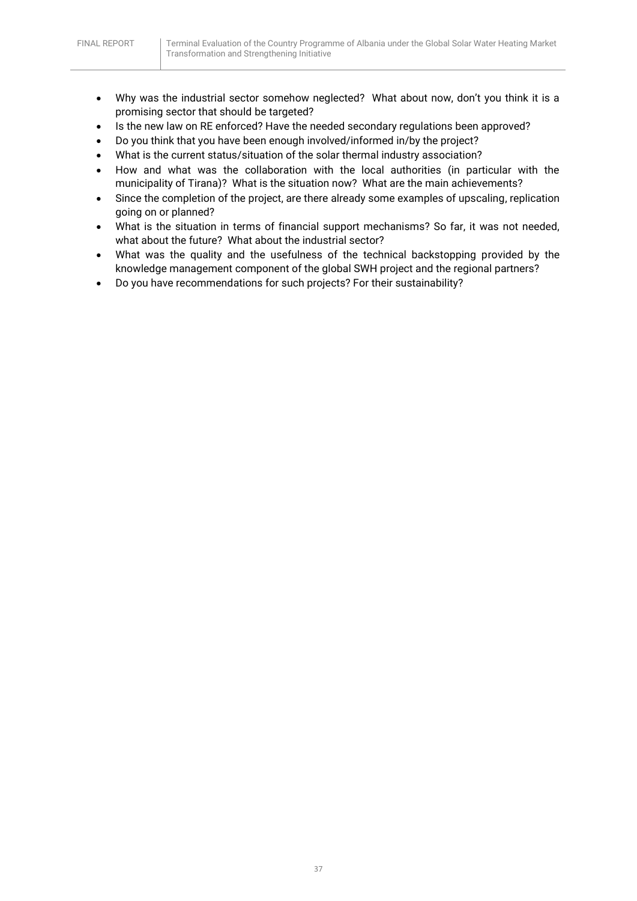- Why was the industrial sector somehow neglected? What about now, don't you think it is a promising sector that should be targeted?
- Is the new law on RE enforced? Have the needed secondary regulations been approved?
- Do you think that you have been enough involved/informed in/by the project?
- What is the current status/situation of the solar thermal industry association?
- How and what was the collaboration with the local authorities (in particular with the municipality of Tirana)? What is the situation now? What are the main achievements?
- Since the completion of the project, are there already some examples of upscaling, replication going on or planned?
- What is the situation in terms of financial support mechanisms? So far, it was not needed, what about the future? What about the industrial sector?
- What was the quality and the usefulness of the technical backstopping provided by the knowledge management component of the global SWH project and the regional partners?
- Do you have recommendations for such projects? For their sustainability?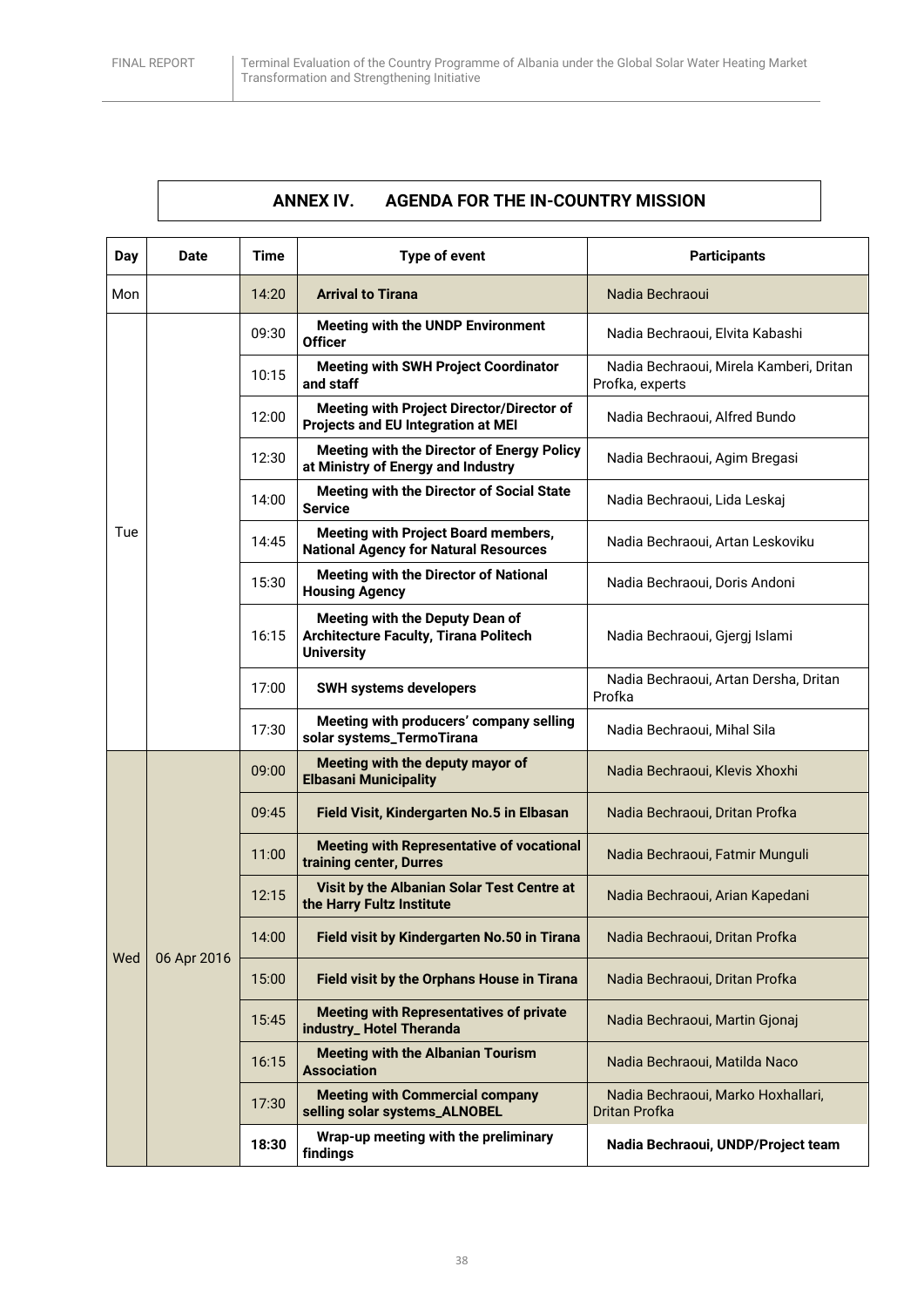## ANNEX IV. AGENDA FOR THE IN-COUNTRY MISSION

| Day | Date | Time | Type of event | Participants |
|---|---|---|---|---|
| Mon | | 14:20 | **Arrival to Tirana** | Nadia Bechraoui |
| Tue | | 09:30 | **Meeting with the UNDP Environment Officer** | Nadia Bechraoui, Elvita Kabashi |
| | | 10:15 | **Meeting with SWH Project Coordinator and staff** | Nadia Bechraoui, Mirela Kamberi, Dritan Profka, experts |
| | | 12:00 | **Meeting with Project Director/Director of Projects and EU Integration at MEI** | Nadia Bechraoui, Alfred Bundo |
| | | 12:30 | **Meeting with the Director of Energy Policy at Ministry of Energy and Industry** | Nadia Bechraoui, Agim Bregasi |
| | | 14:00 | **Meeting with the Director of Social State Service** | Nadia Bechraoui, Lida Leskaj |
| | | 14:45 | **Meeting with Project Board members, National Agency for Natural Resources** | Nadia Bechraoui, Artan Leskoviku |
| | | 15:30 | **Meeting with the Director of National Housing Agency** | Nadia Bechraoui, Doris Andoni |
| | | 16:15 | **Meeting with the Deputy Dean of Architecture Faculty, Tirana Politech University** | Nadia Bechraoui, Gjergj Islami |
| | | 17:00 | **SWH systems developers** | Nadia Bechraoui, Artan Dersha, Dritan Profka |
| | | 17:30 | **Meeting with producers' company selling solar systems_TermoTirana** | Nadia Bechraoui, Mihal Sila |
| Wed | 06 Apr 2016 | 09:00 | **Meeting with the deputy mayor of Elbasani Municipality** | Nadia Bechraoui, Klevis Xhoxhi |
| | | 09:45 | **Field Visit, Kindergarten No.5 in Elbasan** | Nadia Bechraoui, Dritan Profka |
| | | 11:00 | **Meeting with Representative of vocational training center, Durres** | Nadia Bechraoui, Fatmir Munguli |
| | | 12:15 | **Visit by the Albanian Solar Test Centre at the Harry Fultz Institute** | Nadia Bechraoui, Arian Kapedani |
| | | 14:00 | **Field visit by Kindergarten No.50 in Tirana** | Nadia Bechraoui, Dritan Profka |
| | | 15:00 | **Field visit by the Orphans House in Tirana** | Nadia Bechraoui, Dritan Profka |
| | | 15:45 | **Meeting with Representatives of private industry_ Hotel Theranda** | Nadia Bechraoui, Martin Gjonaj |
| | | 16:15 | **Meeting with the Albanian Tourism Association** | Nadia Bechraoui, Matilda Naco |
| | | 17:30 | **Meeting with Commercial company selling solar systems_ALNOBEL** | Nadia Bechraoui, Marko Hoxhallari, Dritan Profka |
| | | **18:30** | **Wrap-up meeting with the preliminary findings** | **Nadia Bechraoui, UNDP/Project team** |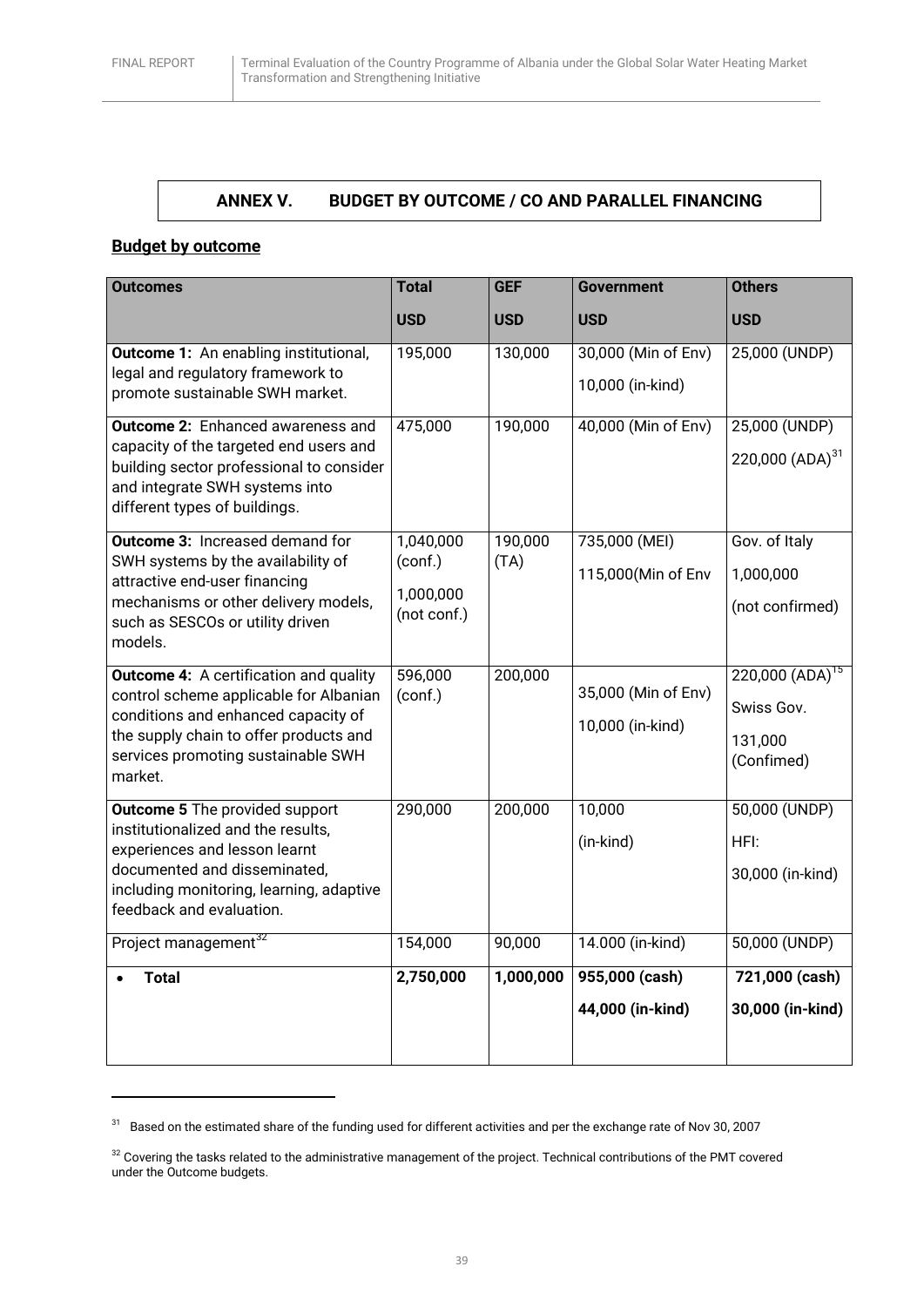## ANNEX V. BUDGET BY OUTCOME / CO AND PARALLEL FINANCING

**Budget by outcome**

| Outcomes | Total USD | GEF USD | Government USD | Others USD |
|---|---|---|---|---|
| **Outcome 1:** An enabling institutional, legal and regulatory framework to promote sustainable SWH market. | 195,000 | 130,000 | 30,000 (Min of Env) 10,000 (in-kind) | 25,000 (UNDP) |
| **Outcome 2:** Enhanced awareness and capacity of the targeted end users and building sector professional to consider and integrate SWH systems into different types of buildings. | 475,000 | 190,000 | 40,000 (Min of Env) | 25,000 (UNDP) 220,000 (ADA)[31] |
| **Outcome 3:** Increased demand for SWH systems by the availability of attractive end-user financing mechanisms or other delivery models, such as SESCOs or utility driven models. | 1,040,000 (conf.) 1,000,000 (not conf.) | 190,000 (TA) | 735,000 (MEI) 115,000(Min of Env | Gov. of Italy 1,000,000 (not confirmed) |
| **Outcome 4:** A certification and quality control scheme applicable for Albanian conditions and enhanced capacity of the supply chain to offer products and services promoting sustainable SWH market. | 596,000 (conf.) | 200,000 | 35,000 (Min of Env) 10,000 (in-kind) | 220,000 (ADA)[15] Swiss Gov. 131,000 (Confimed) |
| **Outcome 5** The provided support institutionalized and the results, experiences and lesson learnt documented and disseminated, including monitoring, learning, adaptive feedback and evaluation. | 290,000 | 200,000 | 10,000 (in-kind) | 50,000 (UNDP) HFI: 30,000 (in-kind) |
| Project management[32] | 154,000 | 90,000 | 14.000 (in-kind) | 50,000 (UNDP) |
| • **Total** | **2,750,000** | **1,000,000** | **955,000 (cash)** **44,000 (in-kind)** | **721,000 (cash)** **30,000 (in-kind)** |

[31] Based on the estimated share of the funding used for different activities and per the exchange rate of Nov 30, 2007

[32] Covering the tasks related to the administrative management of the project. Technical contributions of the PMT covered under the Outcome budgets.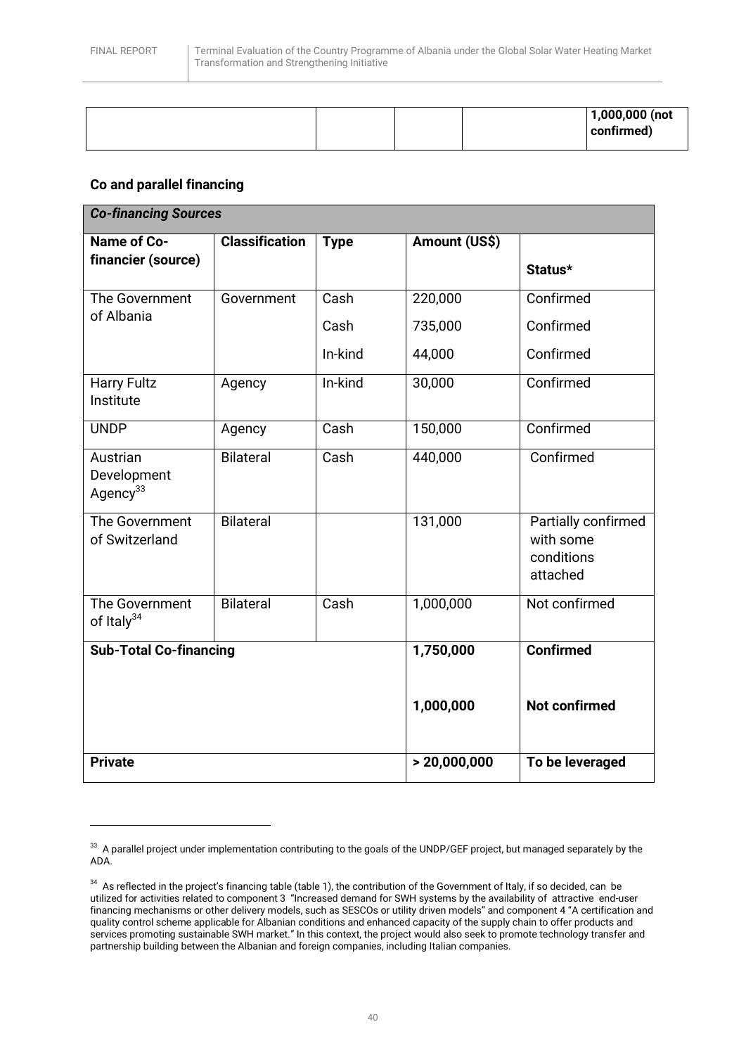|  |  |  |  | 1,000,000 (not confirmed) |
|---|---|---|---|---|

**Co and parallel financing**

| *Co-financing Sources* | | | | |
|---|---|---|---|---|
| **Name of Co-financier (source)** | **Classification** | **Type** | **Amount (US$)** | **Status*** |
| The Government of Albania | Government | Cash | 220,000 | Confirmed |
| | | Cash | 735,000 | Confirmed |
| | | In-kind | 44,000 | Confirmed |
| Harry Fultz Institute | Agency | In-kind | 30,000 | Confirmed |
| UNDP | Agency | Cash | 150,000 | Confirmed |
| Austrian Development Agency[33] | Bilateral | Cash | 440,000 | Confirmed |
| The Government of Switzerland | Bilateral | | 131,000 | Partially confirmed with some conditions attached |
| The Government of Italy[34] | Bilateral | Cash | 1,000,000 | Not confirmed |
| **Sub-Total Co-financing** | | | **1,750,000** | **Confirmed** |
| | | | **1,000,000** | **Not confirmed** |
| **Private** | | | **> 20,000,000** | **To be leveraged** |

[33] A parallel project under implementation contributing to the goals of the UNDP/GEF project, but managed separately by the ADA.

[34] As reflected in the project's financing table (table 1), the contribution of the Government of Italy, if so decided, can be utilized for activities related to component 3 "Increased demand for SWH systems by the availability of attractive end-user financing mechanisms or other delivery models, such as SESCOs or utility driven models" and component 4 "A certification and quality control scheme applicable for Albanian conditions and enhanced capacity of the supply chain to offer products and services promoting sustainable SWH market." In this context, the project would also seek to promote technology transfer and partnership building between the Albanian and foreign companies, including Italian companies.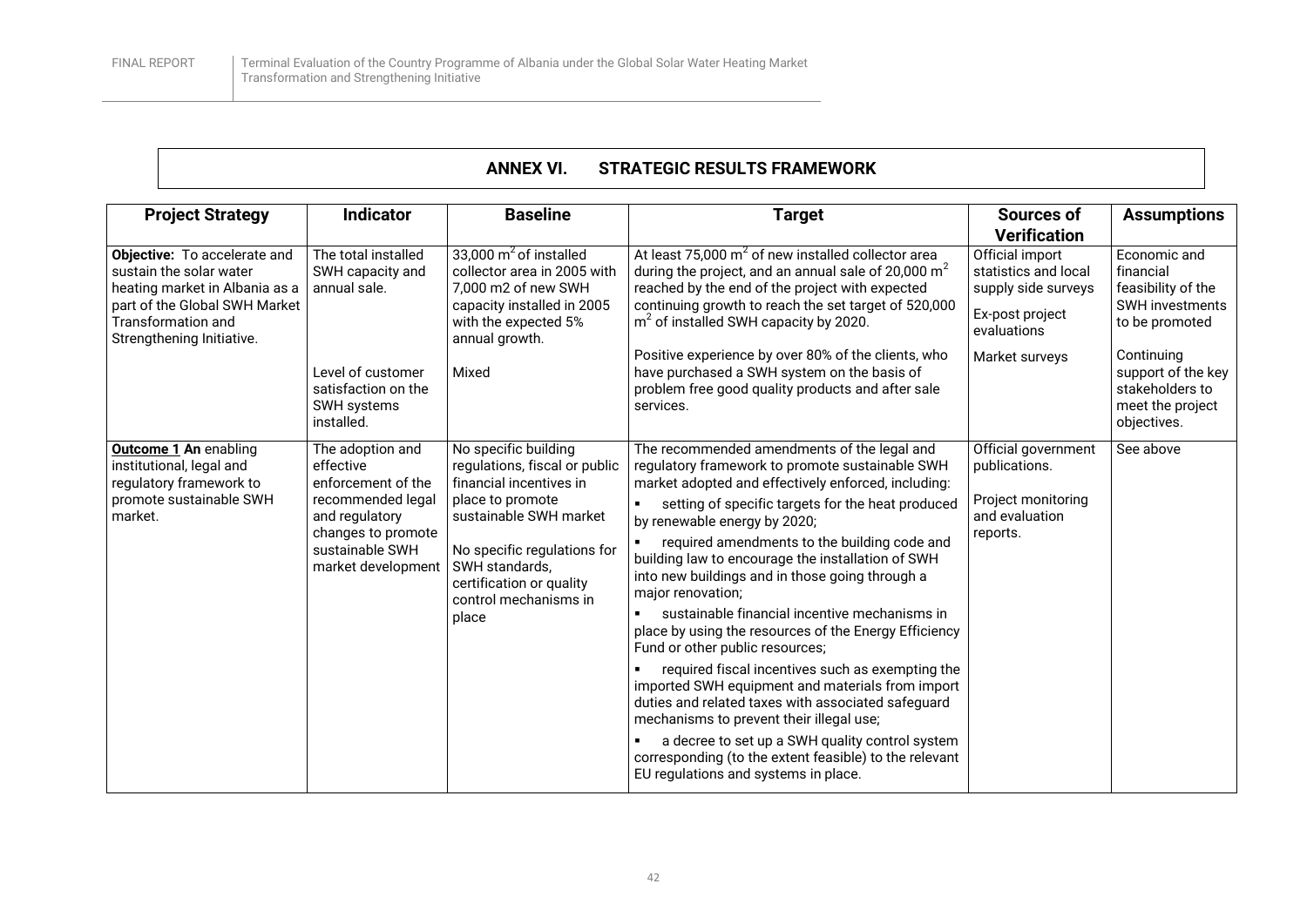## ANNEX VI. STRATEGIC RESULTS FRAMEWORK

| Project Strategy | Indicator | Baseline | Target | Sources of Verification | Assumptions |
|---|---|---|---|---|---|
| **Objective:** To accelerate and sustain the solar water heating market in Albania as a part of the Global SWH Market Transformation and Strengthening Initiative. | The total installed SWH capacity and annual sale.<br><br>Level of customer satisfaction on the SWH systems installed. | 33,000 $m^2$ of installed collector area in 2005 with 7,000 m2 of new SWH capacity installed in 2005 with the expected 5% annual growth.<br><br>Mixed | At least 75,000 $m^2$ of new installed collector area during the project, and an annual sale of 20,000 $m^2$ reached by the end of the project with expected continuing growth to reach the set target of 520,000 $m^2$ of installed SWH capacity by 2020.<br><br>Positive experience by over 80% of the clients, who have purchased a SWH system on the basis of problem free good quality products and after sale services. | Official import statistics and local supply side surveys<br><br>Ex-post project evaluations<br><br>Market surveys | Economic and financial feasibility of the SWH investments to be promoted<br><br>Continuing support of the key stakeholders to meet the project objectives. |
| **<u>Outcome 1</u> An** enabling institutional, legal and regulatory framework to promote sustainable SWH market. | The adoption and effective enforcement of the recommended legal and regulatory changes to promote sustainable SWH market development | No specific building regulations, fiscal or public financial incentives in place to promote sustainable SWH market<br><br>No specific regulations for SWH standards, certification or quality control mechanisms in place | The recommended amendments of the legal and regulatory framework to promote sustainable SWH market adopted and effectively enforced, including:<br>▪ setting of specific targets for the heat produced by renewable energy by 2020;<br>▪ required amendments to the building code and building law to encourage the installation of SWH into new buildings and in those going through a major renovation;<br>▪ sustainable financial incentive mechanisms in place by using the resources of the Energy Efficiency Fund or other public resources;<br>▪ required fiscal incentives such as exempting the imported SWH equipment and materials from import duties and related taxes with associated safeguard mechanisms to prevent their illegal use;<br>▪ a decree to set up a SWH quality control system corresponding (to the extent feasible) to the relevant EU regulations and systems in place. | Official government publications.<br><br>Project monitoring and evaluation reports. | See above |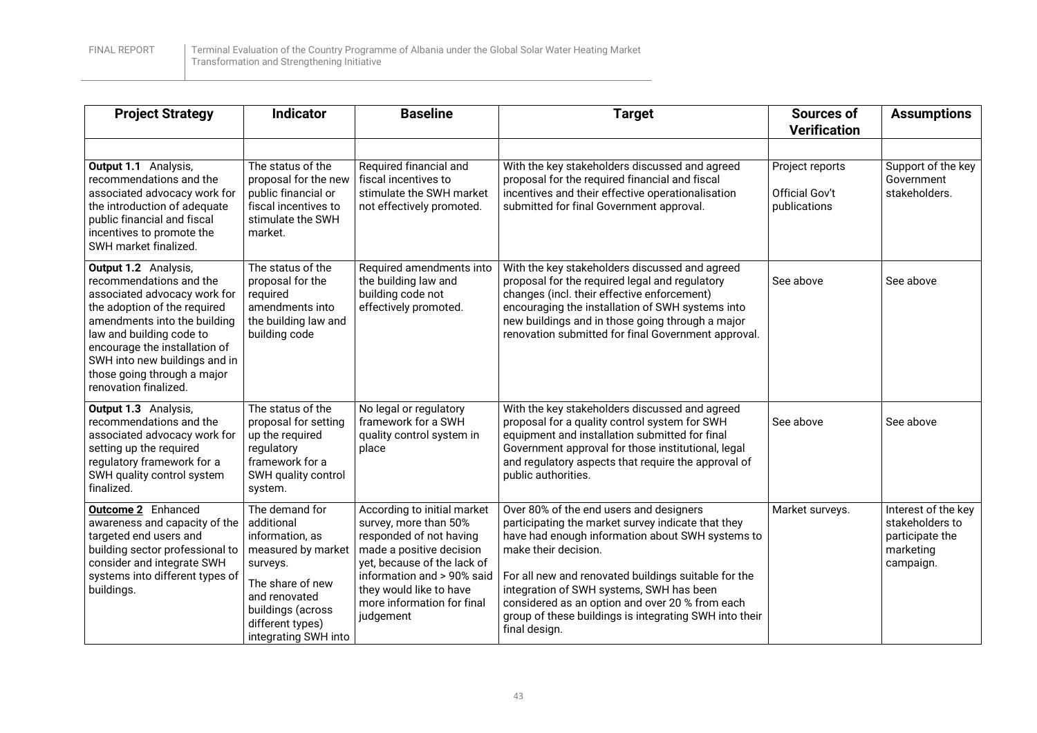| Project Strategy | Indicator | Baseline | Target | Sources of Verification | Assumptions |
|---|---|---|---|---|---|
| | | | | | |
| **Output 1.1** Analysis, recommendations and the associated advocacy work for the introduction of adequate public financial and fiscal incentives to promote the SWH market finalized. | The status of the proposal for the new public financial or fiscal incentives to stimulate the SWH market. | Required financial and fiscal incentives to stimulate the SWH market not effectively promoted. | With the key stakeholders discussed and agreed proposal for the required financial and fiscal incentives and their effective operationalisation submitted for final Government approval. | Project reports<br><br>Official Gov't publications | Support of the key Government stakeholders. |
| **Output 1.2** Analysis, recommendations and the associated advocacy work for the adoption of the required amendments into the building law and building code to encourage the installation of SWH into new buildings and in those going through a major renovation finalized. | The status of the proposal for the required amendments into the building law and building code | Required amendments into the building law and building code not effectively promoted. | With the key stakeholders discussed and agreed proposal for the required legal and regulatory changes (incl. their effective enforcement) encouraging the installation of SWH systems into new buildings and in those going through a major renovation submitted for final Government approval. | See above | See above |
| **Output 1.3** Analysis, recommendations and the associated advocacy work for setting up the required regulatory framework for a SWH quality control system finalized. | The status of the proposal for setting up the required regulatory framework for a SWH quality control system. | No legal or regulatory framework for a SWH quality control system in place | With the key stakeholders discussed and agreed proposal for a quality control system for SWH equipment and installation submitted for final Government approval for those institutional, legal and regulatory aspects that require the approval of public authorities. | See above | See above |
| **Outcome 2** Enhanced awareness and capacity of the targeted end users and building sector professional to consider and integrate SWH systems into different types of buildings. | The demand for additional information, as measured by market surveys.<br><br>The share of new and renovated buildings (across different types) integrating SWH into | According to initial market survey, more than 50% responded of not having made a positive decision yet, because of the lack of information and > 90% said they would like to have more information for final judgement | Over 80% of the end users and designers participating the market survey indicate that they have had enough information about SWH systems to make their decision.<br><br>For all new and renovated buildings suitable for the integration of SWH systems, SWH has been considered as an option and over 20 % from each group of these buildings is integrating SWH into their final design. | Market surveys. | Interest of the key stakeholders to participate the marketing campaign. |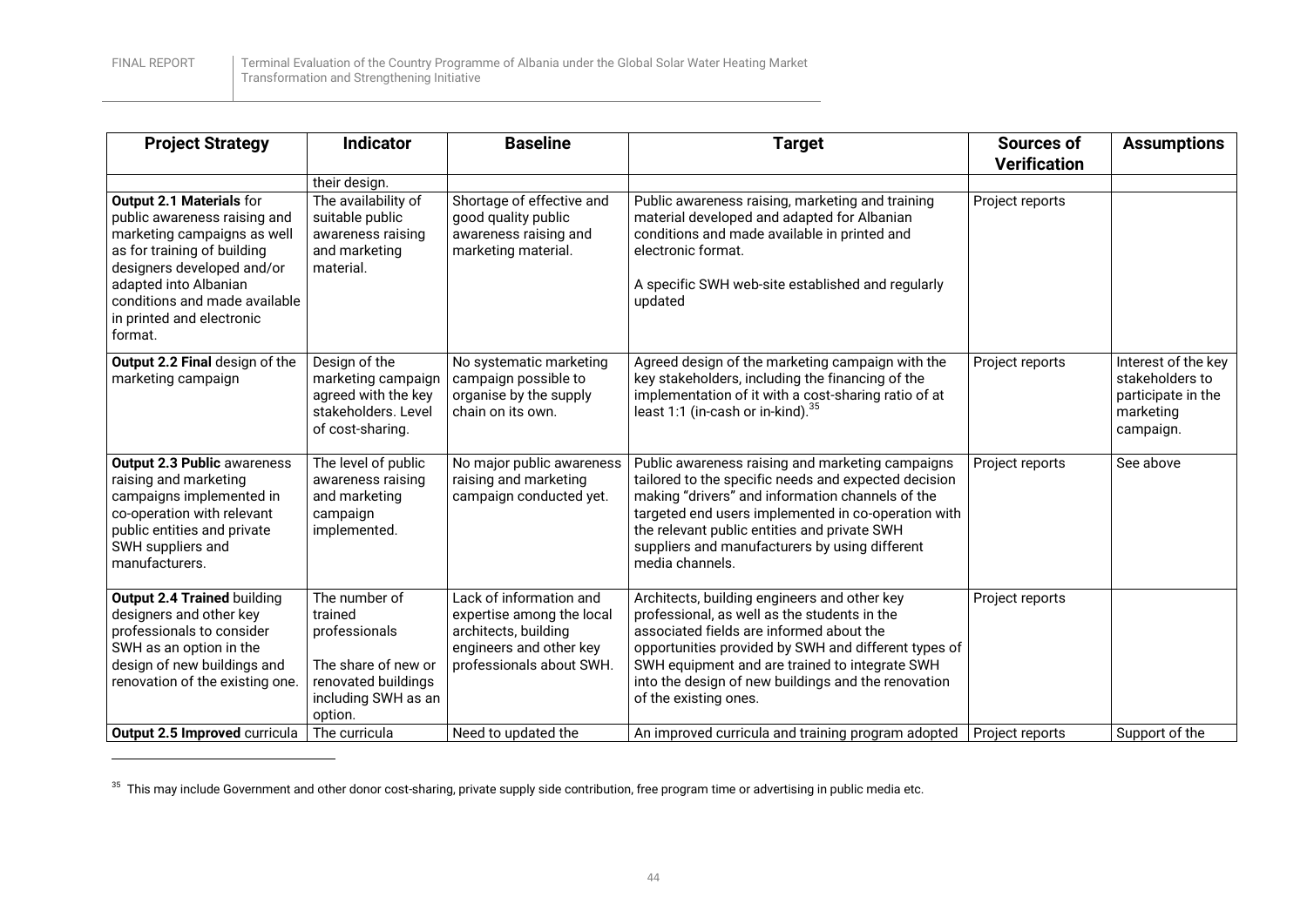| Project Strategy | Indicator | Baseline | Target | Sources of Verification | Assumptions |
|---|---|---|---|---|---|
| | their design. | | | | |
| **Output 2.1 Materials** for public awareness raising and marketing campaigns as well as for training of building designers developed and/or adapted into Albanian conditions and made available in printed and electronic format. | The availability of suitable public awareness raising and marketing material. | Shortage of effective and good quality public awareness raising and marketing material. | Public awareness raising, marketing and training material developed and adapted for Albanian conditions and made available in printed and electronic format.<br><br>A specific SWH web-site established and regularly updated | Project reports | |
| **Output 2.2 Final** design of the marketing campaign | Design of the marketing campaign agreed with the key stakeholders. Level of cost-sharing. | No systematic marketing campaign possible to organise by the supply chain on its own. | Agreed design of the marketing campaign with the key stakeholders, including the financing of the implementation of it with a cost-sharing ratio of at least 1:1 (in-cash or in-kind).[35] | Project reports | Interest of the key stakeholders to participate in the marketing campaign. |
| **Output 2.3 Public** awareness raising and marketing campaigns implemented in co-operation with relevant public entities and private SWH suppliers and manufacturers. | The level of public awareness raising and marketing campaign implemented. | No major public awareness raising and marketing campaign conducted yet. | Public awareness raising and marketing campaigns tailored to the specific needs and expected decision making "drivers" and information channels of the targeted end users implemented in co-operation with the relevant public entities and private SWH suppliers and manufacturers by using different media channels. | Project reports | See above |
| **Output 2.4 Trained** building designers and other key professionals to consider SWH as an option in the design of new buildings and renovation of the existing one. | The number of trained professionals<br><br>The share of new or renovated buildings including SWH as an option. | Lack of information and expertise among the local architects, building engineers and other key professionals about SWH. | Architects, building engineers and other key professional, as well as the students in the associated fields are informed about the opportunities provided by SWH and different types of SWH equipment and are trained to integrate SWH into the design of new buildings and the renovation of the existing ones. | Project reports | |
| **Output 2.5 Improved** curricula | The curricula | Need to updated the | An improved curricula and training program adopted | Project reports | Support of the |

[35] This may include Government and other donor cost-sharing, private supply side contribution, free program time or advertising in public media etc.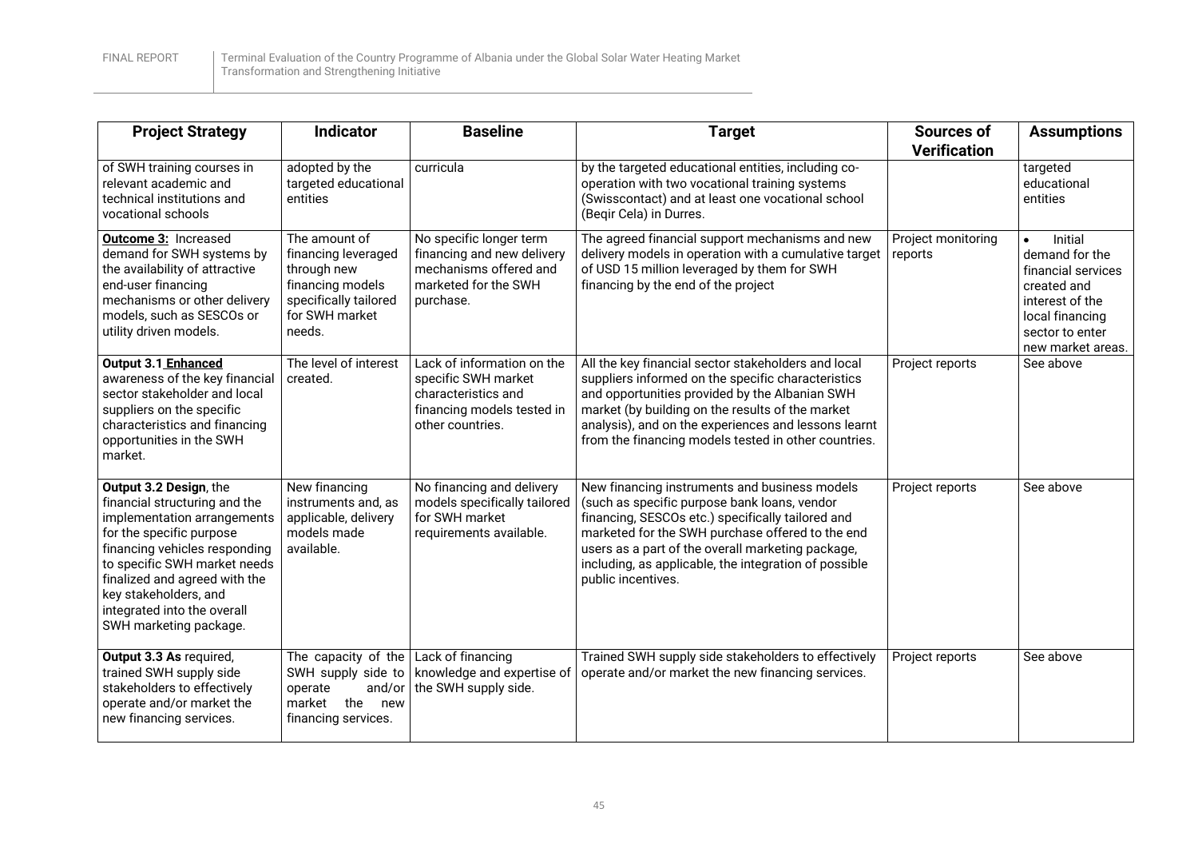| Project Strategy | Indicator | Baseline | Target | Sources of Verification | Assumptions |
|---|---|---|---|---|---|
| of SWH training courses in relevant academic and technical institutions and vocational schools | adopted by the targeted educational entities | curricula | by the targeted educational entities, including co-operation with two vocational training systems (Swisscontact) and at least one vocational school (Beqir Cela) in Durres. | | targeted educational entities |
| **Outcome 3:** Increased demand for SWH systems by the availability of attractive end-user financing mechanisms or other delivery models, such as SESCOs or utility driven models. | The amount of financing leveraged through new financing models specifically tailored for SWH market needs. | No specific longer term financing and new delivery mechanisms offered and marketed for the SWH purchase. | The agreed financial support mechanisms and new delivery models in operation with a cumulative target of USD 15 million leveraged by them for SWH financing by the end of the project | Project monitoring reports | • Initial demand for the financial services created and interest of the local financing sector to enter new market areas. |
| **Output 3.1 Enhanced** awareness of the key financial sector stakeholder and local suppliers on the specific characteristics and financing opportunities in the SWH market. | The level of interest created. | Lack of information on the specific SWH market characteristics and financing models tested in other countries. | All the key financial sector stakeholders and local suppliers informed on the specific characteristics and opportunities provided by the Albanian SWH market (by building on the results of the market analysis), and on the experiences and lessons learnt from the financing models tested in other countries. | Project reports | See above |
| **Output 3.2 Design**, the financial structuring and the implementation arrangements for the specific purpose financing vehicles responding to specific SWH market needs finalized and agreed with the key stakeholders, and integrated into the overall SWH marketing package. | New financing instruments and, as applicable, delivery models made available. | No financing and delivery models specifically tailored for SWH market requirements available. | New financing instruments and business models (such as specific purpose bank loans, vendor financing, SESCOs etc.) specifically tailored and marketed for the SWH purchase offered to the end users as a part of the overall marketing package, including, as applicable, the integration of possible public incentives. | Project reports | See above |
| **Output 3.3 As** required, trained SWH supply side stakeholders to effectively operate and/or market the new financing services. | The capacity of the SWH supply side to operate and/or market the new financing services. | Lack of financing knowledge and expertise of the SWH supply side. | Trained SWH supply side stakeholders to effectively operate and/or market the new financing services. | Project reports | See above |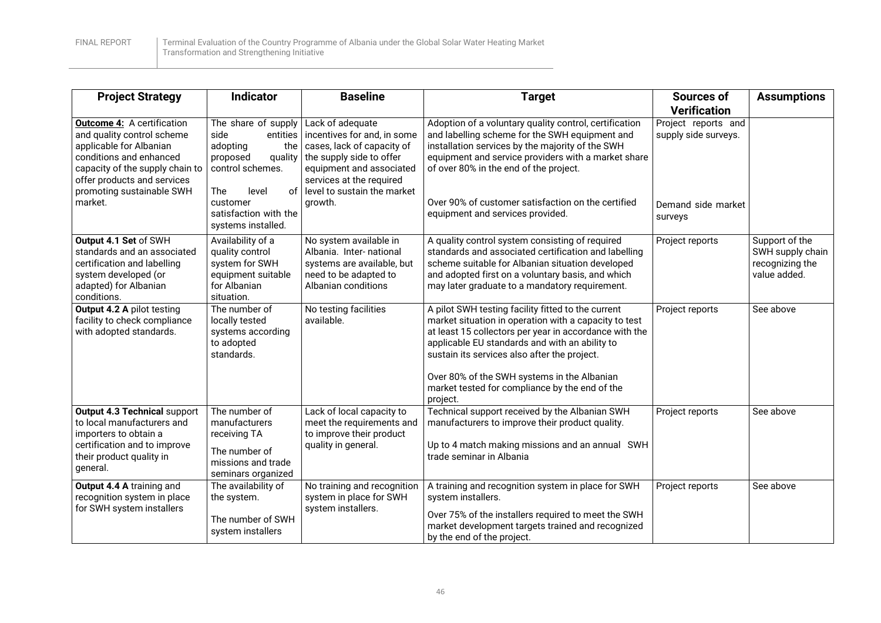| Project Strategy | Indicator | Baseline | Target | Sources of Verification | Assumptions |
|---|---|---|---|---|---|
| **Outcome 4:** A certification and quality control scheme applicable for Albanian conditions and enhanced capacity of the supply chain to offer products and services promoting sustainable SWH market. | The share of supply side entities adopting the proposed quality control schemes.<br><br>The level of customer satisfaction with the systems installed. | Lack of adequate incentives for and, in some cases, lack of capacity of the supply side to offer equipment and associated services at the required level to sustain the market growth. | Adoption of a voluntary quality control, certification and labelling scheme for the SWH equipment and installation services by the majority of the SWH equipment and service providers with a market share of over 80% in the end of the project.<br><br>Over 90% of customer satisfaction on the certified equipment and services provided. | Project reports and supply side surveys.<br><br>Demand side market surveys | |
| **Output 4.1 Set** of SWH standards and an associated certification and labelling system developed (or adapted) for Albanian conditions. | Availability of a quality control system for SWH equipment suitable for Albanian situation. | No system available in Albania. Inter- national systems are available, but need to be adapted to Albanian conditions | A quality control system consisting of required standards and associated certification and labelling scheme suitable for Albanian situation developed and adopted first on a voluntary basis, and which may later graduate to a mandatory requirement. | Project reports | Support of the SWH supply chain recognizing the value added. |
| **Output 4.2 A** pilot testing facility to check compliance with adopted standards. | The number of locally tested systems according to adopted standards. | No testing facilities available. | A pilot SWH testing facility fitted to the current market situation in operation with a capacity to test at least 15 collectors per year in accordance with the applicable EU standards and with an ability to sustain its services also after the project.<br><br>Over 80% of the SWH systems in the Albanian market tested for compliance by the end of the project. | Project reports | See above |
| **Output 4.3 Technical** support to local manufacturers and importers to obtain a certification and to improve their product quality in general. | The number of manufacturers receiving TA<br><br>The number of missions and trade seminars organized | Lack of local capacity to meet the requirements and to improve their product quality in general. | Technical support received by the Albanian SWH manufacturers to improve their product quality.<br><br>Up to 4 match making missions and an annual SWH trade seminar in Albania | Project reports | See above |
| **Output 4.4 A** training and recognition system in place for SWH system installers | The availability of the system.<br><br>The number of SWH system installers | No training and recognition system in place for SWH system installers. | A training and recognition system in place for SWH system installers.<br><br>Over 75% of the installers required to meet the SWH market development targets trained and recognized by the end of the project. | Project reports | See above |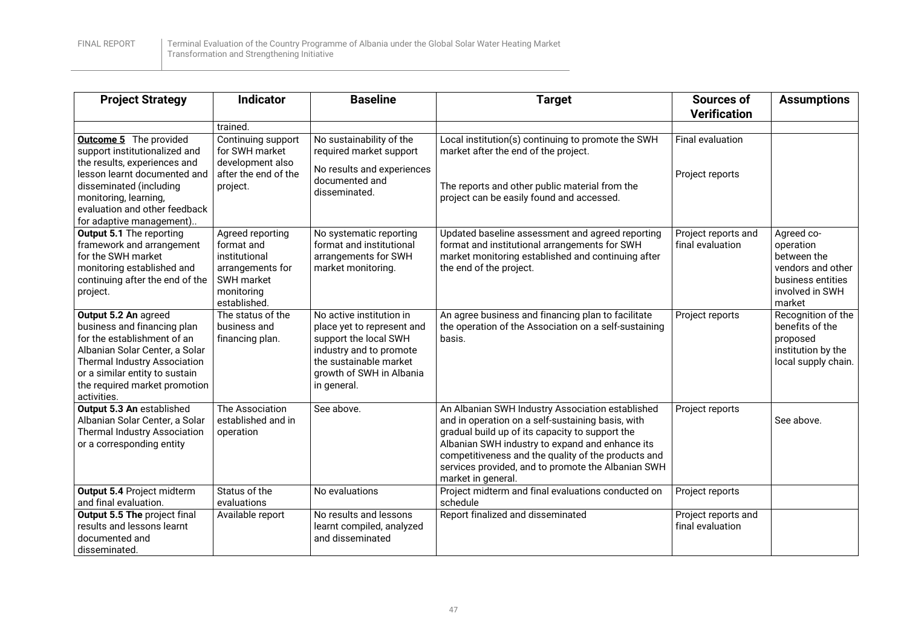| Project Strategy | Indicator | Baseline | Target | Sources of Verification | Assumptions |
|---|---|---|---|---|---|
| | trained. | | | | |
| **Outcome 5** The provided support institutionalized and the results, experiences and lesson learnt documented and disseminated (including monitoring, learning, evaluation and other feedback for adaptive management).. | Continuing support for SWH market development also after the end of the project. | No sustainability of the required market support<br><br>No results and experiences documented and disseminated. | Local institution(s) continuing to promote the SWH market after the end of the project.<br><br>The reports and other public material from the project can be easily found and accessed. | Final evaluation<br><br>Project reports | |
| **Output 5.1** The reporting framework and arrangement for the SWH market monitoring established and continuing after the end of the project. | Agreed reporting format and institutional arrangements for SWH market monitoring established. | No systematic reporting format and institutional arrangements for SWH market monitoring. | Updated baseline assessment and agreed reporting format and institutional arrangements for SWH market monitoring established and continuing after the end of the project. | Project reports and final evaluation | Agreed co-operation between the vendors and other business entities involved in SWH market |
| **Output 5.2 An** agreed business and financing plan for the establishment of an Albanian Solar Center, a Solar Thermal Industry Association or a similar entity to sustain the required market promotion activities. | The status of the business and financing plan. | No active institution in place yet to represent and support the local SWH industry and to promote the sustainable market growth of SWH in Albania in general. | An agree business and financing plan to facilitate the operation of the Association on a self-sustaining basis. | Project reports | Recognition of the benefits of the proposed institution by the local supply chain. |
| **Output 5.3 An** established Albanian Solar Center, a Solar Thermal Industry Association or a corresponding entity | The Association established and in operation | See above. | An Albanian SWH Industry Association established and in operation on a self-sustaining basis, with gradual build up of its capacity to support the Albanian SWH industry to expand and enhance its competitiveness and the quality of the products and services provided, and to promote the Albanian SWH market in general. | Project reports | See above. |
| **Output 5.4** Project midterm and final evaluation. | Status of the evaluations | No evaluations | Project midterm and final evaluations conducted on schedule | Project reports | |
| **Output 5.5 The** project final results and lessons learnt documented and disseminated. | Available report | No results and lessons learnt compiled, analyzed and disseminated | Report finalized and disseminated | Project reports and final evaluation | |